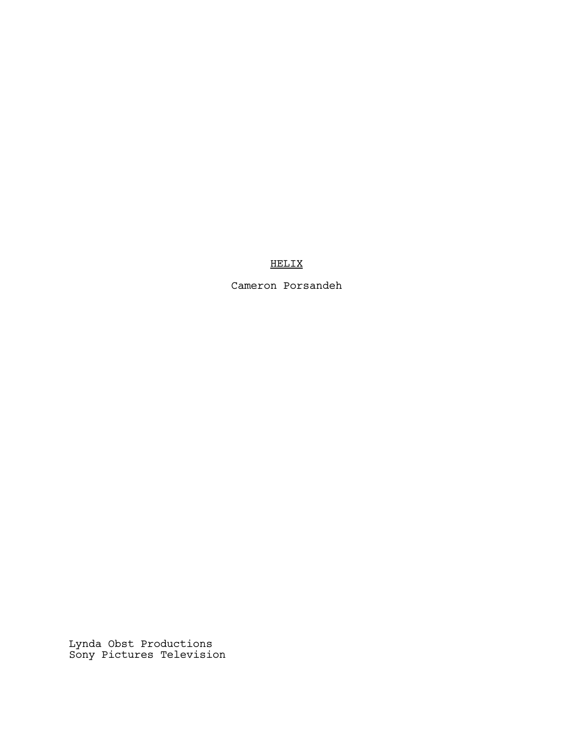# <u>HELIX</u>

Cameron Porsandeh

Lynda Obst Productions
Sony Pictures Television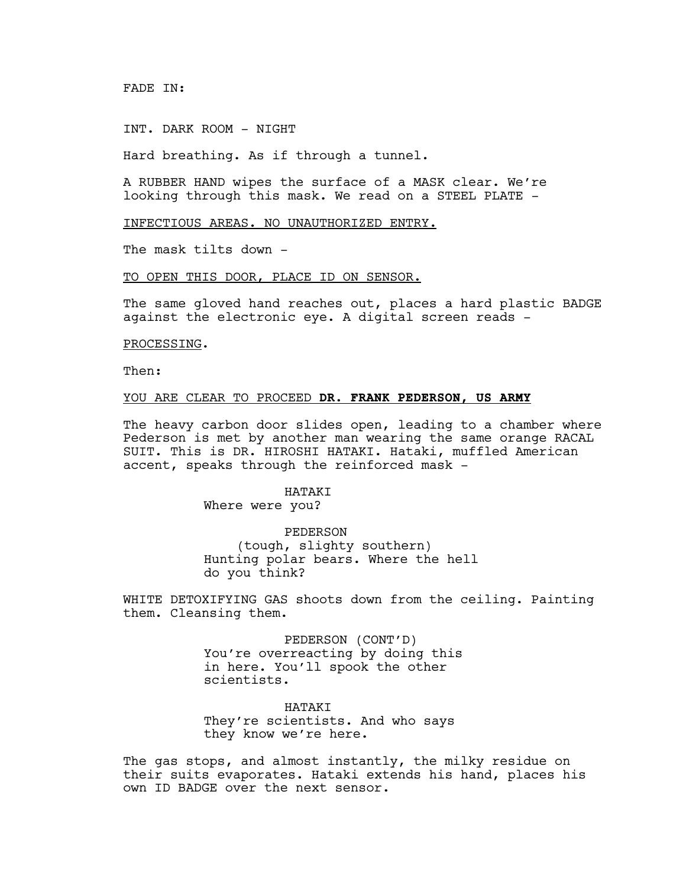FADE IN:

INT. DARK ROOM - NIGHT

Hard breathing. As if through a tunnel.

A RUBBER HAND wipes the surface of a MASK clear. We're looking through this mask. We read on a STEEL PLATE -

INFECTIOUS AREAS. NO UNAUTHORIZED ENTRY.

The mask tilts down -

TO OPEN THIS DOOR, PLACE ID ON SENSOR.

The same gloved hand reaches out, places a hard plastic BADGE against the electronic eye. A digital screen reads -

PROCESSING.

Then:

YOU ARE CLEAR TO PROCEED **DR. FRANK PEDERSON, US ARMY**

The heavy carbon door slides open, leading to a chamber where Pederson is met by another man wearing the same orange RACAL SUIT. This is DR. HIROSHI HATAKI. Hataki, muffled American accent, speaks through the reinforced mask -

HATAKI
Where were you?

PEDERSON
(tough, slighty southern)
Hunting polar bears. Where the hell do you think?

WHITE DETOXIFYING GAS shoots down from the ceiling. Painting them. Cleansing them.

PEDERSON (CONT'D)
You're overreacting by doing this in here. You'll spook the other scientists.

HATAKI
They're scientists. And who says they know we're here.

The gas stops, and almost instantly, the milky residue on their suits evaporates. Hataki extends his hand, places his own ID BADGE over the next sensor.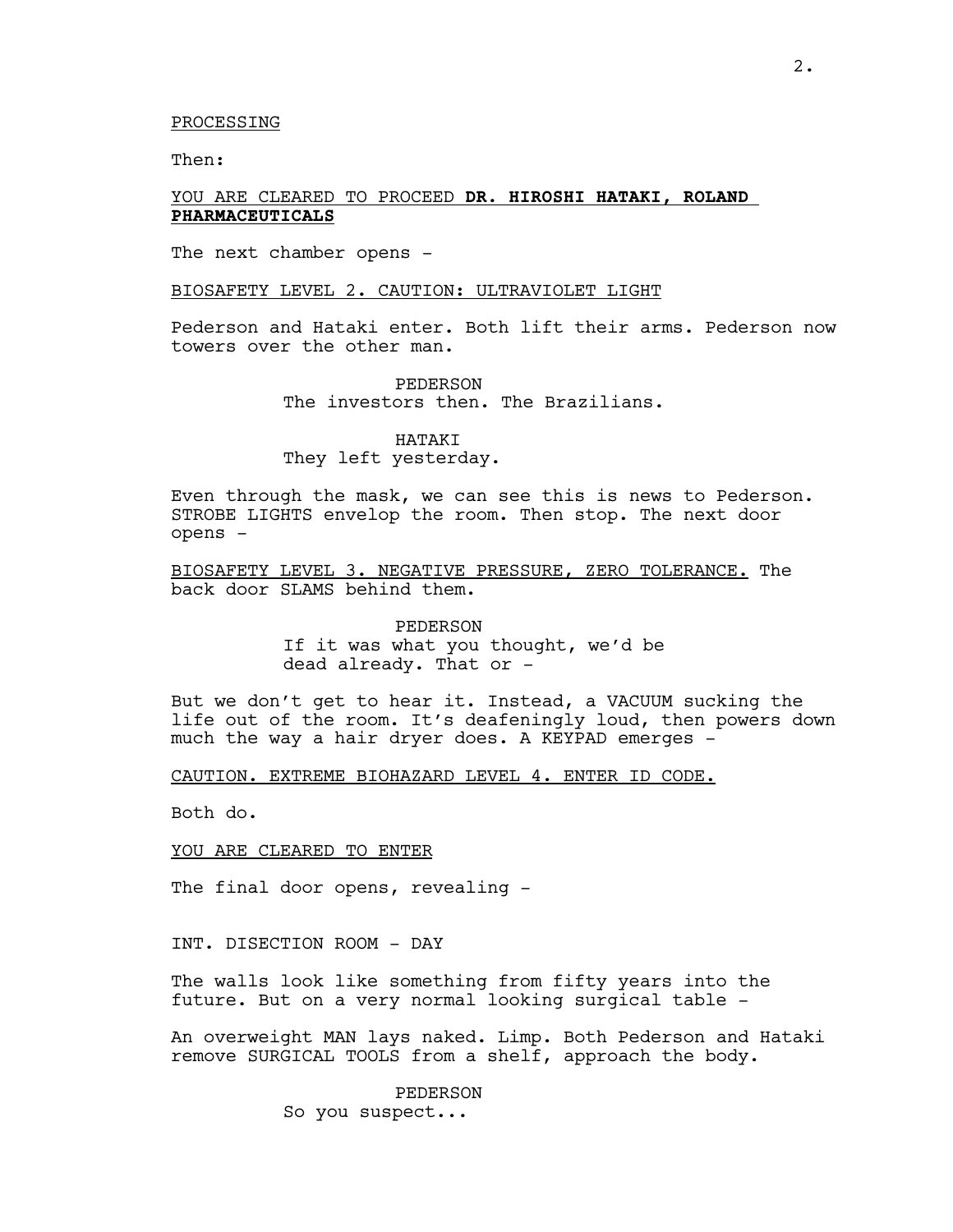PROCESSING

Then:

YOU ARE CLEARED TO PROCEED **DR. HIROSHI HATAKI, ROLAND PHARMACEUTICALS**

The next chamber opens -

BIOSAFETY LEVEL 2. CAUTION: ULTRAVIOLET LIGHT

Pederson and Hataki enter. Both lift their arms. Pederson now towers over the other man.

PEDERSON
The investors then. The Brazilians.

HATAKI
They left yesterday.

Even through the mask, we can see this is news to Pederson. STROBE LIGHTS envelop the room. Then stop. The next door opens -

BIOSAFETY LEVEL 3. NEGATIVE PRESSURE, ZERO TOLERANCE. The back door SLAMS behind them.

PEDERSON
If it was what you thought, we'd be dead already. That or -

But we don't get to hear it. Instead, a VACUUM sucking the life out of the room. It's deafeningly loud, then powers down much the way a hair dryer does. A KEYPAD emerges -

CAUTION. EXTREME BIOHAZARD LEVEL 4. ENTER ID CODE.

Both do.

YOU ARE CLEARED TO ENTER

The final door opens, revealing -

INT. DISECTION ROOM - DAY

The walls look like something from fifty years into the future. But on a very normal looking surgical table -

An overweight MAN lays naked. Limp. Both Pederson and Hataki remove SURGICAL TOOLS from a shelf, approach the body.

PEDERSON
So you suspect...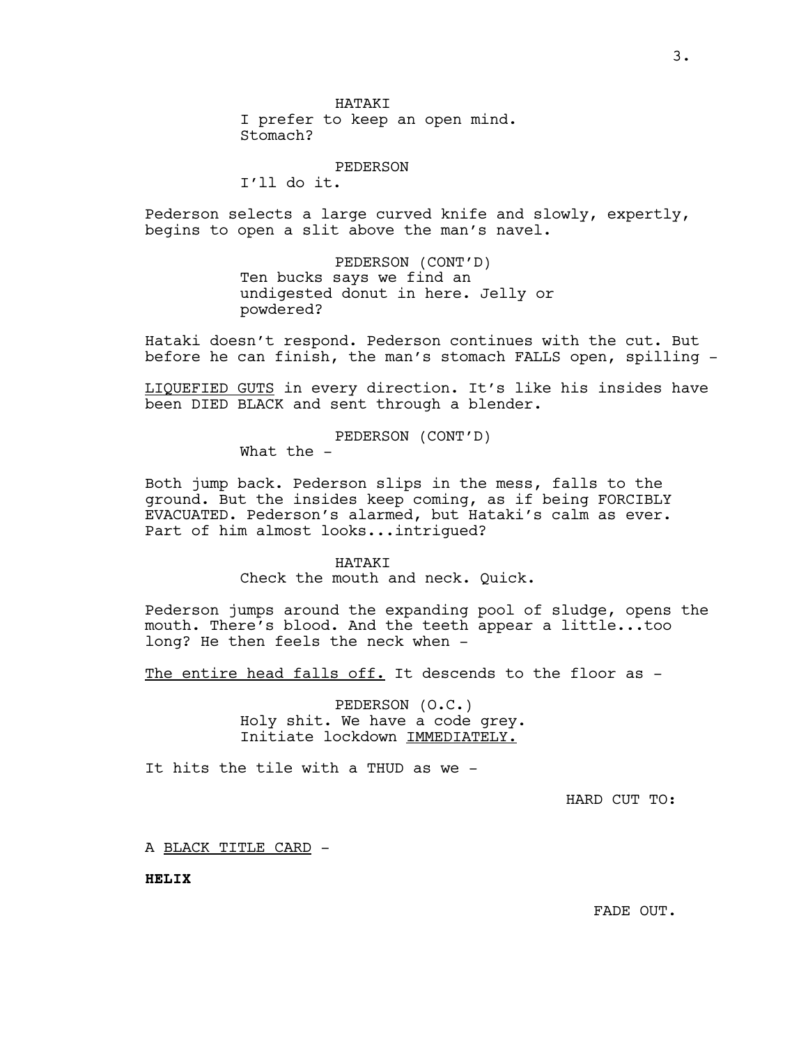HATAKI
I prefer to keep an open mind.
Stomach?

PEDERSON
I'll do it.

Pederson selects a large curved knife and slowly, expertly, begins to open a slit above the man's navel.

PEDERSON (CONT'D)
Ten bucks says we find an undigested donut in here. Jelly or powdered?

Hataki doesn't respond. Pederson continues with the cut. But before he can finish, the man's stomach FALLS open, spilling -

LIQUEFIED GUTS in every direction. It's like his insides have been DIED BLACK and sent through a blender.

PEDERSON (CONT'D)
What the -

Both jump back. Pederson slips in the mess, falls to the ground. But the insides keep coming, as if being FORCIBLY EVACUATED. Pederson's alarmed, but Hataki's calm as ever. Part of him almost looks...intrigued?

HATAKI
Check the mouth and neck. Quick.

Pederson jumps around the expanding pool of sludge, opens the mouth. There's blood. And the teeth appear a little...too long? He then feels the neck when -

The entire head falls off. It descends to the floor as -

PEDERSON (O.C.)
Holy shit. We have a code grey.
Initiate lockdown IMMEDIATELY.

It hits the tile with a THUD as we -

HARD CUT TO:

A BLACK TITLE CARD -

**HELIX**

FADE OUT.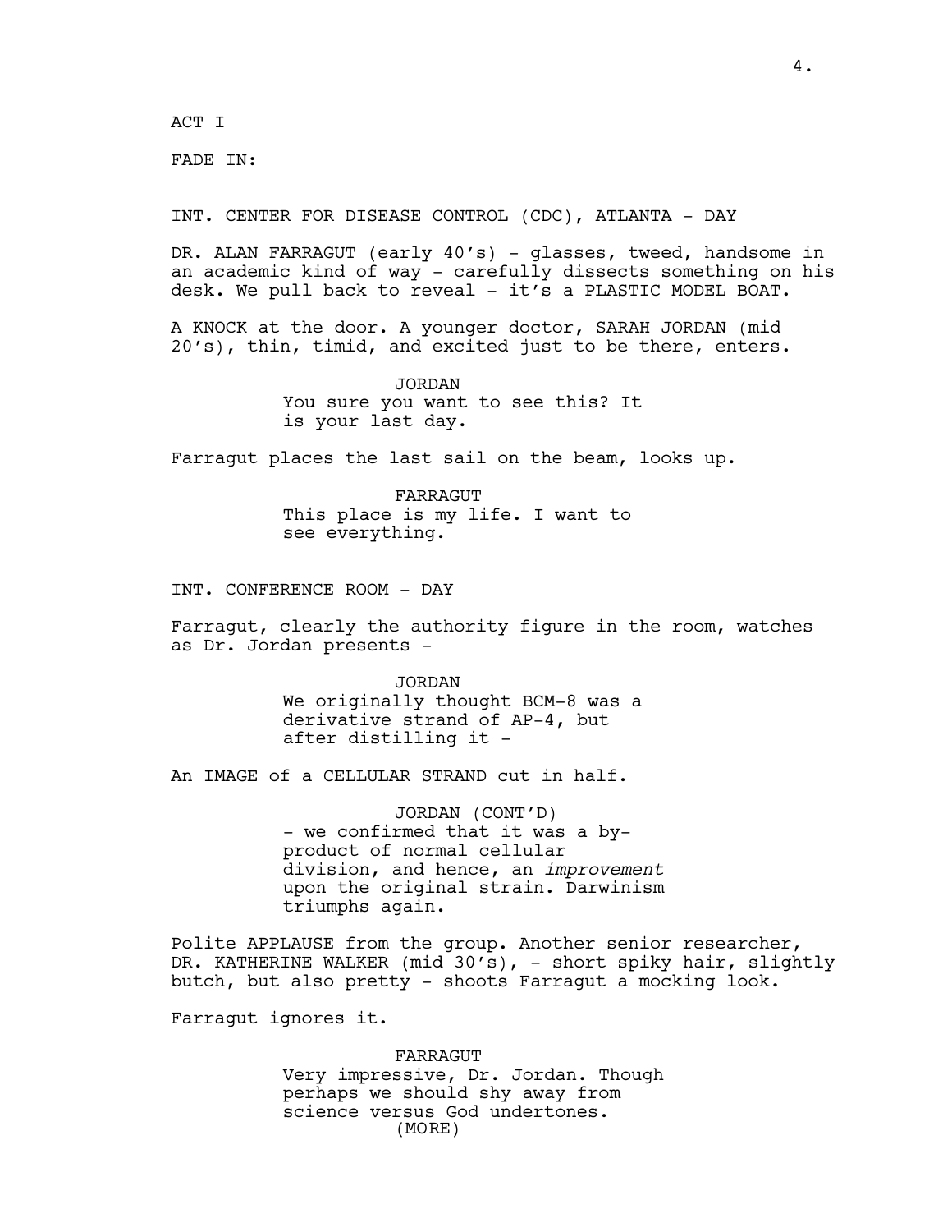ACT I

FADE IN:

INT. CENTER FOR DISEASE CONTROL (CDC), ATLANTA - DAY

DR. ALAN FARRAGUT (early 40's) - glasses, tweed, handsome in an academic kind of way - carefully dissects something on his desk. We pull back to reveal - it's a PLASTIC MODEL BOAT.

A KNOCK at the door. A younger doctor, SARAH JORDAN (mid 20's), thin, timid, and excited just to be there, enters.

JORDAN
You sure you want to see this? It is your last day.

Farragut places the last sail on the beam, looks up.

FARRAGUT
This place is my life. I want to see everything.

INT. CONFERENCE ROOM - DAY

Farragut, clearly the authority figure in the room, watches as Dr. Jordan presents -

JORDAN
We originally thought BCM-8 was a derivative strand of AP-4, but after distilling it -

An IMAGE of a CELLULAR STRAND cut in half.

JORDAN (CONT'D)
- we confirmed that it was a by-product of normal cellular division, and hence, an *improvement* upon the original strain. Darwinism triumphs again.

Polite APPLAUSE from the group. Another senior researcher, DR. KATHERINE WALKER (mid 30's), - short spiky hair, slightly butch, but also pretty - shoots Farragut a mocking look.

Farragut ignores it.

FARRAGUT
Very impressive, Dr. Jordan. Though perhaps we should shy away from science versus God undertones.
(MORE)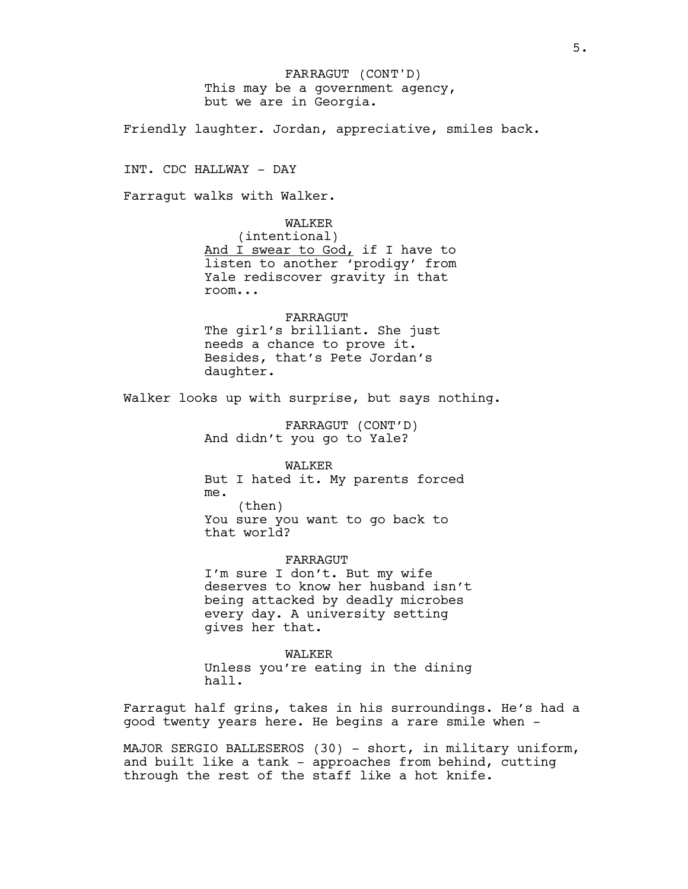FARRAGUT (CONT'D)
This may be a government agency, but we are in Georgia.

Friendly laughter. Jordan, appreciative, smiles back.

INT. CDC HALLWAY - DAY

Farragut walks with Walker.

WALKER
(intentional)
<u>And I swear to God,</u> if I have to listen to another 'prodigy' from Yale rediscover gravity in that room...

FARRAGUT
The girl's brilliant. She just needs a chance to prove it. Besides, that's Pete Jordan's daughter.

Walker looks up with surprise, but says nothing.

FARRAGUT (CONT'D)
And didn't you go to Yale?

WALKER
But I hated it. My parents forced me.
(then)
You sure you want to go back to that world?

FARRAGUT
I'm sure I don't. But my wife deserves to know her husband isn't being attacked by deadly microbes every day. A university setting gives her that.

WALKER
Unless you're eating in the dining hall.

Farragut half grins, takes in his surroundings. He's had a good twenty years here. He begins a rare smile when -

MAJOR SERGIO BALLESEROS (30) - short, in military uniform, and built like a tank - approaches from behind, cutting through the rest of the staff like a hot knife.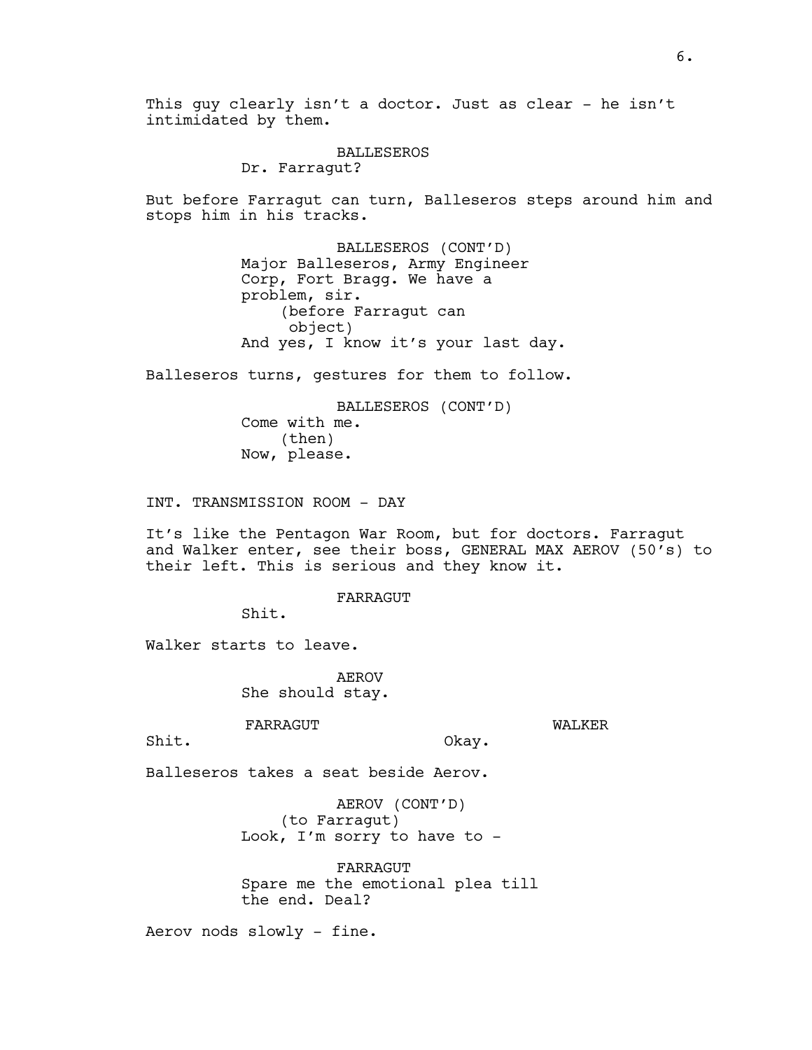This guy clearly isn't a doctor. Just as clear - he isn't intimidated by them.

BALLESEROS
Dr. Farragut?

But before Farragut can turn, Balleseros steps around him and stops him in his tracks.

BALLESEROS (CONT'D)
Major Balleseros, Army Engineer Corp, Fort Bragg. We have a problem, sir.
(before Farragut can object)
And yes, I know it's your last day.

Balleseros turns, gestures for them to follow.

BALLESEROS (CONT'D)
Come with me.
(then)
Now, please.

INT. TRANSMISSION ROOM - DAY

It's like the Pentagon War Room, but for doctors. Farragut and Walker enter, see their boss, GENERAL MAX AEROV (50's) to their left. This is serious and they know it.

FARRAGUT
Shit.

Walker starts to leave.

AEROV
She should stay.

FARRAGUT
Shit.

WALKER
Okay.

Balleseros takes a seat beside Aerov.

AEROV (CONT'D)
(to Farragut)
Look, I'm sorry to have to -

FARRAGUT
Spare me the emotional plea till the end. Deal?

Aerov nods slowly - fine.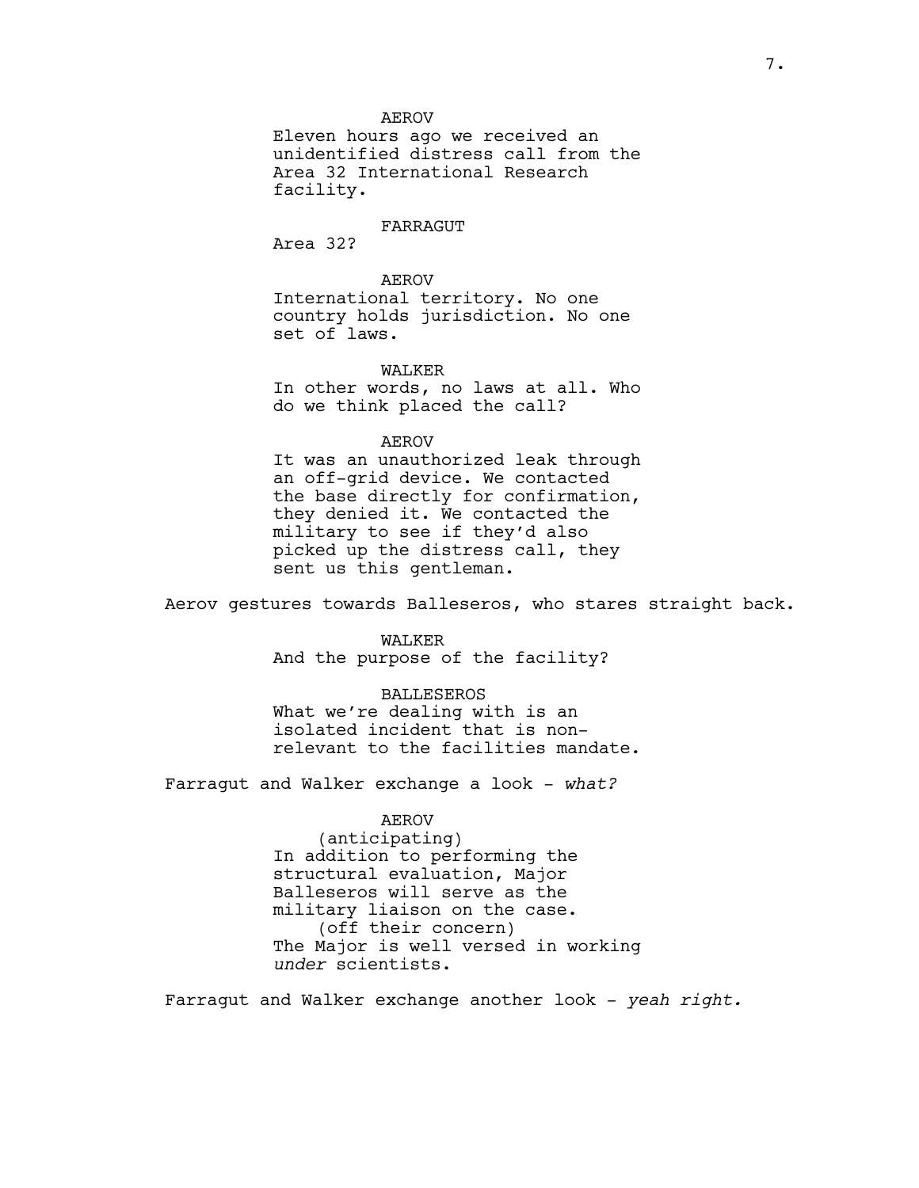AEROV

Eleven hours ago we received an unidentified distress call from the Area 32 International Research facility.

FARRAGUT

Area 32?

AEROV

International territory. No one country holds jurisdiction. No one set of laws.

WALKER

In other words, no laws at all. Who do we think placed the call?

AEROV

It was an unauthorized leak through an off-grid device. We contacted the base directly for confirmation, they denied it. We contacted the military to see if they'd also picked up the distress call, they sent us this gentleman.

Aerov gestures towards Balleseros, who stares straight back.

WALKER

And the purpose of the facility?

BALLESEROS

What we're dealing with is an isolated incident that is non-relevant to the facilities mandate.

Farragut and Walker exchange a look - *what?*

AEROV

(anticipating)

In addition to performing the structural evaluation, Major Balleseros will serve as the military liaison on the case.

(off their concern)

The Major is well versed in working *under* scientists.

Farragut and Walker exchange another look - *yeah right.*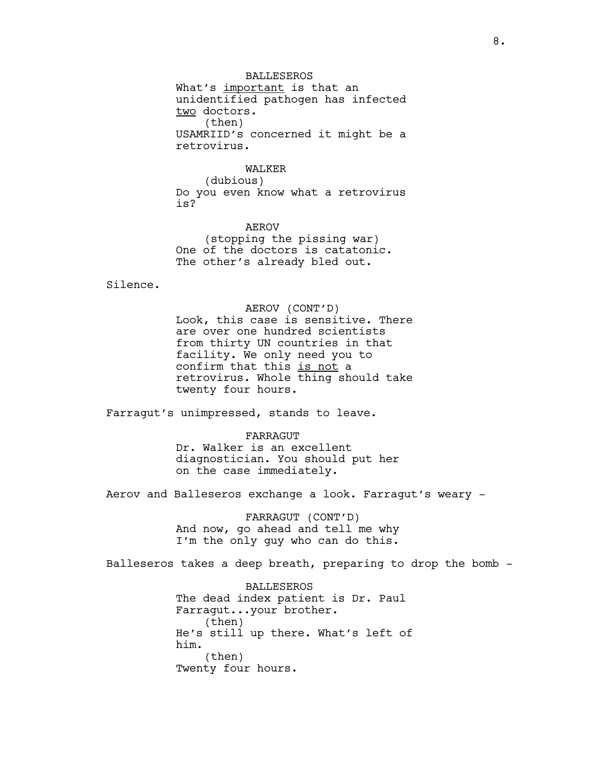BALLESEROS
What's <u>important</u> is that an unidentified pathogen has infected <u>two</u> doctors.
(then)
USAMRIID's concerned it might be a retrovirus.

WALKER
(dubious)
Do you even know what a retrovirus is?

AEROV
(stopping the pissing war)
One of the doctors is catatonic. The other's already bled out.

Silence.

AEROV (CONT'D)
Look, this case is sensitive. There are over one hundred scientists from thirty UN countries in that facility. We only need you to confirm that this <u>is not</u> a retrovirus. Whole thing should take twenty four hours.

Farragut's unimpressed, stands to leave.

FARRAGUT
Dr. Walker is an excellent diagnostician. You should put her on the case immediately.

Aerov and Balleseros exchange a look. Farragut's weary -

FARRAGUT (CONT'D)
And now, go ahead and tell me why I'm the only guy who can do this.

Balleseros takes a deep breath, preparing to drop the bomb -

BALLESEROS
The dead index patient is Dr. Paul Farragut...your brother.
(then)
He's still up there. What's left of him.
(then)
Twenty four hours.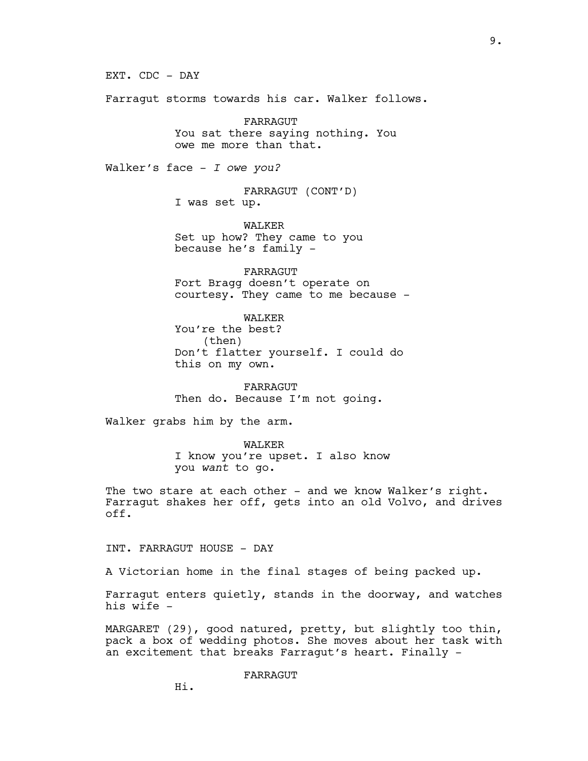EXT. CDC - DAY

Farragut storms towards his car. Walker follows.

FARRAGUT
You sat there saying nothing. You owe me more than that.

Walker's face - *I owe you?*

FARRAGUT (CONT'D)
I was set up.

WALKER
Set up how? They came to you because he's family -

FARRAGUT
Fort Bragg doesn't operate on courtesy. They came to me because -

WALKER
You're the best?
(then)
Don't flatter yourself. I could do this on my own.

FARRAGUT
Then do. Because I'm not going.

Walker grabs him by the arm.

WALKER
I know you're upset. I also know you *want* to go.

The two stare at each other - and we know Walker's right. Farragut shakes her off, gets into an old Volvo, and drives off.

INT. FARRAGUT HOUSE - DAY

A Victorian home in the final stages of being packed up.

Farragut enters quietly, stands in the doorway, and watches his wife -

MARGARET (29), good natured, pretty, but slightly too thin, pack a box of wedding photos. She moves about her task with an excitement that breaks Farragut's heart. Finally -

FARRAGUT
Hi.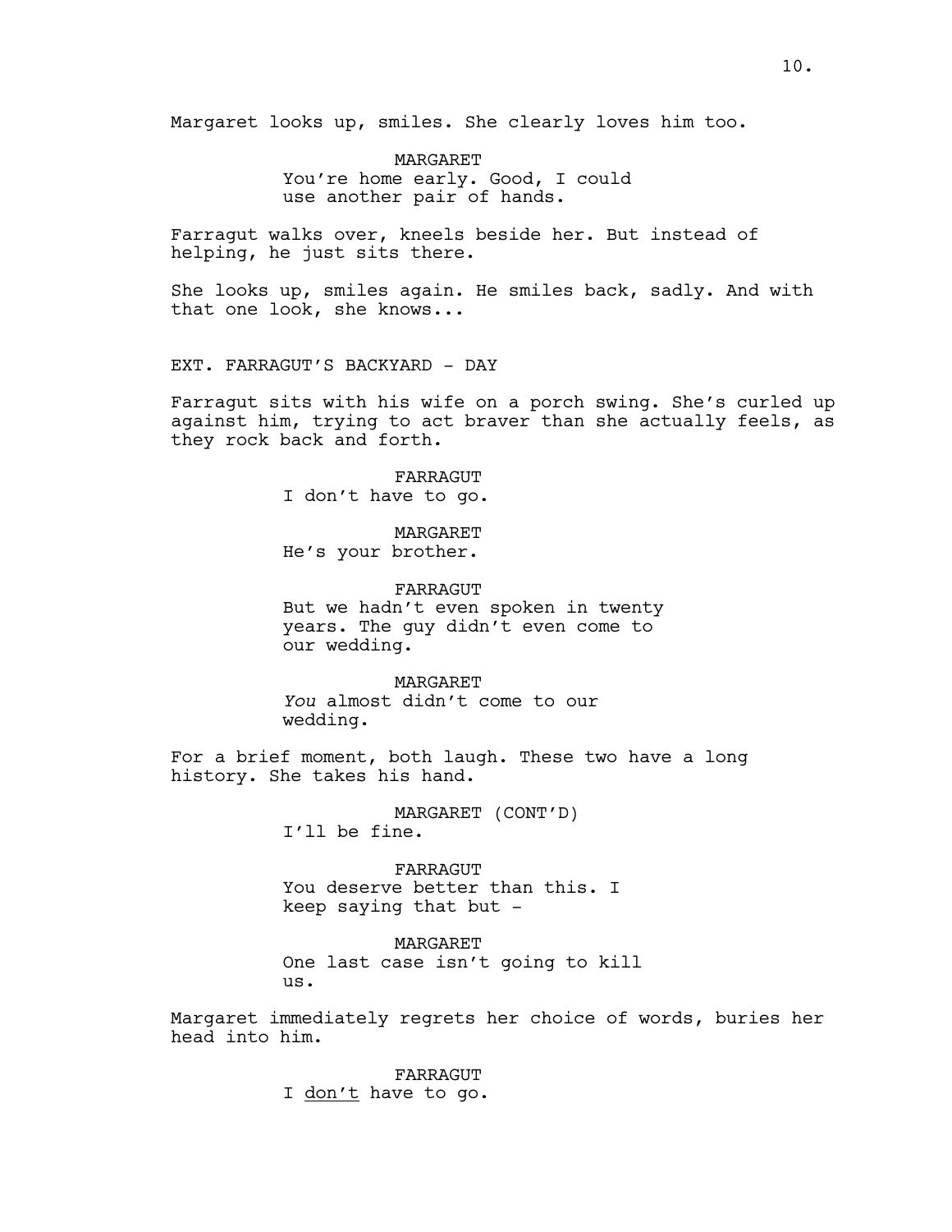Margaret looks up, smiles. She clearly loves him too.

MARGARET
You're home early. Good, I could use another pair of hands.

Farragut walks over, kneels beside her. But instead of helping, he just sits there.

She looks up, smiles again. He smiles back, sadly. And with that one look, she knows...

EXT. FARRAGUT'S BACKYARD - DAY

Farragut sits with his wife on a porch swing. She's curled up against him, trying to act braver than she actually feels, as they rock back and forth.

FARRAGUT
I don't have to go.

MARGARET
He's your brother.

FARRAGUT
But we hadn't even spoken in twenty years. The guy didn't even come to our wedding.

MARGARET
*You* almost didn't come to our wedding.

For a brief moment, both laugh. These two have a long history. She takes his hand.

MARGARET (CONT'D)
I'll be fine.

FARRAGUT
You deserve better than this. I keep saying that but -

MARGARET
One last case isn't going to kill us.

Margaret immediately regrets her choice of words, buries her head into him.

FARRAGUT
I <u>don't</u> have to go.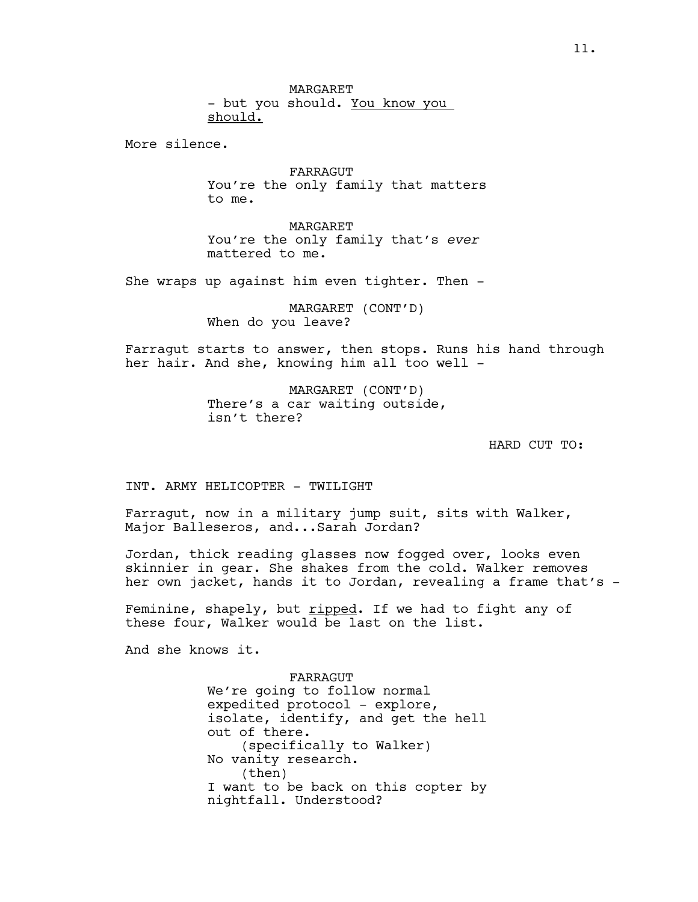MARGARET
- but you should. <u>You know you should.</u>

More silence.

FARRAGUT
You're the only family that matters to me.

MARGARET
You're the only family that's *ever* mattered to me.

She wraps up against him even tighter. Then -

MARGARET (CONT'D)
When do you leave?

Farragut starts to answer, then stops. Runs his hand through her hair. And she, knowing him all too well -

MARGARET (CONT'D)
There's a car waiting outside, isn't there?

HARD CUT TO:

INT. ARMY HELICOPTER - TWILIGHT

Farragut, now in a military jump suit, sits with Walker, Major Balleseros, and...Sarah Jordan?

Jordan, thick reading glasses now fogged over, looks even skinnier in gear. She shakes from the cold. Walker removes her own jacket, hands it to Jordan, revealing a frame that's -

Feminine, shapely, but <u>ripped</u>. If we had to fight any of these four, Walker would be last on the list.

And she knows it.

FARRAGUT
We're going to follow normal expedited protocol - explore, isolate, identify, and get the hell out of there.
(specifically to Walker)
No vanity research.
(then)
I want to be back on this copter by nightfall. Understood?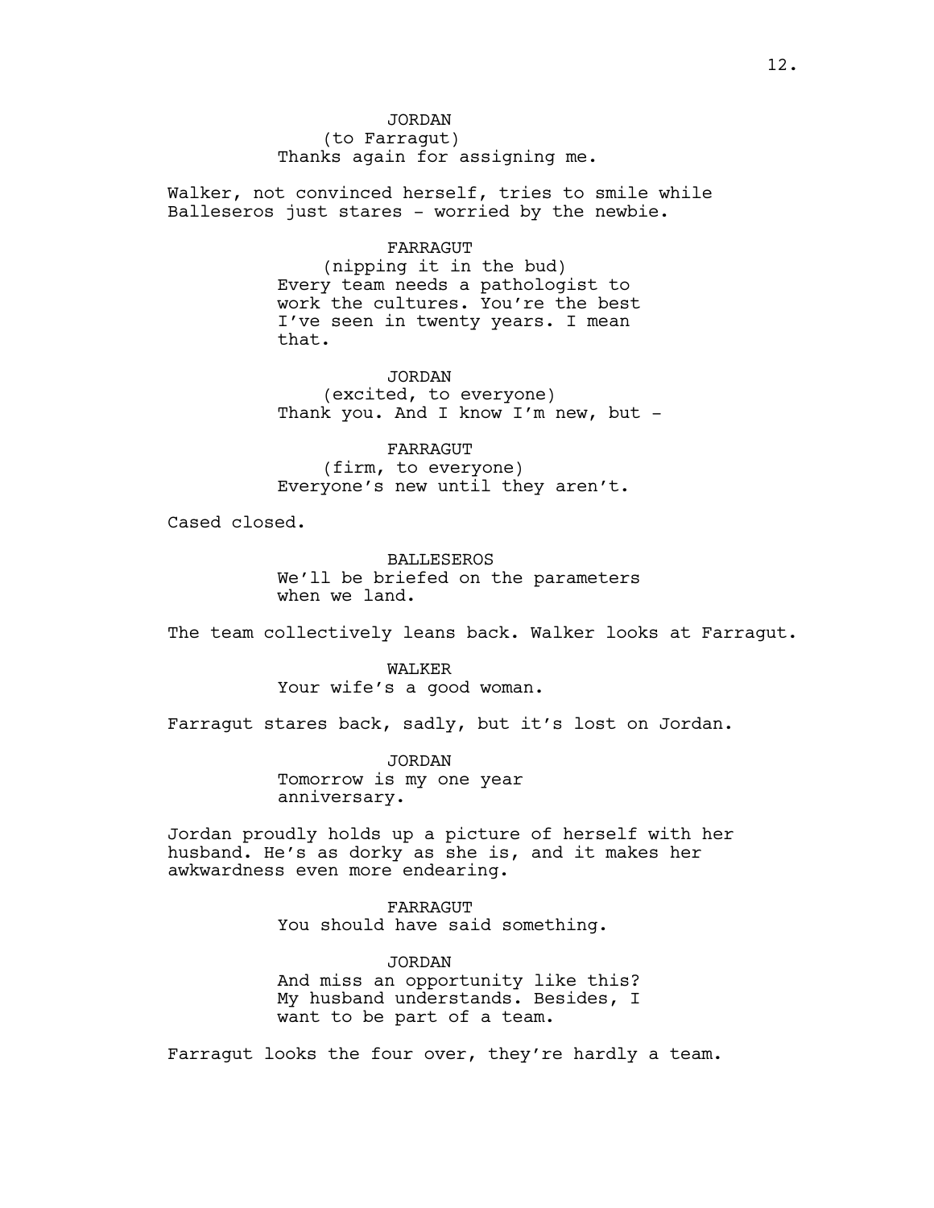JORDAN
(to Farragut)
Thanks again for assigning me.

Walker, not convinced herself, tries to smile while Balleseros just stares - worried by the newbie.

FARRAGUT
(nipping it in the bud)
Every team needs a pathologist to work the cultures. You're the best I've seen in twenty years. I mean that.

JORDAN
(excited, to everyone)
Thank you. And I know I'm new, but -

FARRAGUT
(firm, to everyone)
Everyone's new until they aren't.

Cased closed.

BALLESEROS
We'll be briefed on the parameters when we land.

The team collectively leans back. Walker looks at Farragut.

WALKER
Your wife's a good woman.

Farragut stares back, sadly, but it's lost on Jordan.

JORDAN
Tomorrow is my one year anniversary.

Jordan proudly holds up a picture of herself with her husband. He's as dorky as she is, and it makes her awkwardness even more endearing.

FARRAGUT
You should have said something.

JORDAN
And miss an opportunity like this? My husband understands. Besides, I want to be part of a team.

Farragut looks the four over, they're hardly a team.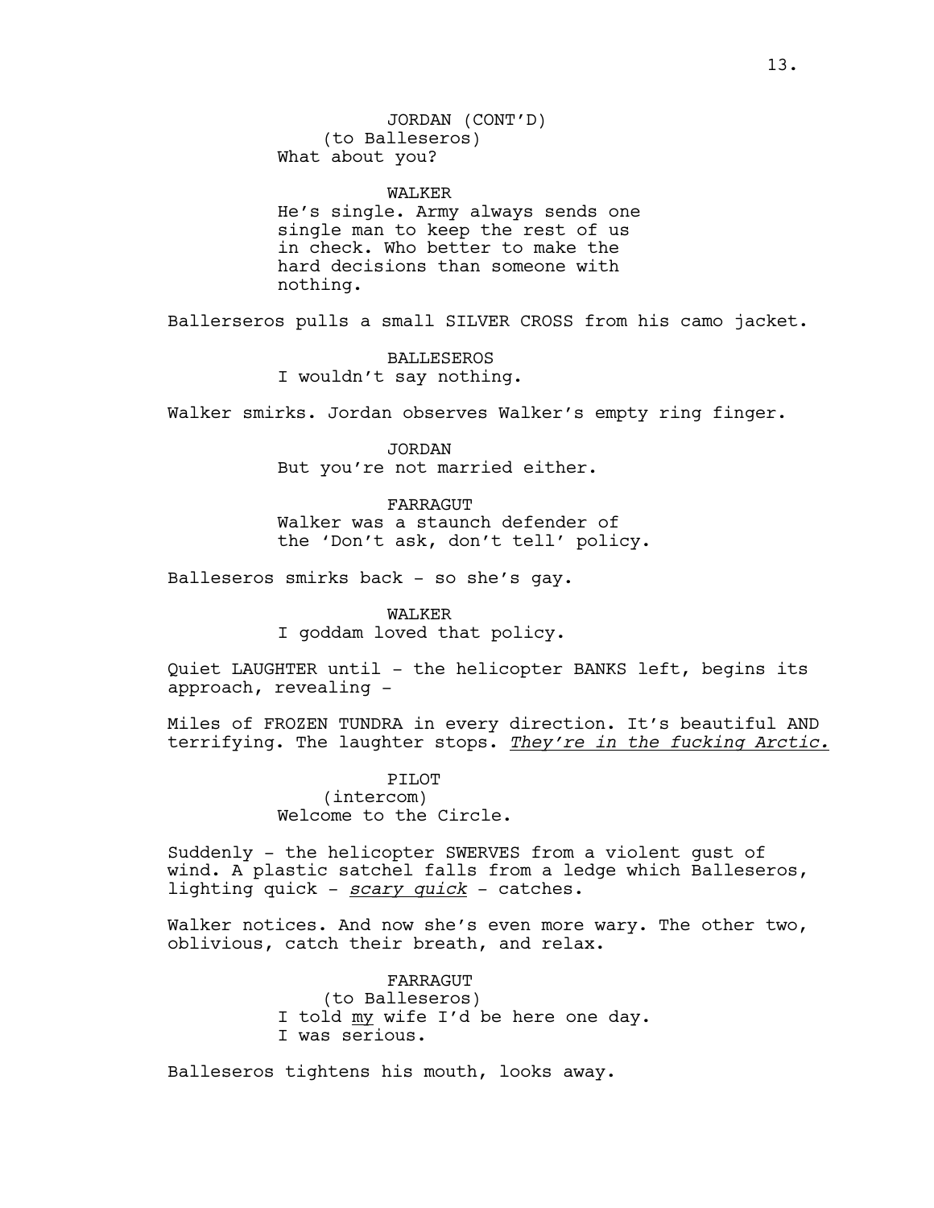JORDAN (CONT'D)
(to Balleseros)
What about you?

WALKER
He's single. Army always sends one single man to keep the rest of us in check. Who better to make the hard decisions than someone with nothing.

Ballerseros pulls a small SILVER CROSS from his camo jacket.

BALLESEROS
I wouldn't say nothing.

Walker smirks. Jordan observes Walker's empty ring finger.

JORDAN
But you're not married either.

FARRAGUT
Walker was a staunch defender of the 'Don't ask, don't tell' policy.

Balleseros smirks back - so she's gay.

WALKER
I goddam loved that policy.

Quiet LAUGHTER until - the helicopter BANKS left, begins its approach, revealing -

Miles of FROZEN TUNDRA in every direction. It's beautiful AND terrifying. The laughter stops. *They're in the fucking Arctic.*

PILOT
(intercom)
Welcome to the Circle.

Suddenly - the helicopter SWERVES from a violent gust of wind. A plastic satchel falls from a ledge which Balleseros, lighting quick - *scary quick* - catches.

Walker notices. And now she's even more wary. The other two, oblivious, catch their breath, and relax.

FARRAGUT
(to Balleseros)
I told *my* wife I'd be here one day.
I was serious.

Balleseros tightens his mouth, looks away.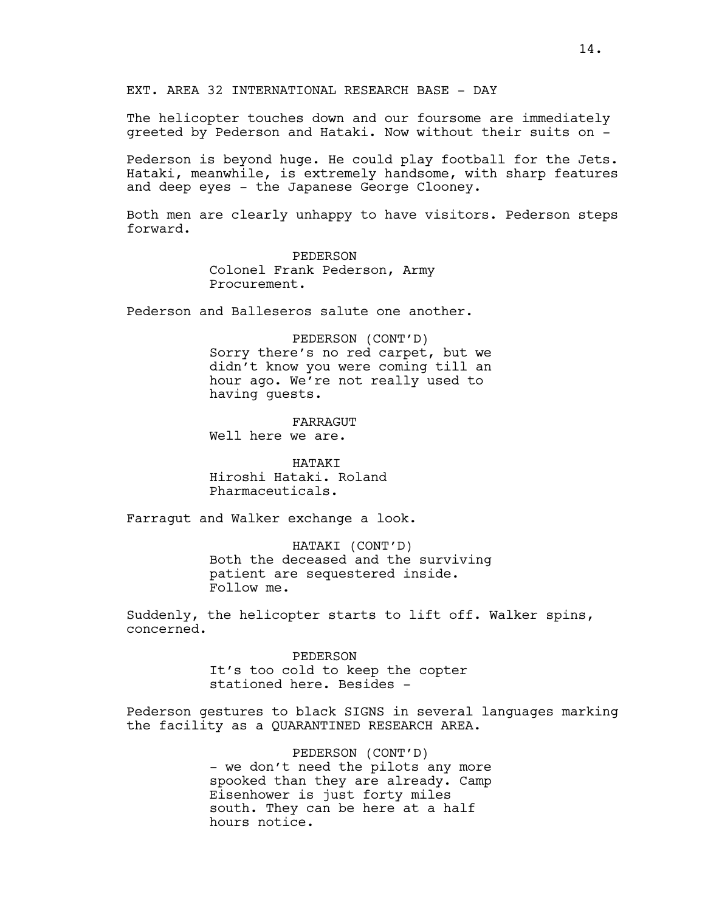EXT. AREA 32 INTERNATIONAL RESEARCH BASE - DAY

The helicopter touches down and our foursome are immediately greeted by Pederson and Hataki. Now without their suits on -

Pederson is beyond huge. He could play football for the Jets. Hataki, meanwhile, is extremely handsome, with sharp features and deep eyes - the Japanese George Clooney.

Both men are clearly unhappy to have visitors. Pederson steps forward.

PEDERSON
Colonel Frank Pederson, Army Procurement.

Pederson and Balleseros salute one another.

PEDERSON (CONT'D)
Sorry there's no red carpet, but we didn't know you were coming till an hour ago. We're not really used to having guests.

FARRAGUT
Well here we are.

HATAKI
Hiroshi Hataki. Roland Pharmaceuticals.

Farragut and Walker exchange a look.

HATAKI (CONT'D)
Both the deceased and the surviving patient are sequestered inside. Follow me.

Suddenly, the helicopter starts to lift off. Walker spins, concerned.

PEDERSON
It's too cold to keep the copter stationed here. Besides -

Pederson gestures to black SIGNS in several languages marking the facility as a QUARANTINED RESEARCH AREA.

PEDERSON (CONT'D)
- we don't need the pilots any more spooked than they are already. Camp Eisenhower is just forty miles south. They can be here at a half hours notice.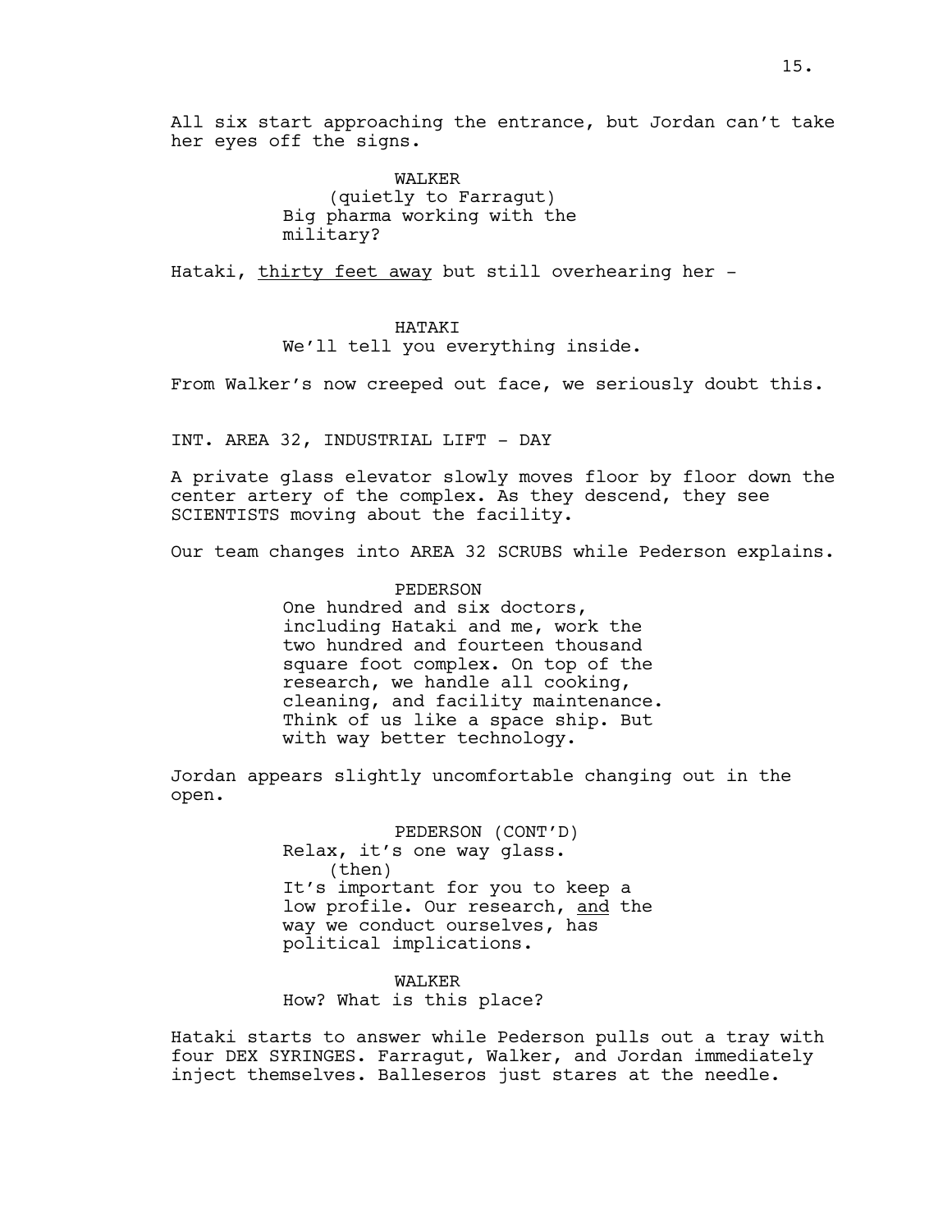All six start approaching the entrance, but Jordan can't take her eyes off the signs.

WALKER
(quietly to Farragut)
Big pharma working with the military?

Hataki, <u>thirty feet away</u> but still overhearing her -

HATAKI
We'll tell you everything inside.

From Walker's now creeped out face, we seriously doubt this.

INT. AREA 32, INDUSTRIAL LIFT - DAY

A private glass elevator slowly moves floor by floor down the center artery of the complex. As they descend, they see SCIENTISTS moving about the facility.

Our team changes into AREA 32 SCRUBS while Pederson explains.

PEDERSON
One hundred and six doctors, including Hataki and me, work the two hundred and fourteen thousand square foot complex. On top of the research, we handle all cooking, cleaning, and facility maintenance. Think of us like a space ship. But with way better technology.

Jordan appears slightly uncomfortable changing out in the open.

PEDERSON (CONT'D)
Relax, it's one way glass.
(then)
It's important for you to keep a low profile. Our research, <u>and</u> the way we conduct ourselves, has political implications.

WALKER
How? What is this place?

Hataki starts to answer while Pederson pulls out a tray with four DEX SYRINGES. Farragut, Walker, and Jordan immediately inject themselves. Balleseros just stares at the needle.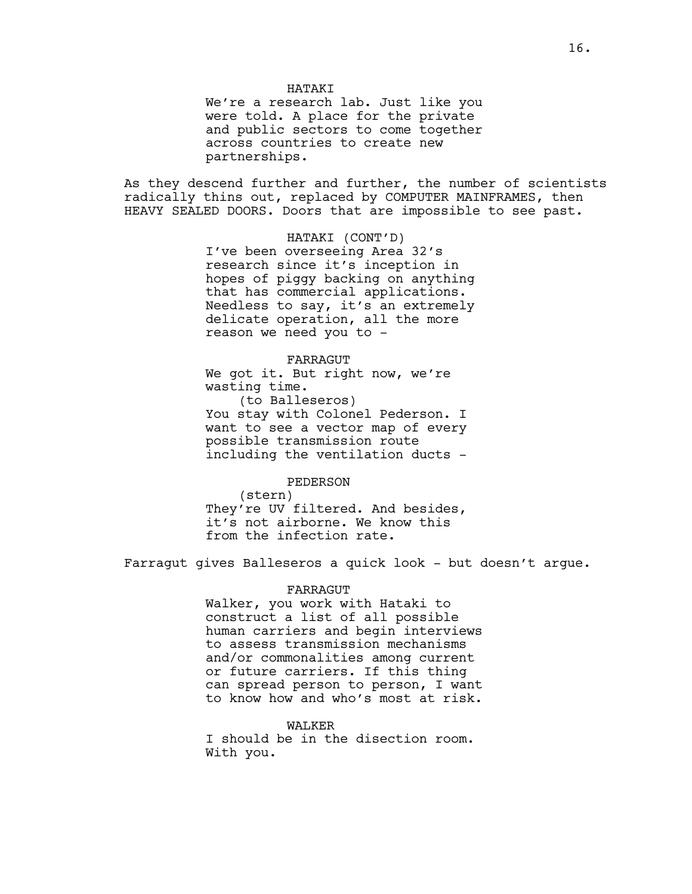HATAKI

We're a research lab. Just like you were told. A place for the private and public sectors to come together across countries to create new partnerships.

As they descend further and further, the number of scientists radically thins out, replaced by COMPUTER MAINFRAMES, then HEAVY SEALED DOORS. Doors that are impossible to see past.

HATAKI (CONT'D)

I've been overseeing Area 32's research since it's inception in hopes of piggy backing on anything that has commercial applications. Needless to say, it's an extremely delicate operation, all the more reason we need you to -

FARRAGUT

We got it. But right now, we're wasting time.

(to Balleseros)

You stay with Colonel Pederson. I want to see a vector map of every possible transmission route including the ventilation ducts -

PEDERSON

(stern)

They're UV filtered. And besides, it's not airborne. We know this from the infection rate.

Farragut gives Balleseros a quick look - but doesn't argue.

FARRAGUT

Walker, you work with Hataki to construct a list of all possible human carriers and begin interviews to assess transmission mechanisms and/or commonalities among current or future carriers. If this thing can spread person to person, I want to know how and who's most at risk.

WALKER

I should be in the disection room. With you.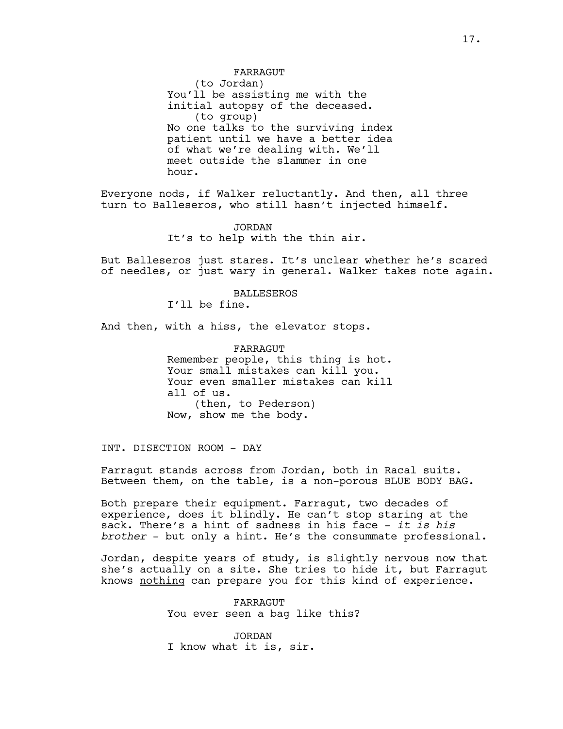FARRAGUT
(to Jordan)
You'll be assisting me with the initial autopsy of the deceased.
(to group)
No one talks to the surviving index patient until we have a better idea of what we're dealing with. We'll meet outside the slammer in one hour.

Everyone nods, if Walker reluctantly. And then, all three turn to Balleseros, who still hasn't injected himself.

JORDAN
It's to help with the thin air.

But Balleseros just stares. It's unclear whether he's scared of needles, or just wary in general. Walker takes note again.

BALLESEROS
I'll be fine.

And then, with a hiss, the elevator stops.

FARRAGUT
Remember people, this thing is hot. Your small mistakes can kill you. Your even smaller mistakes can kill all of us.
(then, to Pederson)
Now, show me the body.

INT. DISECTION ROOM - DAY

Farragut stands across from Jordan, both in Racal suits. Between them, on the table, is a non-porous BLUE BODY BAG.

Both prepare their equipment. Farragut, two decades of experience, does it blindly. He can't stop staring at the sack. There's a hint of sadness in his face - *it is his brother* - but only a hint. He's the consummate professional.

Jordan, despite years of study, is slightly nervous now that she's actually on a site. She tries to hide it, but Farragut knows <u>nothing</u> can prepare you for this kind of experience.

FARRAGUT
You ever seen a bag like this?

JORDAN
I know what it is, sir.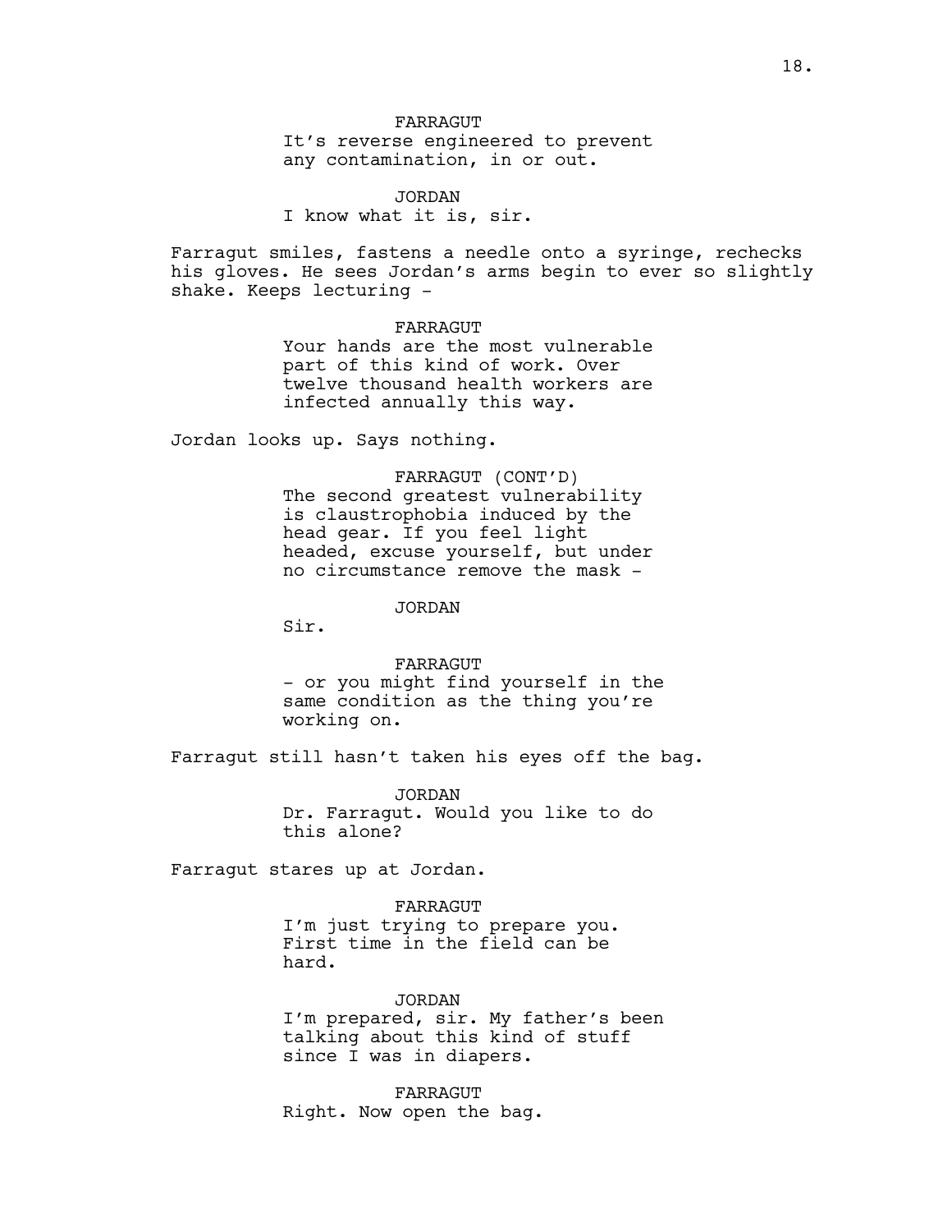FARRAGUT
It's reverse engineered to prevent any contamination, in or out.

JORDAN
I know what it is, sir.

Farragut smiles, fastens a needle onto a syringe, rechecks his gloves. He sees Jordan's arms begin to ever so slightly shake. Keeps lecturing -

FARRAGUT
Your hands are the most vulnerable part of this kind of work. Over twelve thousand health workers are infected annually this way.

Jordan looks up. Says nothing.

FARRAGUT (CONT'D)
The second greatest vulnerability is claustrophobia induced by the head gear. If you feel light headed, excuse yourself, but under no circumstance remove the mask -

JORDAN
Sir.

FARRAGUT
- or you might find yourself in the same condition as the thing you're working on.

Farragut still hasn't taken his eyes off the bag.

JORDAN
Dr. Farragut. Would you like to do this alone?

Farragut stares up at Jordan.

FARRAGUT
I'm just trying to prepare you. First time in the field can be hard.

JORDAN
I'm prepared, sir. My father's been talking about this kind of stuff since I was in diapers.

FARRAGUT
Right. Now open the bag.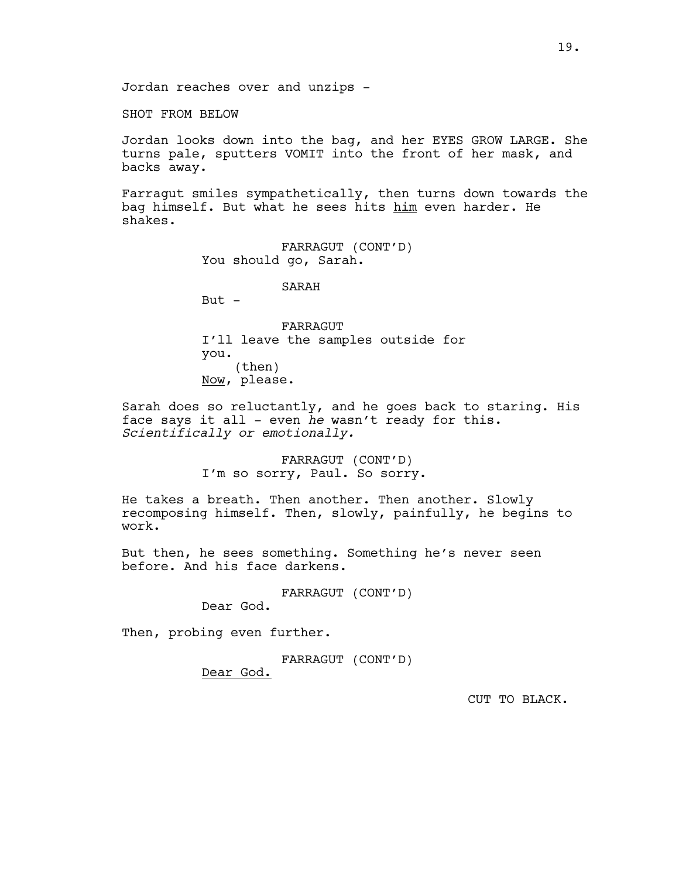Jordan reaches over and unzips -

SHOT FROM BELOW

Jordan looks down into the bag, and her EYES GROW LARGE. She turns pale, sputters VOMIT into the front of her mask, and backs away.

Farragut smiles sympathetically, then turns down towards the bag himself. But what he sees hits <u>him</u> even harder. He shakes.

FARRAGUT (CONT'D)
You should go, Sarah.

SARAH
But -

FARRAGUT
I'll leave the samples outside for you.
(then)
<u>Now</u>, please.

Sarah does so reluctantly, and he goes back to staring. His face says it all - even *he* wasn't ready for this. *Scientifically or emotionally.*

FARRAGUT (CONT'D)
I'm so sorry, Paul. So sorry.

He takes a breath. Then another. Then another. Slowly recomposing himself. Then, slowly, painfully, he begins to work.

But then, he sees something. Something he's never seen before. And his face darkens.

FARRAGUT (CONT'D)
Dear God.

Then, probing even further.

FARRAGUT (CONT'D)
<u>Dear God.</u>

CUT TO BLACK.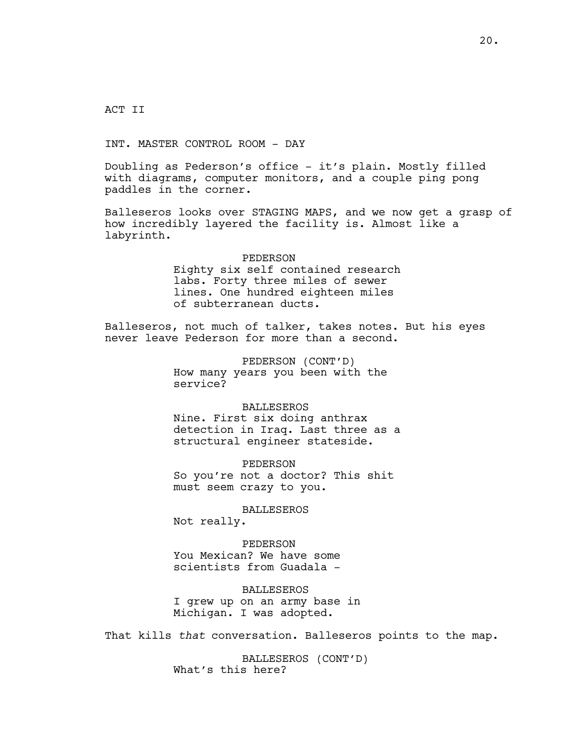ACT II

INT. MASTER CONTROL ROOM - DAY

Doubling as Pederson's office - it's plain. Mostly filled with diagrams, computer monitors, and a couple ping pong paddles in the corner.

Balleseros looks over STAGING MAPS, and we now get a grasp of how incredibly layered the facility is. Almost like a labyrinth.

PEDERSON
Eighty six self contained research labs. Forty three miles of sewer lines. One hundred eighteen miles of subterranean ducts.

Balleseros, not much of talker, takes notes. But his eyes never leave Pederson for more than a second.

PEDERSON (CONT'D)
How many years you been with the service?

BALLESEROS
Nine. First six doing anthrax detection in Iraq. Last three as a structural engineer stateside.

PEDERSON
So you're not a doctor? This shit must seem crazy to you.

BALLESEROS
Not really.

PEDERSON
You Mexican? We have some scientists from Guadala -

BALLESEROS
I grew up on an army base in Michigan. I was adopted.

That kills *that* conversation. Balleseros points to the map.

BALLESEROS (CONT'D)
What's this here?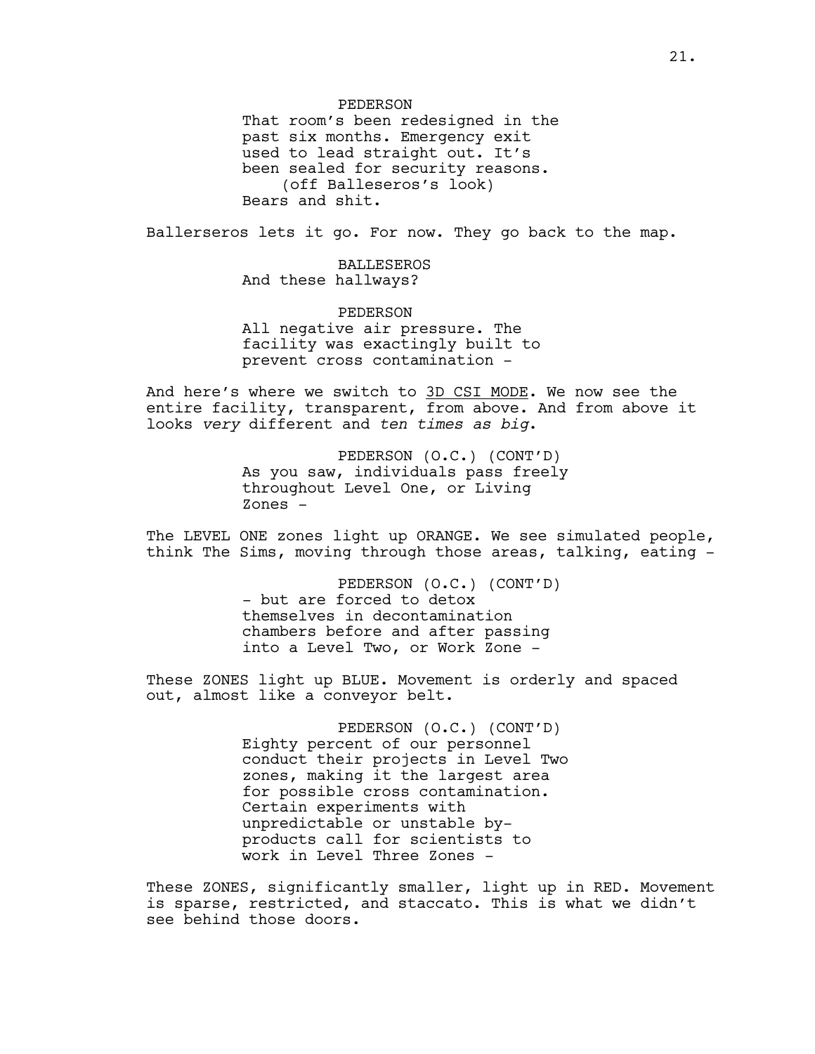PEDERSON
That room's been redesigned in the past six months. Emergency exit used to lead straight out. It's been sealed for security reasons.
(off Balleseros's look)
Bears and shit.

Ballerseros lets it go. For now. They go back to the map.

BALLESEROS
And these hallways?

PEDERSON
All negative air pressure. The facility was exactingly built to prevent cross contamination -

And here's where we switch to <u>3D CSI MODE</u>. We now see the entire facility, transparent, from above. And from above it looks *very* different and *ten times as big*.

PEDERSON (O.C.) (CONT'D)
As you saw, individuals pass freely throughout Level One, or Living Zones -

The LEVEL ONE zones light up ORANGE. We see simulated people, think The Sims, moving through those areas, talking, eating -

PEDERSON (O.C.) (CONT'D)
- but are forced to detox themselves in decontamination chambers before and after passing into a Level Two, or Work Zone -

These ZONES light up BLUE. Movement is orderly and spaced out, almost like a conveyor belt.

PEDERSON (O.C.) (CONT'D)
Eighty percent of our personnel conduct their projects in Level Two zones, making it the largest area for possible cross contamination. Certain experiments with unpredictable or unstable by-products call for scientists to work in Level Three Zones -

These ZONES, significantly smaller, light up in RED. Movement is sparse, restricted, and staccato. This is what we didn't see behind those doors.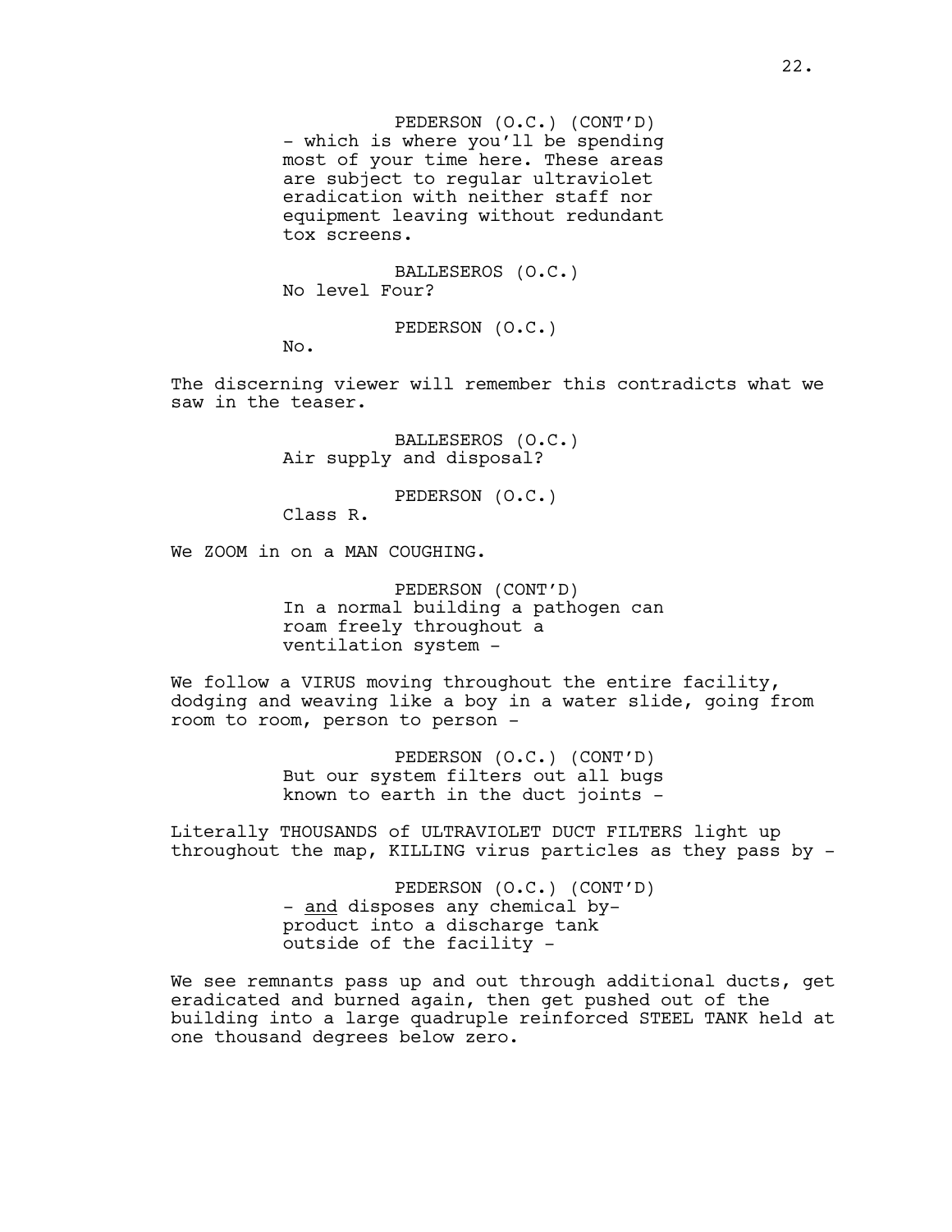PEDERSON (O.C.) (CONT'D)
- which is where you'll be spending most of your time here. These areas are subject to regular ultraviolet eradication with neither staff nor equipment leaving without redundant tox screens.

BALLESEROS (O.C.)
No level Four?

PEDERSON (O.C.)
No.

The discerning viewer will remember this contradicts what we saw in the teaser.

BALLESEROS (O.C.)
Air supply and disposal?

PEDERSON (O.C.)
Class R.

We ZOOM in on a MAN COUGHING.

PEDERSON (CONT'D)
In a normal building a pathogen can roam freely throughout a ventilation system -

We follow a VIRUS moving throughout the entire facility, dodging and weaving like a boy in a water slide, going from room to room, person to person -

PEDERSON (O.C.) (CONT'D)
But our system filters out all bugs known to earth in the duct joints -

Literally THOUSANDS of ULTRAVIOLET DUCT FILTERS light up throughout the map, KILLING virus particles as they pass by -

PEDERSON (O.C.) (CONT'D)
- <u>and</u> disposes any chemical by-product into a discharge tank outside of the facility -

We see remnants pass up and out through additional ducts, get eradicated and burned again, then get pushed out of the building into a large quadruple reinforced STEEL TANK held at one thousand degrees below zero.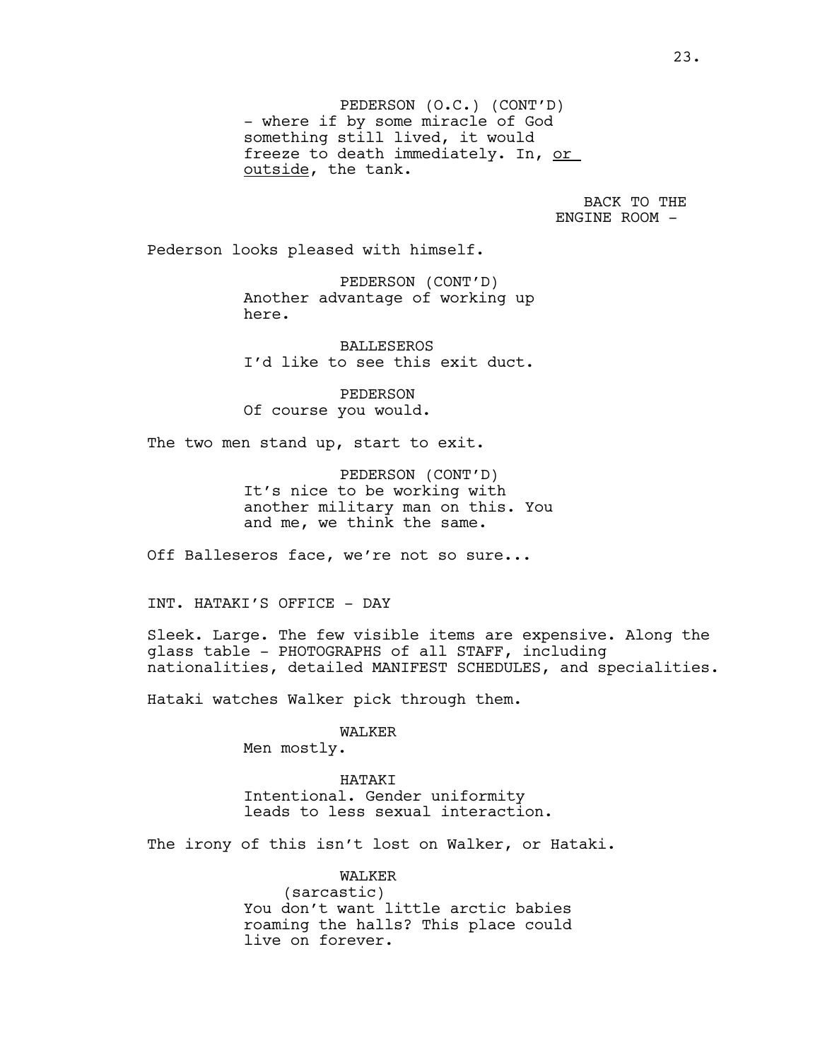PEDERSON (O.C.) (CONT'D)
- where if by some miracle of God something still lived, it would freeze to death immediately. In, <u>or outside</u>, the tank.

BACK TO THE ENGINE ROOM -

Pederson looks pleased with himself.

PEDERSON (CONT'D)
Another advantage of working up here.

BALLESEROS
I'd like to see this exit duct.

PEDERSON
Of course you would.

The two men stand up, start to exit.

PEDERSON (CONT'D)
It's nice to be working with another military man on this. You and me, we think the same.

Off Balleseros face, we're not so sure...

INT. HATAKI'S OFFICE - DAY

Sleek. Large. The few visible items are expensive. Along the glass table - PHOTOGRAPHS of all STAFF, including nationalities, detailed MANIFEST SCHEDULES, and specialities.

Hataki watches Walker pick through them.

WALKER
Men mostly.

HATAKI
Intentional. Gender uniformity leads to less sexual interaction.

The irony of this isn't lost on Walker, or Hataki.

WALKER
(sarcastic)
You don't want little arctic babies roaming the halls? This place could live on forever.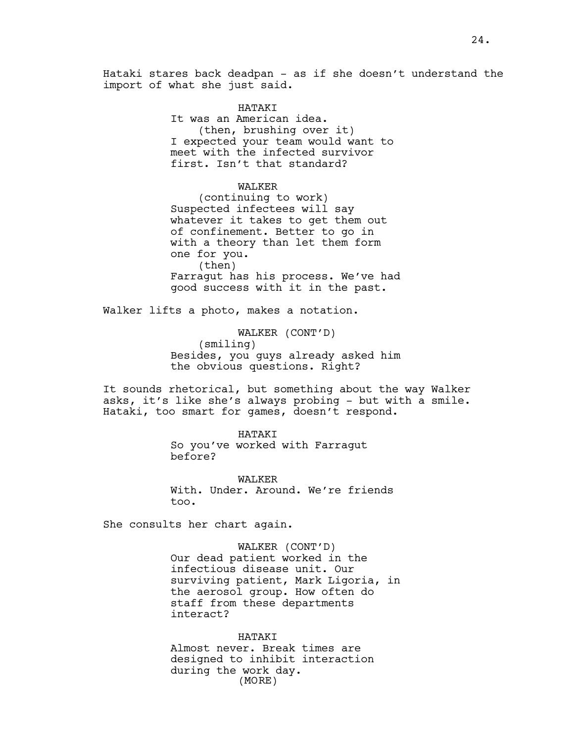Hataki stares back deadpan - as if she doesn't understand the import of what she just said.

HATAKI
It was an American idea.
(then, brushing over it)
I expected your team would want to meet with the infected survivor first. Isn't that standard?

WALKER
(continuing to work)
Suspected infectees will say whatever it takes to get them out of confinement. Better to go in with a theory than let them form one for you.
(then)
Farragut has his process. We've had good success with it in the past.

Walker lifts a photo, makes a notation.

WALKER (CONT'D)
(smiling)
Besides, you guys already asked him the obvious questions. Right?

It sounds rhetorical, but something about the way Walker asks, it's like she's always probing - but with a smile. Hataki, too smart for games, doesn't respond.

HATAKI
So you've worked with Farragut before?

WALKER
With. Under. Around. We're friends too.

She consults her chart again.

WALKER (CONT'D)
Our dead patient worked in the infectious disease unit. Our surviving patient, Mark Ligoria, in the aerosol group. How often do staff from these departments interact?

HATAKI
Almost never. Break times are designed to inhibit interaction during the work day.
(MORE)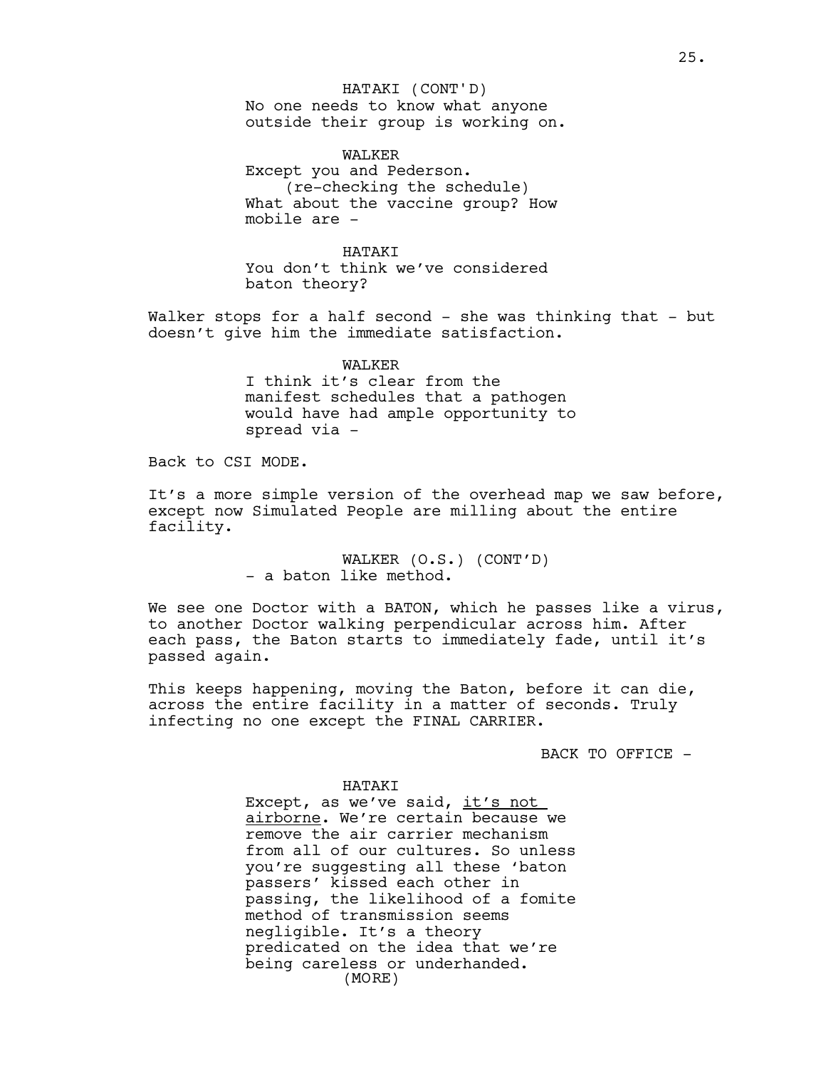HATAKI (CONT'D)
No one needs to know what anyone outside their group is working on.

WALKER
Except you and Pederson.
(re-checking the schedule)
What about the vaccine group? How mobile are -

HATAKI
You don't think we've considered baton theory?

Walker stops for a half second - she was thinking that - but doesn't give him the immediate satisfaction.

WALKER
I think it's clear from the manifest schedules that a pathogen would have had ample opportunity to spread via -

Back to CSI MODE.

It's a more simple version of the overhead map we saw before, except now Simulated People are milling about the entire facility.

WALKER (O.S.) (CONT'D)
- a baton like method.

We see one Doctor with a BATON, which he passes like a virus, to another Doctor walking perpendicular across him. After each pass, the Baton starts to immediately fade, until it's passed again.

This keeps happening, moving the Baton, before it can die, across the entire facility in a matter of seconds. Truly infecting no one except the FINAL CARRIER.

BACK TO OFFICE -

HATAKI
Except, as we've said, <u>it's not airborne</u>. We're certain because we remove the air carrier mechanism from all of our cultures. So unless you're suggesting all these 'baton passers' kissed each other in passing, the likelihood of a fomite method of transmission seems negligible. It's a theory predicated on the idea that we're being careless or underhanded.
(MORE)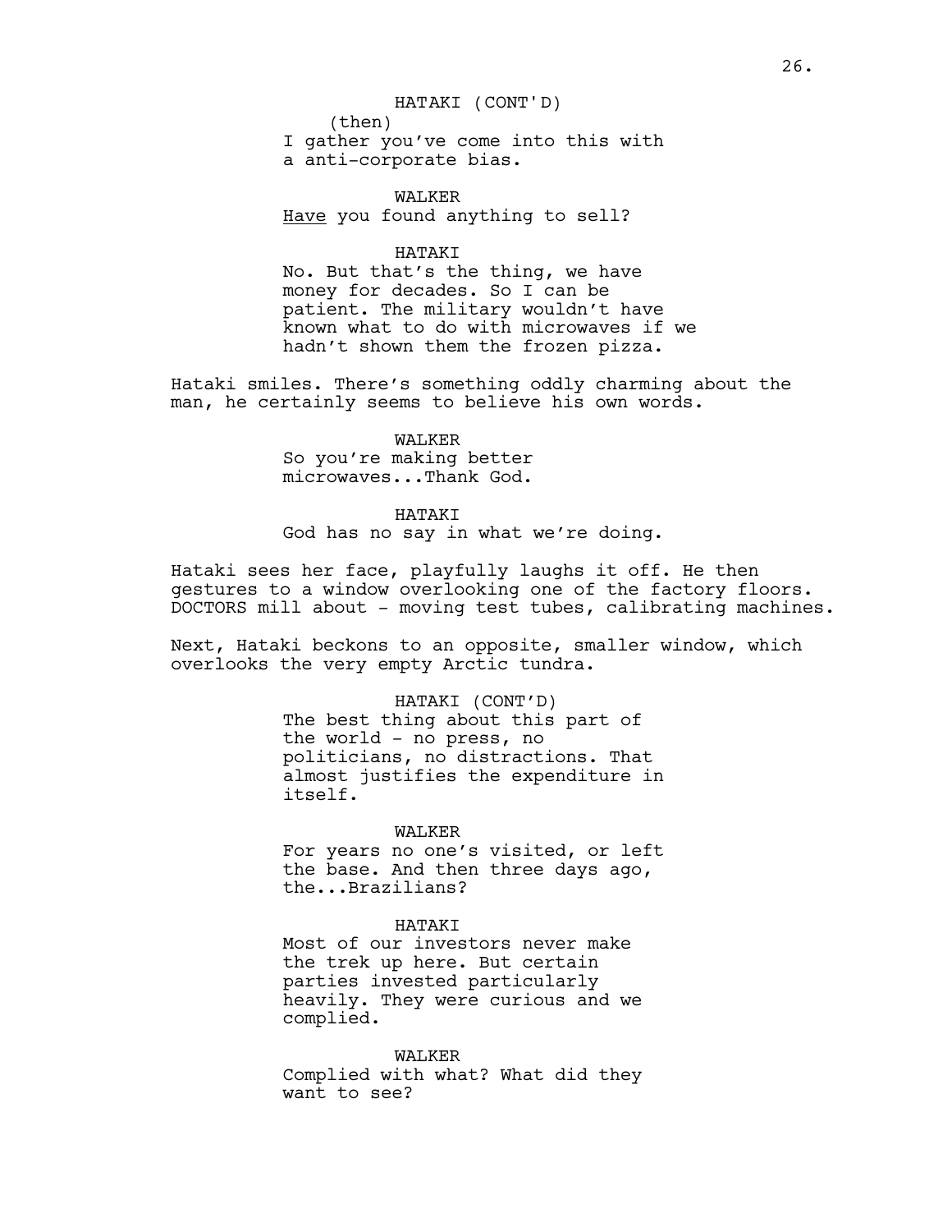HATAKI (CONT'D)
(then)
I gather you've come into this with a anti-corporate bias.

WALKER
<u>Have</u> you found anything to sell?

HATAKI
No. But that's the thing, we have money for decades. So I can be patient. The military wouldn't have known what to do with microwaves if we hadn't shown them the frozen pizza.

Hataki smiles. There's something oddly charming about the man, he certainly seems to believe his own words.

WALKER
So you're making better microwaves...Thank God.

HATAKI
God has no say in what we're doing.

Hataki sees her face, playfully laughs it off. He then gestures to a window overlooking one of the factory floors. DOCTORS mill about - moving test tubes, calibrating machines.

Next, Hataki beckons to an opposite, smaller window, which overlooks the very empty Arctic tundra.

HATAKI (CONT'D)
The best thing about this part of the world - no press, no politicians, no distractions. That almost justifies the expenditure in itself.

WALKER
For years no one's visited, or left the base. And then three days ago, the...Brazilians?

HATAKI
Most of our investors never make the trek up here. But certain parties invested particularly heavily. They were curious and we complied.

WALKER
Complied with what? What did they want to see?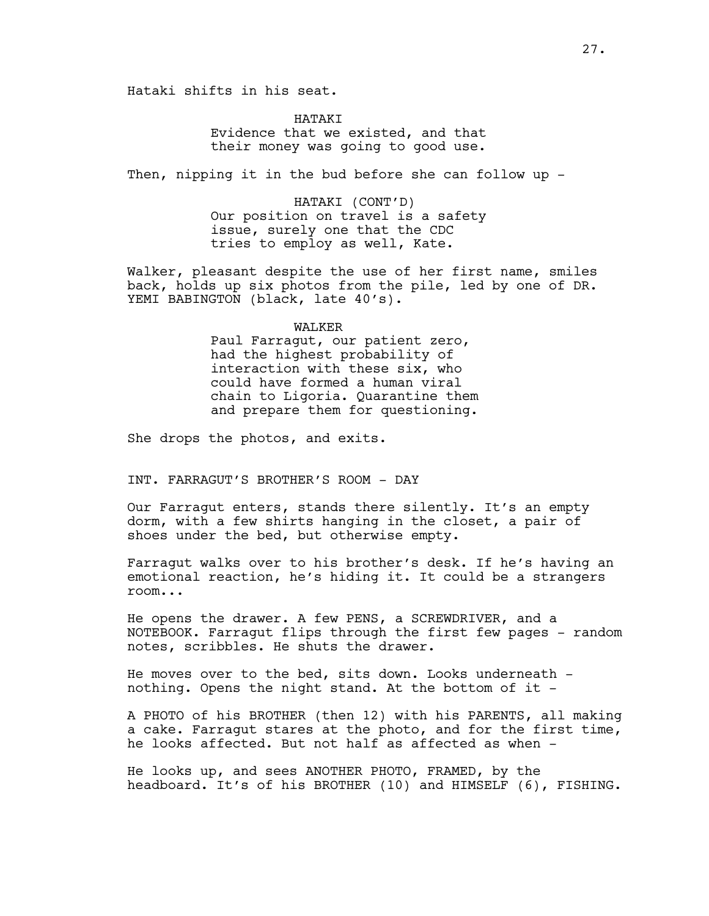Hataki shifts in his seat.

HATAKI
Evidence that we existed, and that their money was going to good use.

Then, nipping it in the bud before she can follow up -

HATAKI (CONT'D)
Our position on travel is a safety issue, surely one that the CDC tries to employ as well, Kate.

Walker, pleasant despite the use of her first name, smiles back, holds up six photos from the pile, led by one of DR. YEMI BABINGTON (black, late 40's).

WALKER
Paul Farragut, our patient zero, had the highest probability of interaction with these six, who could have formed a human viral chain to Ligoria. Quarantine them and prepare them for questioning.

She drops the photos, and exits.

INT. FARRAGUT'S BROTHER'S ROOM - DAY

Our Farragut enters, stands there silently. It's an empty dorm, with a few shirts hanging in the closet, a pair of shoes under the bed, but otherwise empty.

Farragut walks over to his brother's desk. If he's having an emotional reaction, he's hiding it. It could be a strangers room...

He opens the drawer. A few PENS, a SCREWDRIVER, and a NOTEBOOK. Farragut flips through the first few pages - random notes, scribbles. He shuts the drawer.

He moves over to the bed, sits down. Looks underneath - nothing. Opens the night stand. At the bottom of it -

A PHOTO of his BROTHER (then 12) with his PARENTS, all making a cake. Farragut stares at the photo, and for the first time, he looks affected. But not half as affected as when -

He looks up, and sees ANOTHER PHOTO, FRAMED, by the headboard. It's of his BROTHER (10) and HIMSELF (6), FISHING.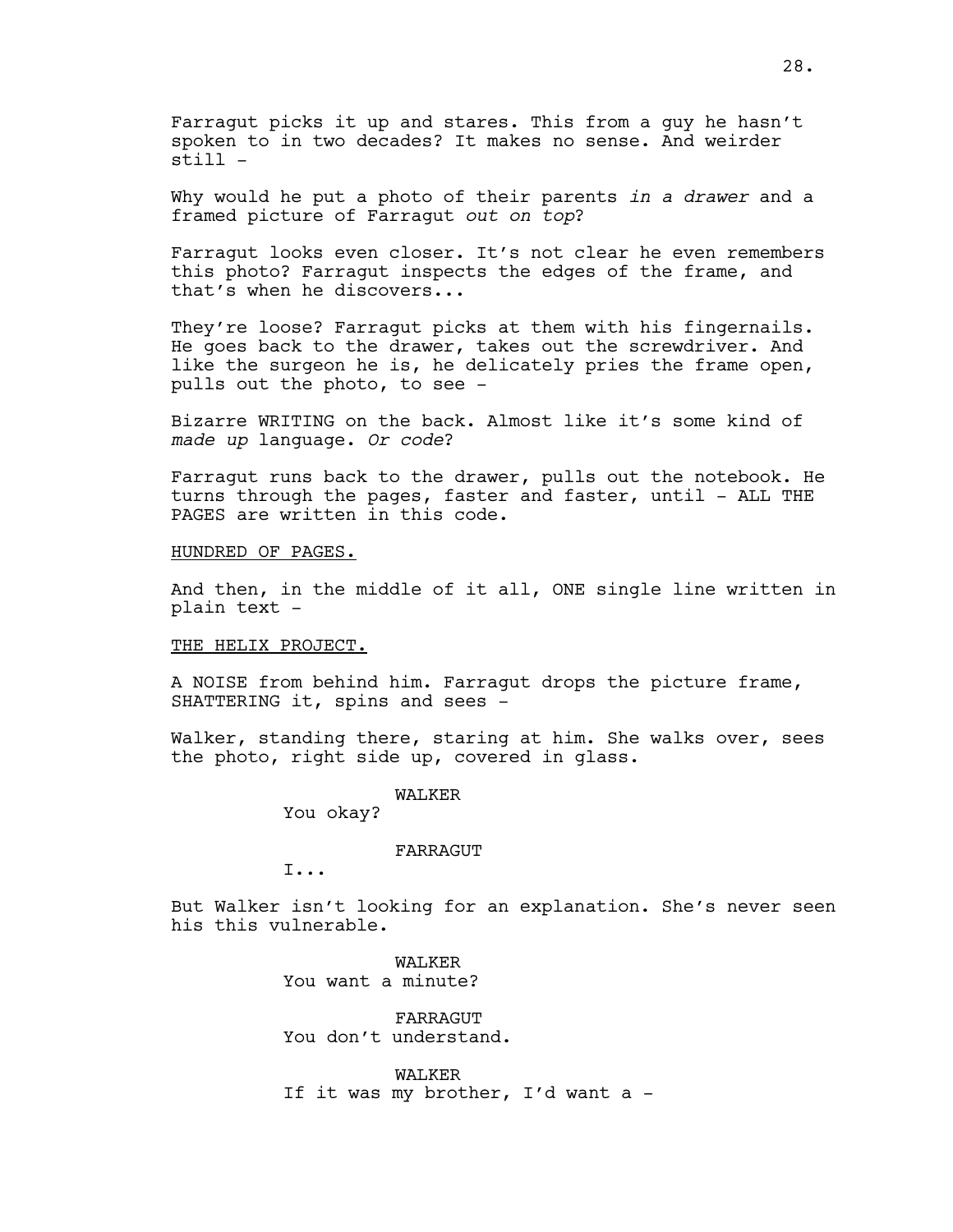Farragut picks it up and stares. This from a guy he hasn't spoken to in two decades? It makes no sense. And weirder still -

Why would he put a photo of their parents *in a drawer* and a framed picture of Farragut *out on top*?

Farragut looks even closer. It's not clear he even remembers this photo? Farragut inspects the edges of the frame, and that's when he discovers...

They're loose? Farragut picks at them with his fingernails. He goes back to the drawer, takes out the screwdriver. And like the surgeon he is, he delicately pries the frame open, pulls out the photo, to see -

Bizarre WRITING on the back. Almost like it's some kind of *made up* language. *Or code*?

Farragut runs back to the drawer, pulls out the notebook. He turns through the pages, faster and faster, until - ALL THE PAGES are written in this code.

<u>HUNDRED OF PAGES.</u>

And then, in the middle of it all, ONE single line written in plain text -

<u>THE HELIX PROJECT.</u>

A NOISE from behind him. Farragut drops the picture frame, SHATTERING it, spins and sees -

Walker, standing there, staring at him. She walks over, sees the photo, right side up, covered in glass.

WALKER
You okay?

FARRAGUT
I...

But Walker isn't looking for an explanation. She's never seen his this vulnerable.

WALKER
You want a minute?

FARRAGUT
You don't understand.

WALKER
If it was my brother, I'd want a -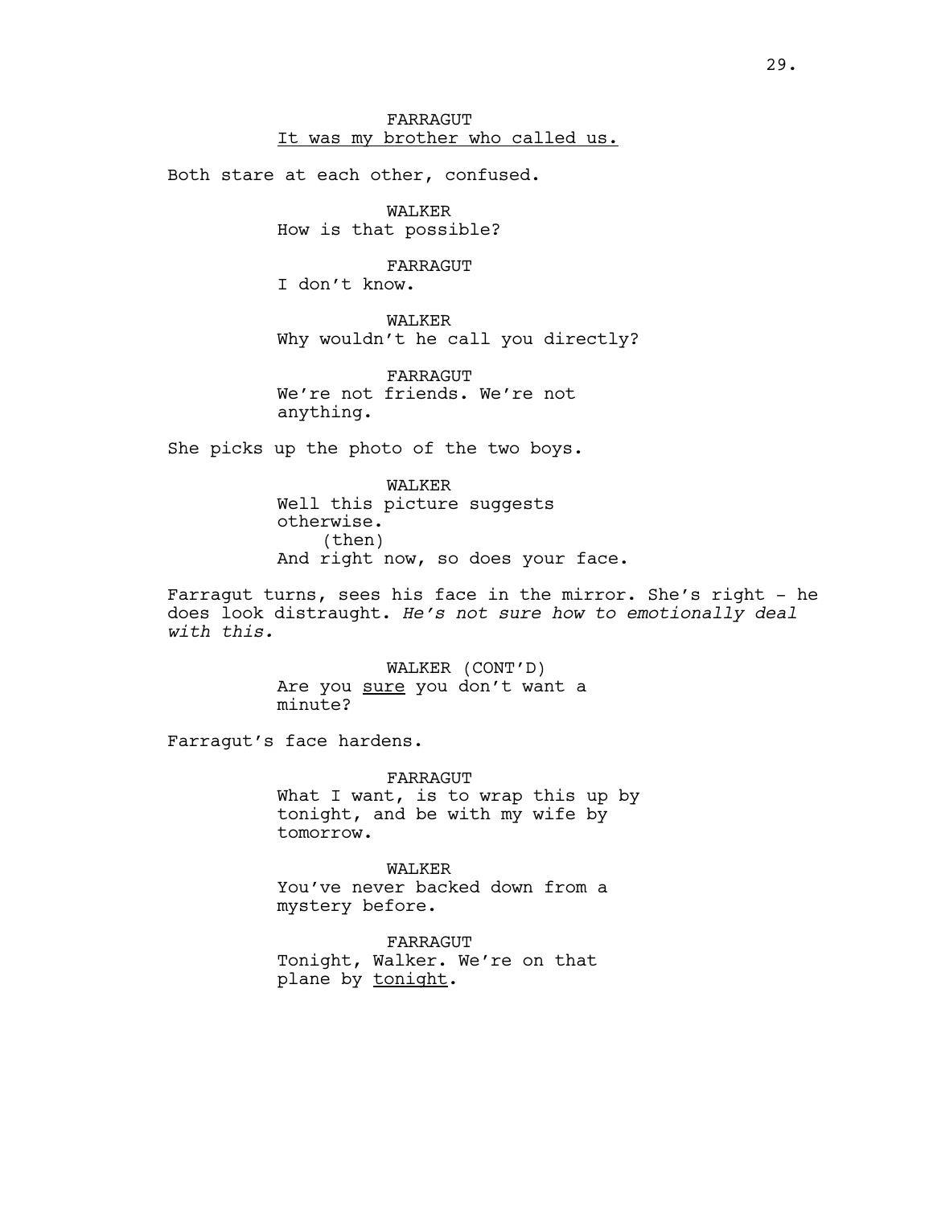FARRAGUT
<u>It was my brother who called us.</u>

Both stare at each other, confused.

WALKER
How is that possible?

FARRAGUT
I don't know.

WALKER
Why wouldn't he call you directly?

FARRAGUT
We're not friends. We're not anything.

She picks up the photo of the two boys.

WALKER
Well this picture suggests otherwise.
(then)
And right now, so does your face.

Farragut turns, sees his face in the mirror. She's right - he does look distraught. *He's not sure how to emotionally deal with this.*

WALKER (CONT'D)
Are you <u>sure</u> you don't want a minute?

Farragut's face hardens.

FARRAGUT
What I want, is to wrap this up by tonight, and be with my wife by tomorrow.

WALKER
You've never backed down from a mystery before.

FARRAGUT
Tonight, Walker. We're on that plane by <u>tonight</u>.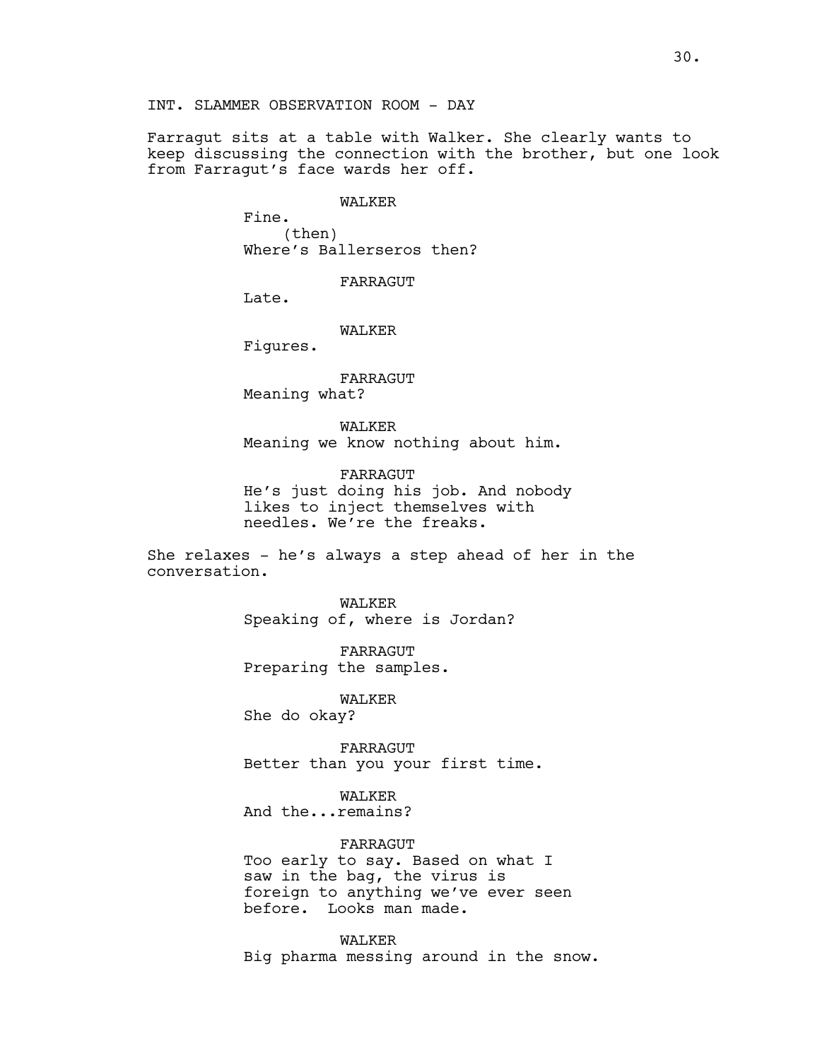INT. SLAMMER OBSERVATION ROOM - DAY

Farragut sits at a table with Walker. She clearly wants to keep discussing the connection with the brother, but one look from Farragut's face wards her off.

WALKER
Fine.
(then)
Where's Ballerseros then?

FARRAGUT
Late.

WALKER
Figures.

FARRAGUT
Meaning what?

WALKER
Meaning we know nothing about him.

FARRAGUT
He's just doing his job. And nobody likes to inject themselves with needles. We're the freaks.

She relaxes - he's always a step ahead of her in the conversation.

WALKER
Speaking of, where is Jordan?

FARRAGUT
Preparing the samples.

WALKER
She do okay?

FARRAGUT
Better than you your first time.

WALKER
And the...remains?

FARRAGUT
Too early to say. Based on what I saw in the bag, the virus is foreign to anything we've ever seen before. Looks man made.

WALKER
Big pharma messing around in the snow.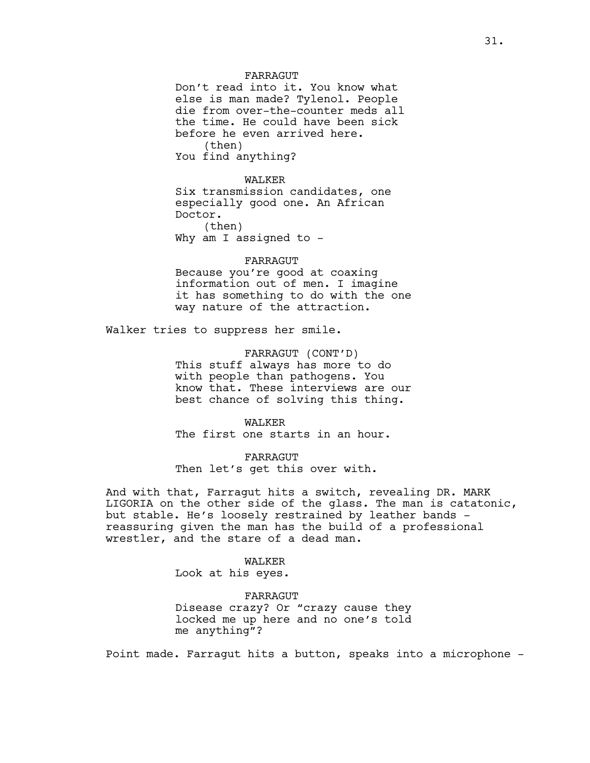FARRAGUT

Don't read into it. You know what else is man made? Tylenol. People die from over-the-counter meds all the time. He could have been sick before he even arrived here.

(then)

You find anything?

WALKER

Six transmission candidates, one especially good one. An African Doctor.

(then)

Why am I assigned to -

FARRAGUT

Because you're good at coaxing information out of men. I imagine it has something to do with the one way nature of the attraction.

Walker tries to suppress her smile.

FARRAGUT (CONT'D)

This stuff always has more to do with people than pathogens. You know that. These interviews are our best chance of solving this thing.

WALKER

The first one starts in an hour.

FARRAGUT

Then let's get this over with.

And with that, Farragut hits a switch, revealing DR. MARK LIGORIA on the other side of the glass. The man is catatonic, but stable. He's loosely restrained by leather bands - reassuring given the man has the build of a professional wrestler, and the stare of a dead man.

WALKER

Look at his eyes.

FARRAGUT

Disease crazy? Or "crazy cause they locked me up here and no one's told me anything"?

Point made. Farragut hits a button, speaks into a microphone -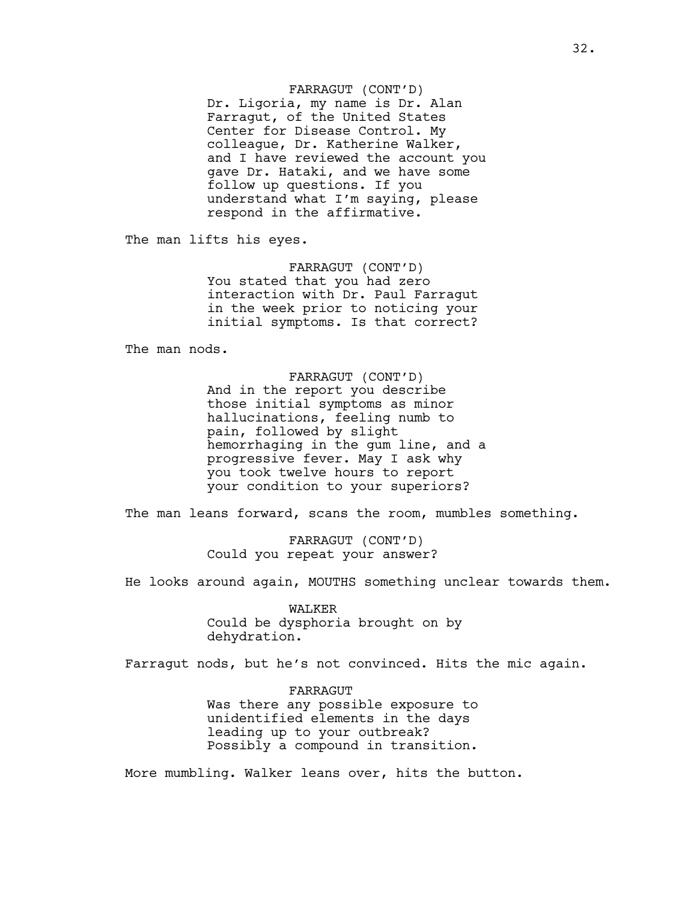FARRAGUT (CONT'D)
Dr. Ligoria, my name is Dr. Alan Farragut, of the United States Center for Disease Control. My colleague, Dr. Katherine Walker, and I have reviewed the account you gave Dr. Hataki, and we have some follow up questions. If you understand what I'm saying, please respond in the affirmative.

The man lifts his eyes.

FARRAGUT (CONT'D)
You stated that you had zero interaction with Dr. Paul Farragut in the week prior to noticing your initial symptoms. Is that correct?

The man nods.

FARRAGUT (CONT'D)
And in the report you describe those initial symptoms as minor hallucinations, feeling numb to pain, followed by slight hemorrhaging in the gum line, and a progressive fever. May I ask why you took twelve hours to report your condition to your superiors?

The man leans forward, scans the room, mumbles something.

FARRAGUT (CONT'D)
Could you repeat your answer?

He looks around again, MOUTHS something unclear towards them.

WALKER
Could be dysphoria brought on by dehydration.

Farragut nods, but he's not convinced. Hits the mic again.

FARRAGUT
Was there any possible exposure to unidentified elements in the days leading up to your outbreak? Possibly a compound in transition.

More mumbling. Walker leans over, hits the button.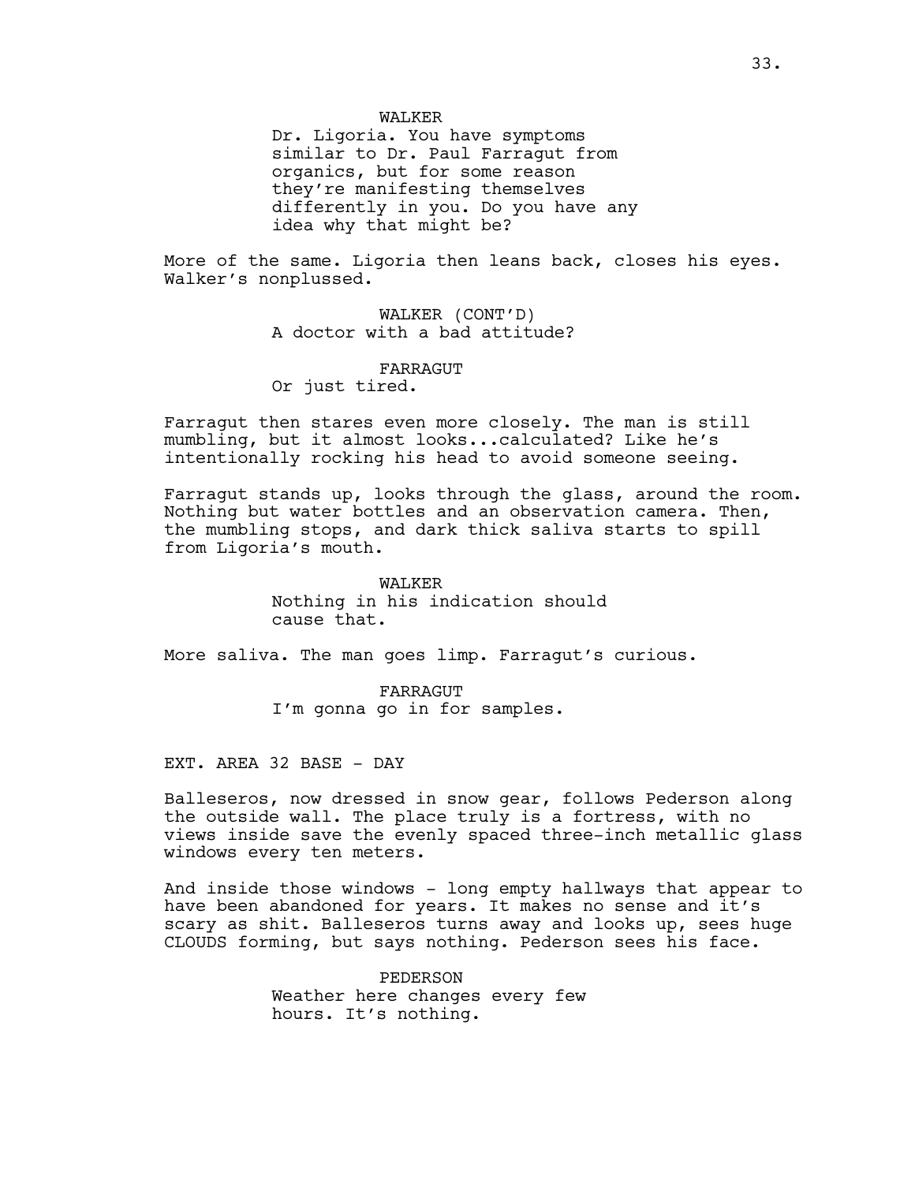WALKER

Dr. Ligoria. You have symptoms similar to Dr. Paul Farragut from organics, but for some reason they're manifesting themselves differently in you. Do you have any idea why that might be?

More of the same. Ligoria then leans back, closes his eyes. Walker's nonplussed.

WALKER (CONT'D)

A doctor with a bad attitude?

FARRAGUT

Or just tired.

Farragut then stares even more closely. The man is still mumbling, but it almost looks...calculated? Like he's intentionally rocking his head to avoid someone seeing.

Farragut stands up, looks through the glass, around the room. Nothing but water bottles and an observation camera. Then, the mumbling stops, and dark thick saliva starts to spill from Ligoria's mouth.

WALKER

Nothing in his indication should cause that.

More saliva. The man goes limp. Farragut's curious.

FARRAGUT

I'm gonna go in for samples.

EXT. AREA 32 BASE - DAY

Balleseros, now dressed in snow gear, follows Pederson along the outside wall. The place truly is a fortress, with no views inside save the evenly spaced three-inch metallic glass windows every ten meters.

And inside those windows - long empty hallways that appear to have been abandoned for years. It makes no sense and it's scary as shit. Balleseros turns away and looks up, sees huge CLOUDS forming, but says nothing. Pederson sees his face.

PEDERSON

Weather here changes every few hours. It's nothing.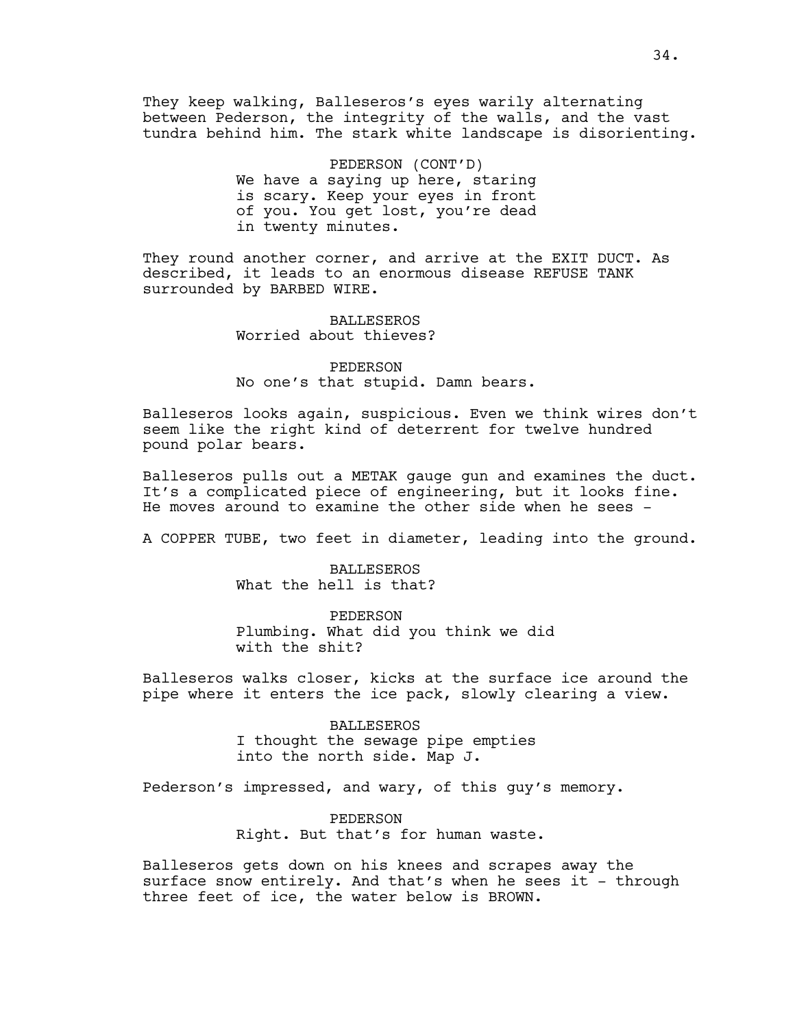They keep walking, Balleseros's eyes warily alternating between Pederson, the integrity of the walls, and the vast tundra behind him. The stark white landscape is disorienting.

PEDERSON (CONT'D)
We have a saying up here, staring is scary. Keep your eyes in front of you. You get lost, you're dead in twenty minutes.

They round another corner, and arrive at the EXIT DUCT. As described, it leads to an enormous disease REFUSE TANK surrounded by BARBED WIRE.

BALLESEROS
Worried about thieves?

PEDERSON
No one's that stupid. Damn bears.

Balleseros looks again, suspicious. Even we think wires don't seem like the right kind of deterrent for twelve hundred pound polar bears.

Balleseros pulls out a METAK gauge gun and examines the duct. It's a complicated piece of engineering, but it looks fine. He moves around to examine the other side when he sees -

A COPPER TUBE, two feet in diameter, leading into the ground.

BALLESEROS
What the hell is that?

PEDERSON
Plumbing. What did you think we did with the shit?

Balleseros walks closer, kicks at the surface ice around the pipe where it enters the ice pack, slowly clearing a view.

BALLESEROS
I thought the sewage pipe empties into the north side. Map J.

Pederson's impressed, and wary, of this guy's memory.

PEDERSON
Right. But that's for human waste.

Balleseros gets down on his knees and scrapes away the surface snow entirely. And that's when he sees it - through three feet of ice, the water below is BROWN.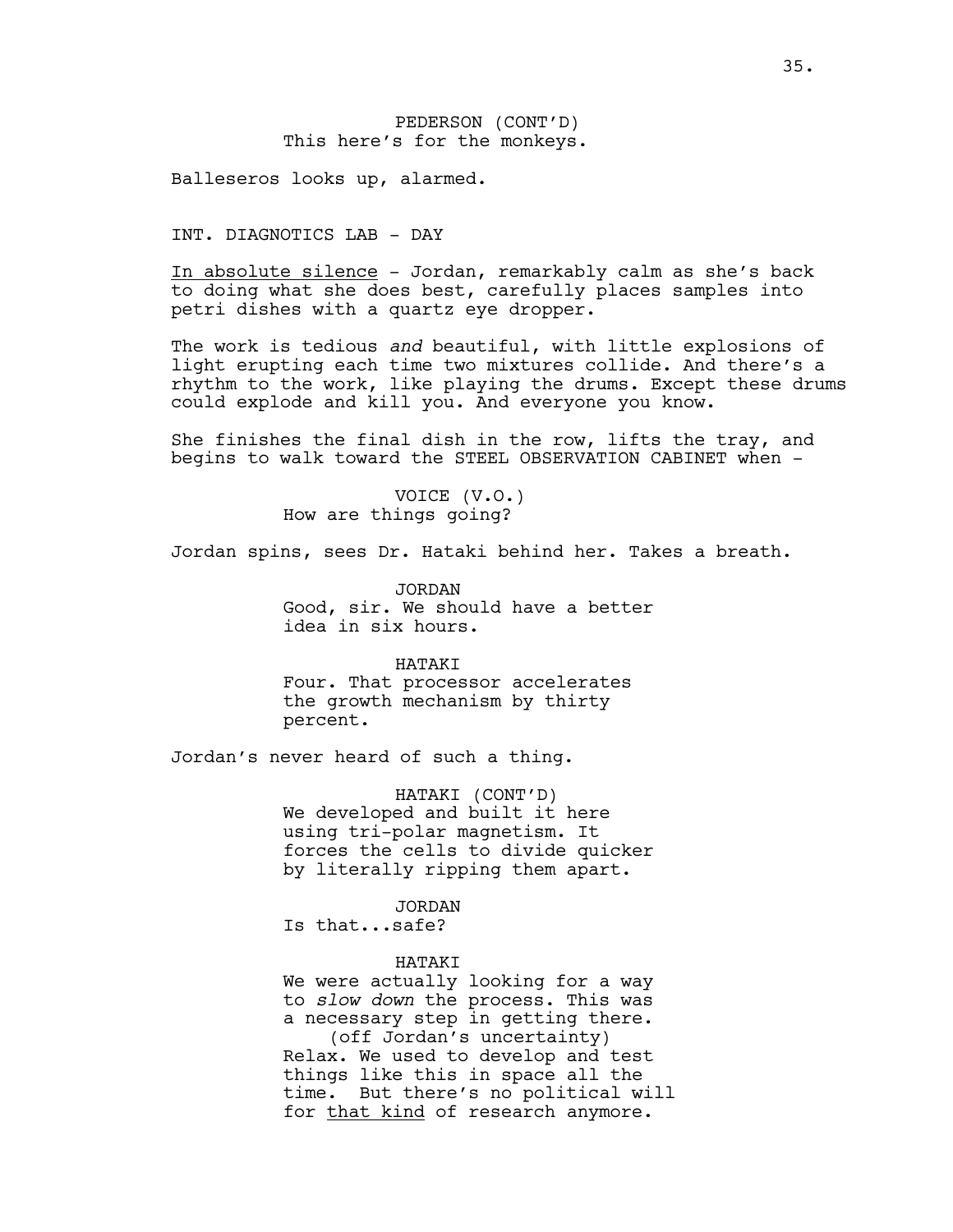PEDERSON (CONT'D)
This here's for the monkeys.

Balleseros looks up, alarmed.

INT. DIAGNOTICS LAB - DAY

<u>In absolute silence</u> - Jordan, remarkably calm as she's back to doing what she does best, carefully places samples into petri dishes with a quartz eye dropper.

The work is tedious *and* beautiful, with little explosions of light erupting each time two mixtures collide. And there's a rhythm to the work, like playing the drums. Except these drums could explode and kill you. And everyone you know.

She finishes the final dish in the row, lifts the tray, and begins to walk toward the STEEL OBSERVATION CABINET when -

VOICE (V.O.)
How are things going?

Jordan spins, sees Dr. Hataki behind her. Takes a breath.

JORDAN
Good, sir. We should have a better idea in six hours.

HATAKI
Four. That processor accelerates the growth mechanism by thirty percent.

Jordan's never heard of such a thing.

HATAKI (CONT'D)
We developed and built it here using tri-polar magnetism. It forces the cells to divide quicker by literally ripping them apart.

JORDAN
Is that...safe?

HATAKI
We were actually looking for a way to *slow down* the process. This was a necessary step in getting there.
(off Jordan's uncertainty)
Relax. We used to develop and test things like this in space all the time. But there's no political will for <u>that kind</u> of research anymore.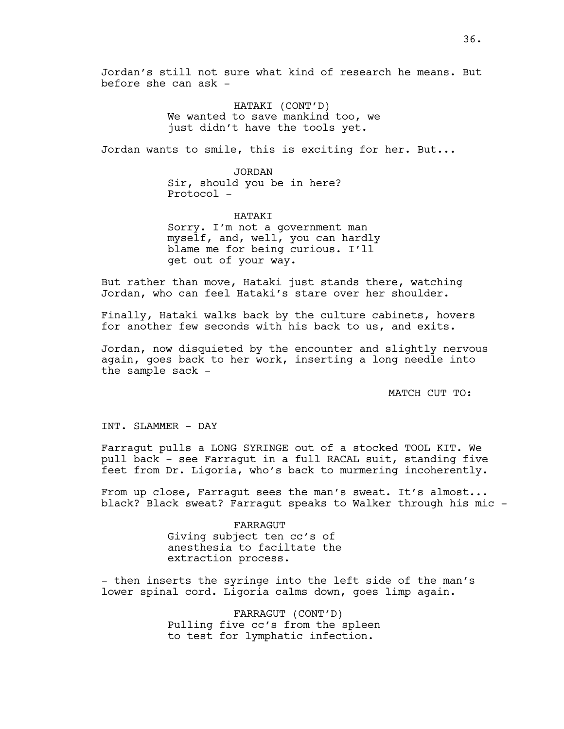Jordan's still not sure what kind of research he means. But before she can ask -

HATAKI (CONT'D)
We wanted to save mankind too, we just didn't have the tools yet.

Jordan wants to smile, this is exciting for her. But...

JORDAN
Sir, should you be in here? Protocol -

HATAKI
Sorry. I'm not a government man myself, and, well, you can hardly blame me for being curious. I'll get out of your way.

But rather than move, Hataki just stands there, watching Jordan, who can feel Hataki's stare over her shoulder.

Finally, Hataki walks back by the culture cabinets, hovers for another few seconds with his back to us, and exits.

Jordan, now disquieted by the encounter and slightly nervous again, goes back to her work, inserting a long needle into the sample sack -

MATCH CUT TO:

INT. SLAMMER - DAY

Farragut pulls a LONG SYRINGE out of a stocked TOOL KIT. We pull back - see Farragut in a full RACAL suit, standing five feet from Dr. Ligoria, who's back to murmering incoherently.

From up close, Farragut sees the man's sweat. It's almost... black? Black sweat? Farragut speaks to Walker through his mic -

FARRAGUT
Giving subject ten cc's of anesthesia to faciltate the extraction process.

- then inserts the syringe into the left side of the man's lower spinal cord. Ligoria calms down, goes limp again.

FARRAGUT (CONT'D)
Pulling five cc's from the spleen to test for lymphatic infection.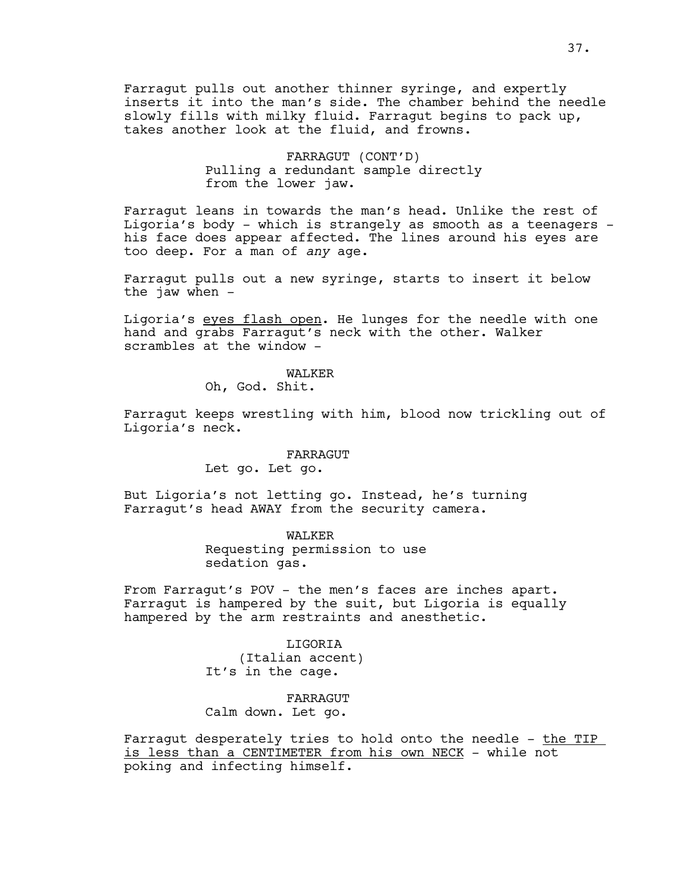Farragut pulls out another thinner syringe, and expertly inserts it into the man's side. The chamber behind the needle slowly fills with milky fluid. Farragut begins to pack up, takes another look at the fluid, and frowns.

FARRAGUT (CONT'D)
Pulling a redundant sample directly from the lower jaw.

Farragut leans in towards the man's head. Unlike the rest of Ligoria's body - which is strangely as smooth as a teenagers - his face does appear affected. The lines around his eyes are too deep. For a man of *any* age.

Farragut pulls out a new syringe, starts to insert it below the jaw when -

Ligoria's <u>eyes flash open</u>. He lunges for the needle with one hand and grabs Farragut's neck with the other. Walker scrambles at the window -

WALKER
Oh, God. Shit.

Farragut keeps wrestling with him, blood now trickling out of Ligoria's neck.

FARRAGUT
Let go. Let go.

But Ligoria's not letting go. Instead, he's turning Farragut's head AWAY from the security camera.

WALKER
Requesting permission to use sedation gas.

From Farragut's POV - the men's faces are inches apart. Farragut is hampered by the suit, but Ligoria is equally hampered by the arm restraints and anesthetic.

LIGORIA
(Italian accent)
It's in the cage.

FARRAGUT
Calm down. Let go.

Farragut desperately tries to hold onto the needle - <u>the TIP is less than a CENTIMETER from his own NECK</u> - while not poking and infecting himself.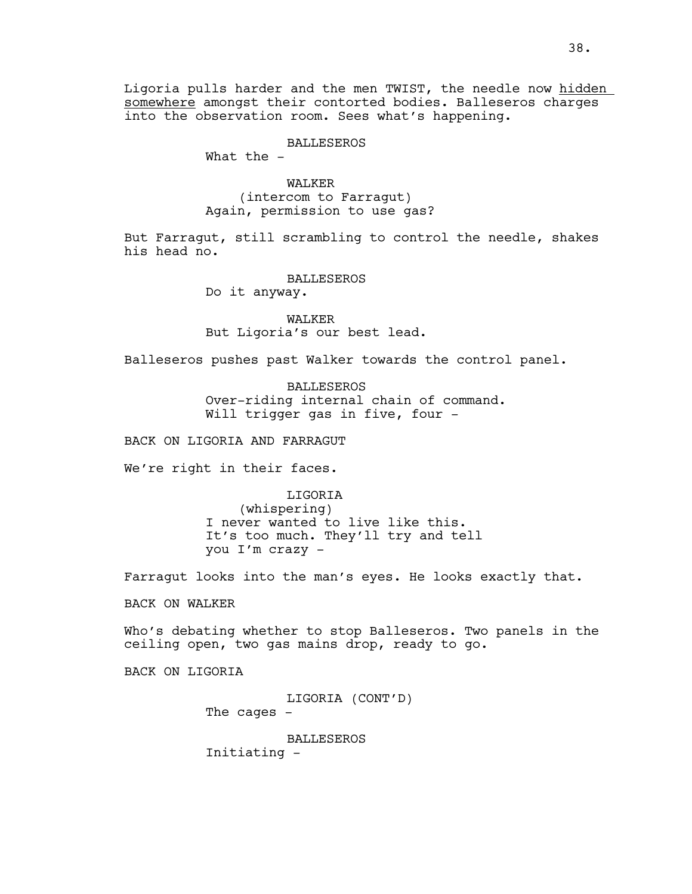Ligoria pulls harder and the men TWIST, the needle now <u>hidden somewhere</u> amongst their contorted bodies. Balleseros charges into the observation room. Sees what's happening.

BALLESEROS
What the -

WALKER
(intercom to Farragut)
Again, permission to use gas?

But Farragut, still scrambling to control the needle, shakes his head no.

BALLESEROS
Do it anyway.

WALKER
But Ligoria's our best lead.

Balleseros pushes past Walker towards the control panel.

BALLESEROS
Over-riding internal chain of command.
Will trigger gas in five, four -

BACK ON LIGORIA AND FARRAGUT

We're right in their faces.

LIGORIA
(whispering)
I never wanted to live like this.
It's too much. They'll try and tell
you I'm crazy -

Farragut looks into the man's eyes. He looks exactly that.

BACK ON WALKER

Who's debating whether to stop Balleseros. Two panels in the ceiling open, two gas mains drop, ready to go.

BACK ON LIGORIA

LIGORIA (CONT'D)
The cages -

BALLESEROS
Initiating -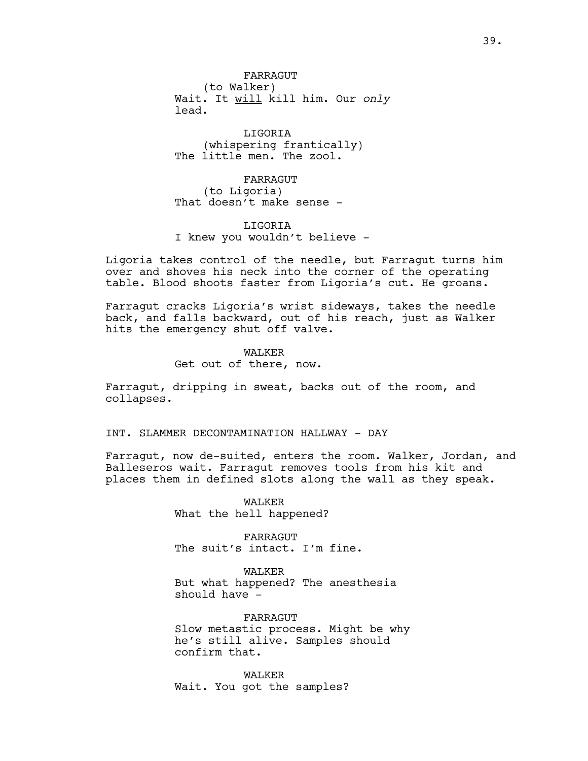FARRAGUT
(to Walker)
Wait. It <u>will</u> kill him. Our *only* lead.

LIGORIA
(whispering frantically)
The little men. The zool.

FARRAGUT
(to Ligoria)
That doesn't make sense -

LIGORIA
I knew you wouldn't believe -

Ligoria takes control of the needle, but Farragut turns him over and shoves his neck into the corner of the operating table. Blood shoots faster from Ligoria's cut. He groans.

Farragut cracks Ligoria's wrist sideways, takes the needle back, and falls backward, out of his reach, just as Walker hits the emergency shut off valve.

WALKER
Get out of there, now.

Farragut, dripping in sweat, backs out of the room, and collapses.

INT. SLAMMER DECONTAMINATION HALLWAY - DAY

Farragut, now de-suited, enters the room. Walker, Jordan, and Balleseros wait. Farragut removes tools from his kit and places them in defined slots along the wall as they speak.

WALKER
What the hell happened?

FARRAGUT
The suit's intact. I'm fine.

WALKER
But what happened? The anesthesia should have -

FARRAGUT
Slow metastic process. Might be why he's still alive. Samples should confirm that.

WALKER
Wait. You got the samples?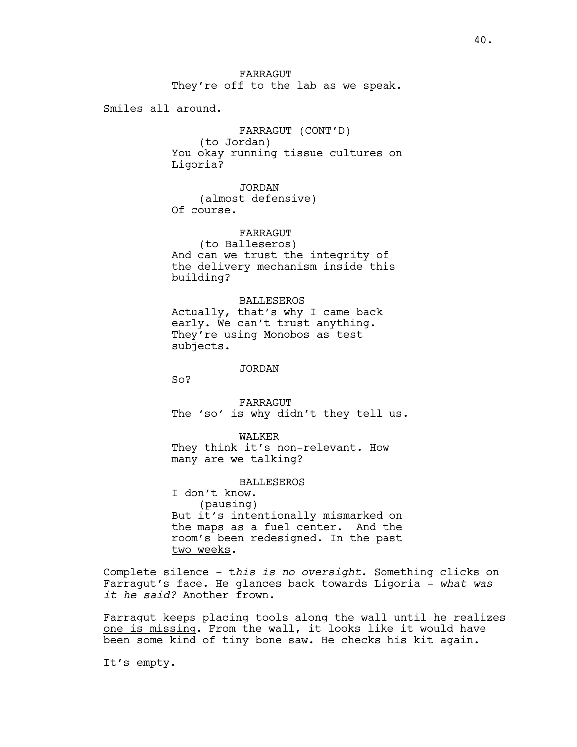FARRAGUT
They're off to the lab as we speak.

Smiles all around.

FARRAGUT (CONT'D)
(to Jordan)
You okay running tissue cultures on Ligoria?

JORDAN
(almost defensive)
Of course.

FARRAGUT
(to Balleseros)
And can we trust the integrity of the delivery mechanism inside this building?

BALLESEROS
Actually, that's why I came back early. We can't trust anything. They're using Monobos as test subjects.

JORDAN
So?

FARRAGUT
The 'so' is why didn't they tell us.

WALKER
They think it's non-relevant. How many are we talking?

BALLESEROS
I don't know.
(pausing)
But it's intentionally mismarked on the maps as a fuel center. And the room's been redesigned. In the past <u>two weeks</u>.

Complete silence - t*his is no oversight*. Something clicks on Farragut's face. He glances back towards Ligoria - *what was it he said?* Another frown.

Farragut keeps placing tools along the wall until he realizes <u>one is missing</u>. From the wall, it looks like it would have been some kind of tiny bone saw. He checks his kit again.

It's empty.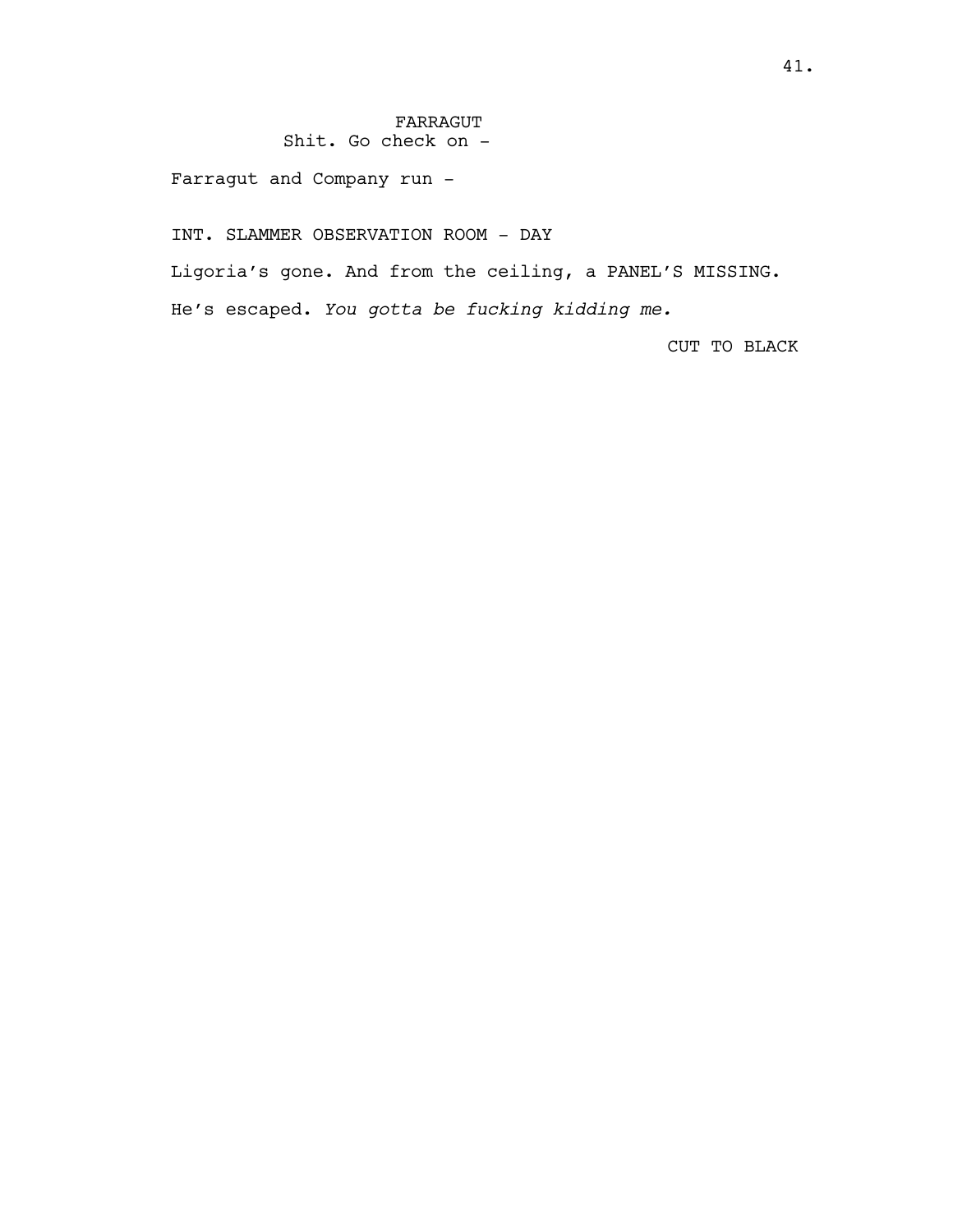FARRAGUT
Shit. Go check on -

Farragut and Company run -

INT. SLAMMER OBSERVATION ROOM - DAY

Ligoria's gone. And from the ceiling, a PANEL'S MISSING.

He's escaped. *You gotta be fucking kidding me.*

CUT TO BLACK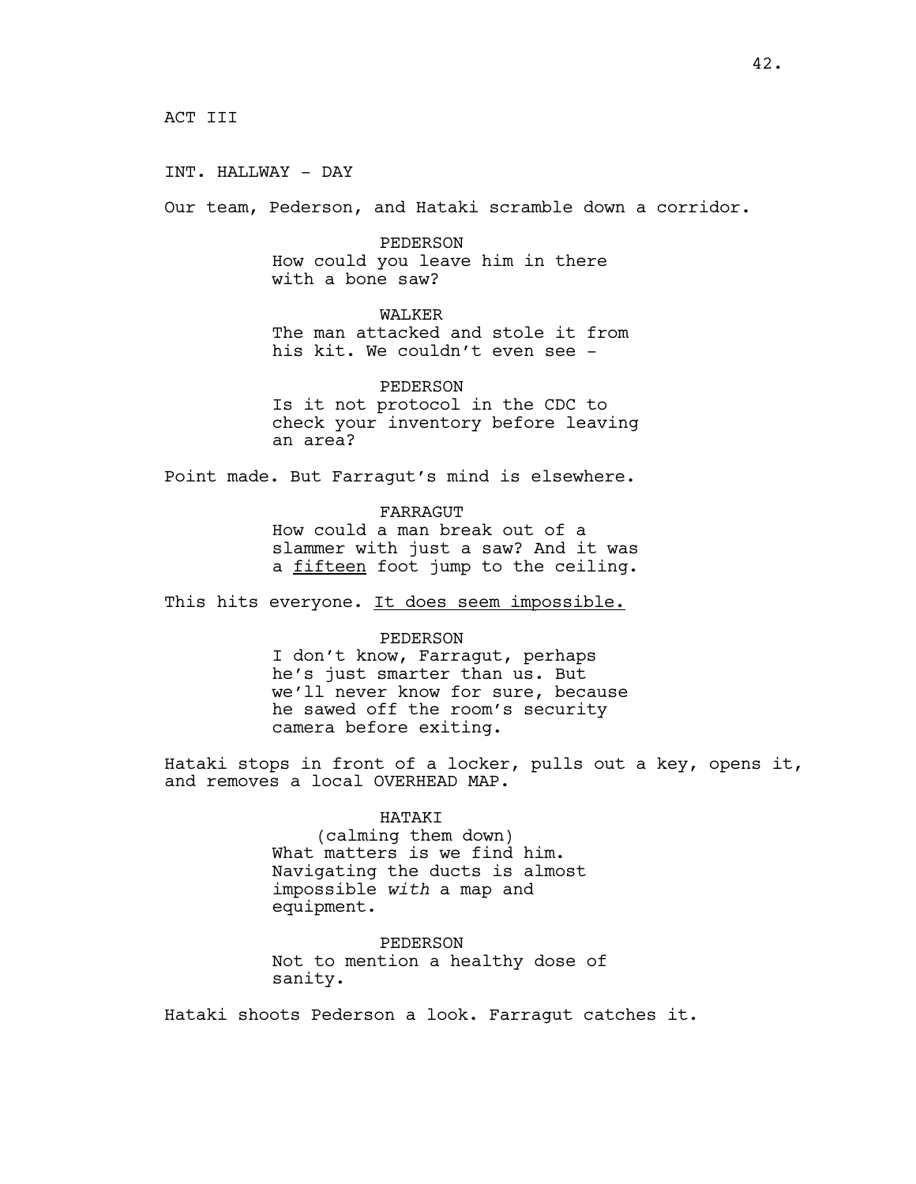ACT III

INT. HALLWAY - DAY

Our team, Pederson, and Hataki scramble down a corridor.

PEDERSON
How could you leave him in there with a bone saw?

WALKER
The man attacked and stole it from his kit. We couldn't even see -

PEDERSON
Is it not protocol in the CDC to check your inventory before leaving an area?

Point made. But Farragut's mind is elsewhere.

FARRAGUT
How could a man break out of a slammer with just a saw? And it was a <u>fifteen</u> foot jump to the ceiling.

This hits everyone. <u>It does seem impossible.</u>

PEDERSON
I don't know, Farragut, perhaps he's just smarter than us. But we'll never know for sure, because he sawed off the room's security camera before exiting.

Hataki stops in front of a locker, pulls out a key, opens it, and removes a local OVERHEAD MAP.

HATAKI
(calming them down)
What matters is we find him. Navigating the ducts is almost impossible *with* a map and equipment.

PEDERSON
Not to mention a healthy dose of sanity.

Hataki shoots Pederson a look. Farragut catches it.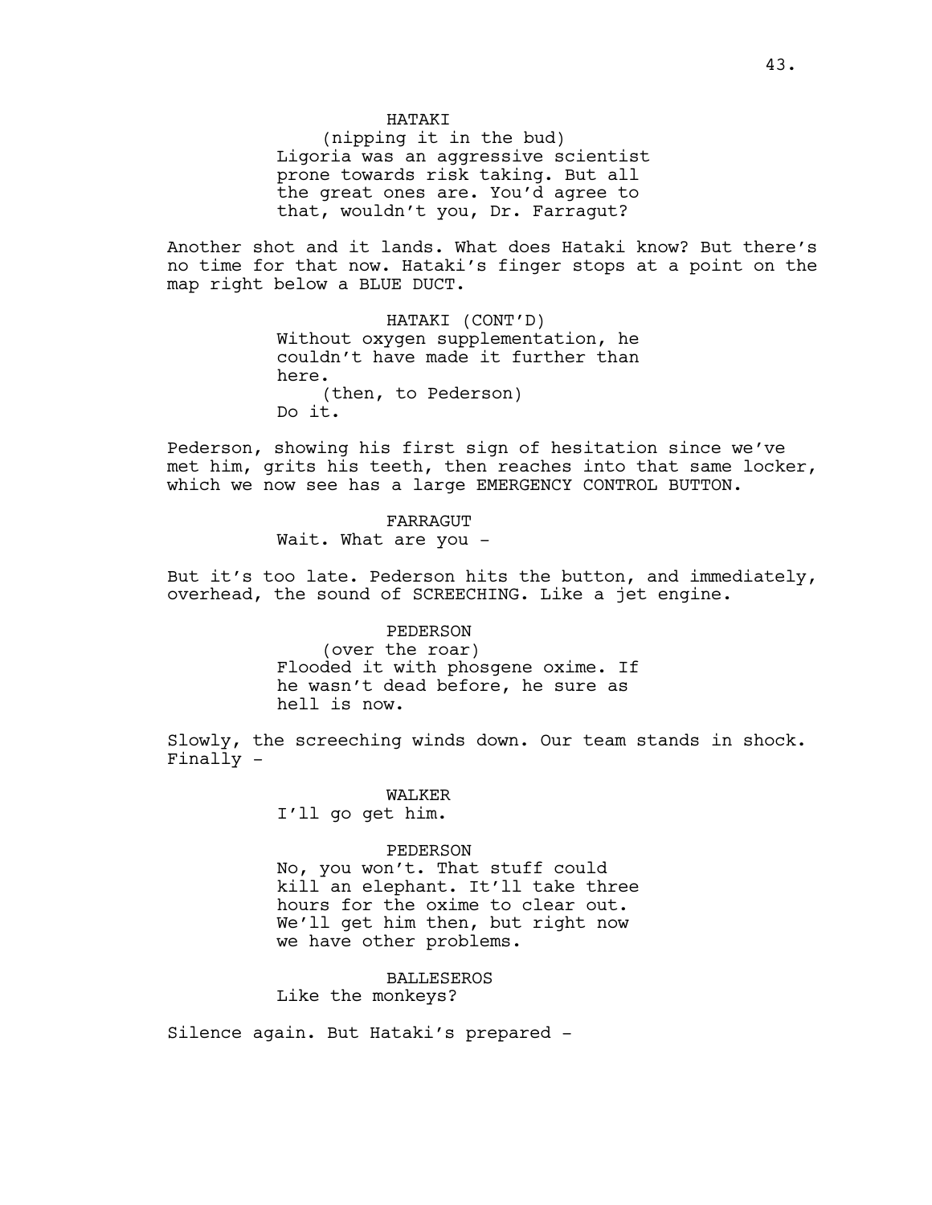HATAKI
(nipping it in the bud)
Ligoria was an aggressive scientist prone towards risk taking. But all the great ones are. You'd agree to that, wouldn't you, Dr. Farragut?

Another shot and it lands. What does Hataki know? But there's no time for that now. Hataki's finger stops at a point on the map right below a BLUE DUCT.

HATAKI (CONT'D)
Without oxygen supplementation, he couldn't have made it further than here.
(then, to Pederson)
Do it.

Pederson, showing his first sign of hesitation since we've met him, grits his teeth, then reaches into that same locker, which we now see has a large EMERGENCY CONTROL BUTTON.

FARRAGUT
Wait. What are you -

But it's too late. Pederson hits the button, and immediately, overhead, the sound of SCREECHING. Like a jet engine.

PEDERSON
(over the roar)
Flooded it with phosgene oxime. If he wasn't dead before, he sure as hell is now.

Slowly, the screeching winds down. Our team stands in shock. Finally -

WALKER
I'll go get him.

PEDERSON
No, you won't. That stuff could kill an elephant. It'll take three hours for the oxime to clear out. We'll get him then, but right now we have other problems.

BALLESEROS
Like the monkeys?

Silence again. But Hataki's prepared -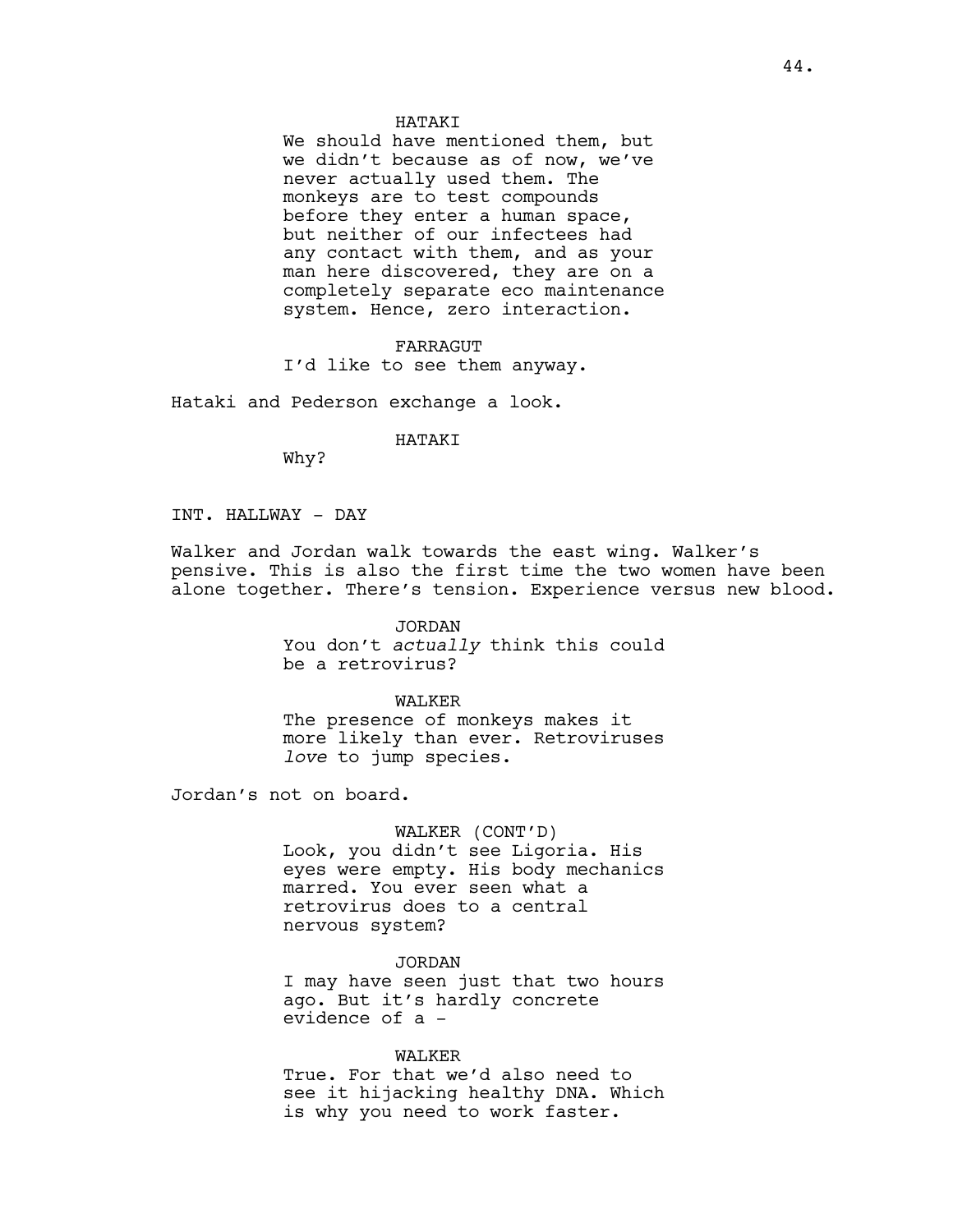HATAKI

We should have mentioned them, but we didn't because as of now, we've never actually used them. The monkeys are to test compounds before they enter a human space, but neither of our infectees had any contact with them, and as your man here discovered, they are on a completely separate eco maintenance system. Hence, zero interaction.

FARRAGUT

I'd like to see them anyway.

Hataki and Pederson exchange a look.

HATAKI

Why?

INT. HALLWAY - DAY

Walker and Jordan walk towards the east wing. Walker's pensive. This is also the first time the two women have been alone together. There's tension. Experience versus new blood.

JORDAN

You don't *actually* think this could be a retrovirus?

WALKER

The presence of monkeys makes it more likely than ever. Retroviruses *love* to jump species.

Jordan's not on board.

WALKER (CONT'D)

Look, you didn't see Ligoria. His eyes were empty. His body mechanics marred. You ever seen what a retrovirus does to a central nervous system?

JORDAN

I may have seen just that two hours ago. But it's hardly concrete evidence of a -

WALKER

True. For that we'd also need to see it hijacking healthy DNA. Which is why you need to work faster.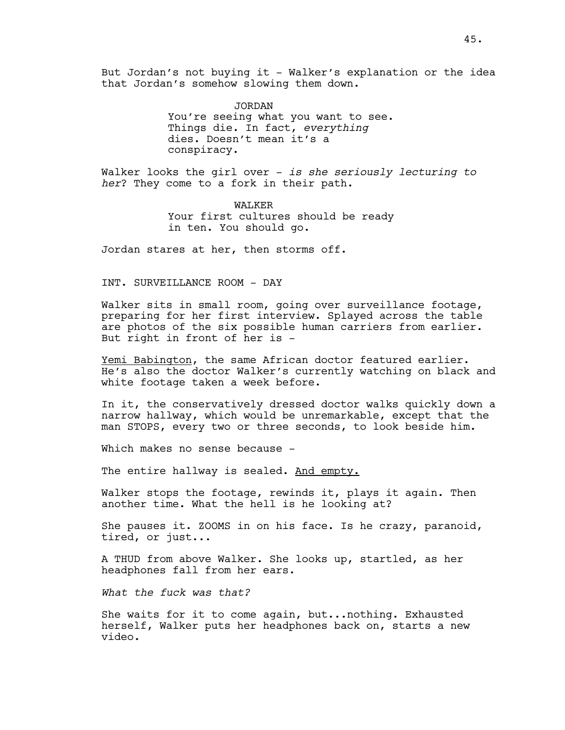But Jordan's not buying it - Walker's explanation or the idea that Jordan's somehow slowing them down.

JORDAN
You're seeing what you want to see. Things die. In fact, *everything* dies. Doesn't mean it's a conspiracy.

Walker looks the girl over - *is she seriously lecturing to her*? They come to a fork in their path.

WALKER
Your first cultures should be ready in ten. You should go.

Jordan stares at her, then storms off.

INT. SURVEILLANCE ROOM - DAY

Walker sits in small room, going over surveillance footage, preparing for her first interview. Splayed across the table are photos of the six possible human carriers from earlier. But right in front of her is -

<u>Yemi Babington</u>, the same African doctor featured earlier. He's also the doctor Walker's currently watching on black and white footage taken a week before.

In it, the conservatively dressed doctor walks quickly down a narrow hallway, which would be unremarkable, except that the man STOPS, every two or three seconds, to look beside him.

Which makes no sense because -

The entire hallway is sealed. <u>And empty.</u>

Walker stops the footage, rewinds it, plays it again. Then another time. What the hell is he looking at?

She pauses it. ZOOMS in on his face. Is he crazy, paranoid, tired, or just...

A THUD from above Walker. She looks up, startled, as her headphones fall from her ears.

*What the fuck was that?*

She waits for it to come again, but...nothing. Exhausted herself, Walker puts her headphones back on, starts a new video.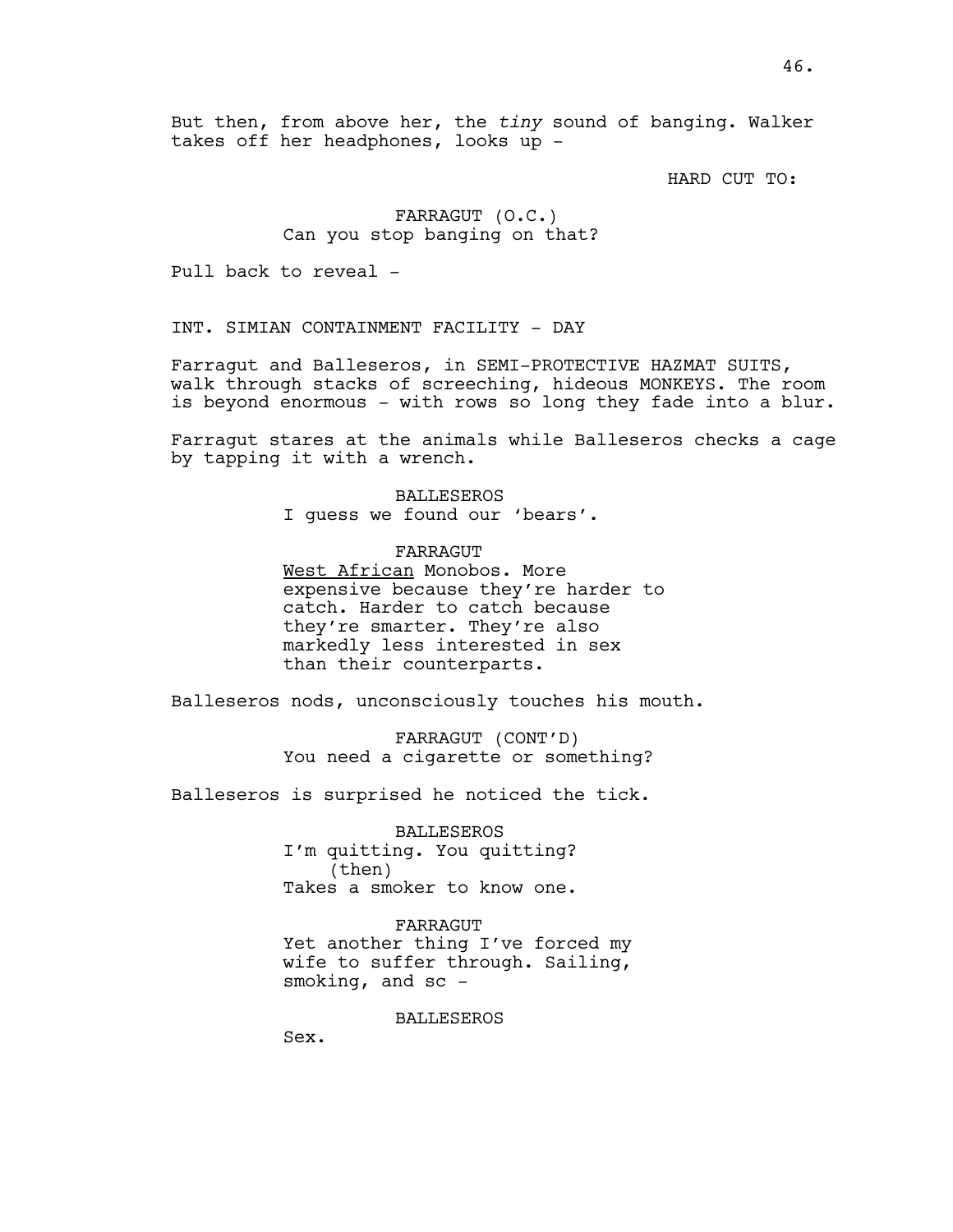But then, from above her, the *tiny* sound of banging. Walker takes off her headphones, looks up -

HARD CUT TO:

FARRAGUT (O.C.)
Can you stop banging on that?

Pull back to reveal -

INT. SIMIAN CONTAINMENT FACILITY - DAY

Farragut and Balleseros, in SEMI-PROTECTIVE HAZMAT SUITS, walk through stacks of screeching, hideous MONKEYS. The room is beyond enormous - with rows so long they fade into a blur.

Farragut stares at the animals while Balleseros checks a cage by tapping it with a wrench.

BALLESEROS
I guess we found our 'bears'.

FARRAGUT
<u>West African</u> Monobos. More expensive because they're harder to catch. Harder to catch because they're smarter. They're also markedly less interested in sex than their counterparts.

Balleseros nods, unconsciously touches his mouth.

FARRAGUT (CONT'D)
You need a cigarette or something?

Balleseros is surprised he noticed the tick.

BALLESEROS
I'm quitting. You quitting?
(then)
Takes a smoker to know one.

FARRAGUT
Yet another thing I've forced my wife to suffer through. Sailing, smoking, and sc -

BALLESEROS
Sex.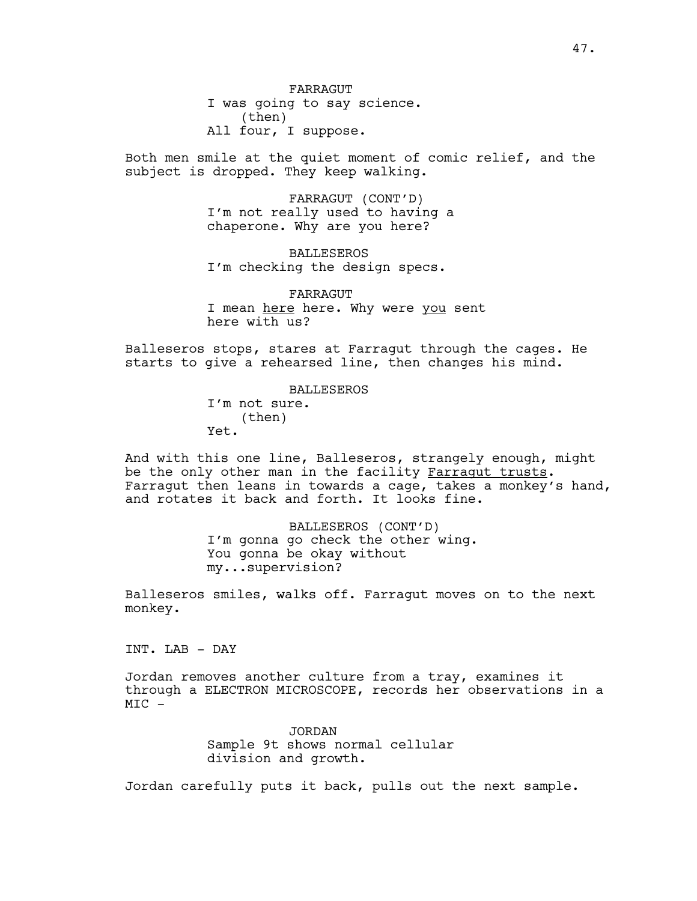FARRAGUT
I was going to say science.
(then)
All four, I suppose.

Both men smile at the quiet moment of comic relief, and the subject is dropped. They keep walking.

FARRAGUT (CONT'D)
I'm not really used to having a chaperone. Why are you here?

BALLESEROS
I'm checking the design specs.

FARRAGUT
I mean here here. Why were you sent here with us?

Balleseros stops, stares at Farragut through the cages. He starts to give a rehearsed line, then changes his mind.

BALLESEROS
I'm not sure.
(then)
Yet.

And with this one line, Balleseros, strangely enough, might be the only other man in the facility Farragut trusts. Farragut then leans in towards a cage, takes a monkey's hand, and rotates it back and forth. It looks fine.

BALLESEROS (CONT'D)
I'm gonna go check the other wing. You gonna be okay without my...supervision?

Balleseros smiles, walks off. Farragut moves on to the next monkey.

INT. LAB - DAY

Jordan removes another culture from a tray, examines it through a ELECTRON MICROSCOPE, records her observations in a MIC -

JORDAN
Sample 9t shows normal cellular division and growth.

Jordan carefully puts it back, pulls out the next sample.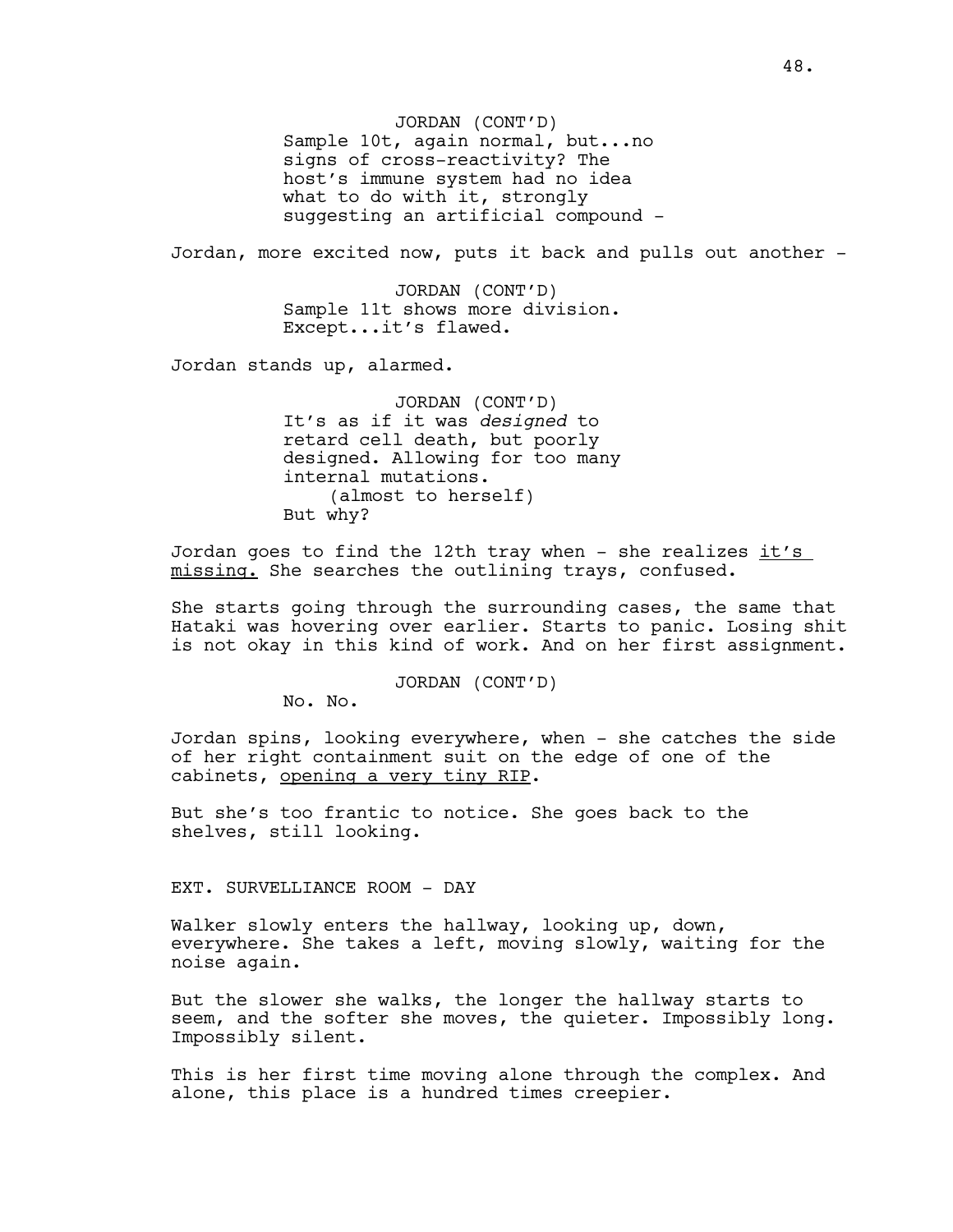JORDAN (CONT'D)
Sample 10t, again normal, but...no signs of cross-reactivity? The host's immune system had no idea what to do with it, strongly suggesting an artificial compound -

Jordan, more excited now, puts it back and pulls out another -

JORDAN (CONT'D)
Sample 11t shows more division. Except...it's flawed.

Jordan stands up, alarmed.

JORDAN (CONT'D)
It's as if it was *designed* to retard cell death, but poorly designed. Allowing for too many internal mutations.
(almost to herself)
But why?

Jordan goes to find the 12th tray when - she realizes it's missing. She searches the outlining trays, confused.

She starts going through the surrounding cases, the same that Hataki was hovering over earlier. Starts to panic. Losing shit is not okay in this kind of work. And on her first assignment.

JORDAN (CONT'D)
No. No.

Jordan spins, looking everywhere, when - she catches the side of her right containment suit on the edge of one of the cabinets, opening a very tiny RIP.

But she's too frantic to notice. She goes back to the shelves, still looking.

EXT. SURVELLIANCE ROOM - DAY

Walker slowly enters the hallway, looking up, down, everywhere. She takes a left, moving slowly, waiting for the noise again.

But the slower she walks, the longer the hallway starts to seem, and the softer she moves, the quieter. Impossibly long. Impossibly silent.

This is her first time moving alone through the complex. And alone, this place is a hundred times creepier.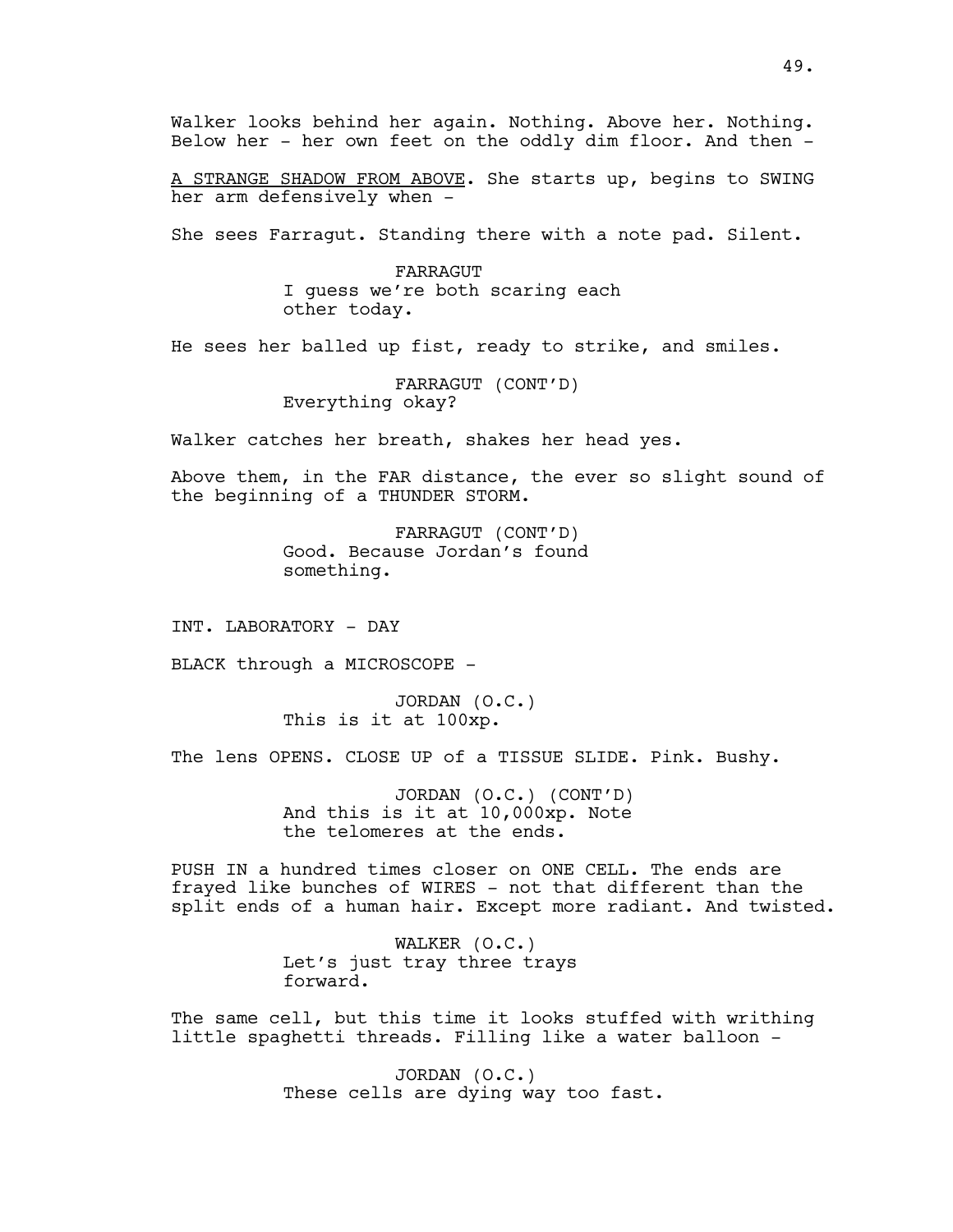Walker looks behind her again. Nothing. Above her. Nothing. Below her - her own feet on the oddly dim floor. And then -

A STRANGE SHADOW FROM ABOVE. She starts up, begins to SWING her arm defensively when -

She sees Farragut. Standing there with a note pad. Silent.

FARRAGUT
I guess we're both scaring each other today.

He sees her balled up fist, ready to strike, and smiles.

FARRAGUT (CONT'D)
Everything okay?

Walker catches her breath, shakes her head yes.

Above them, in the FAR distance, the ever so slight sound of the beginning of a THUNDER STORM.

FARRAGUT (CONT'D)
Good. Because Jordan's found something.

INT. LABORATORY - DAY

BLACK through a MICROSCOPE -

JORDAN (O.C.)
This is it at 100xp.

The lens OPENS. CLOSE UP of a TISSUE SLIDE. Pink. Bushy.

JORDAN (O.C.) (CONT'D)
And this is it at 10,000xp. Note the telomeres at the ends.

PUSH IN a hundred times closer on ONE CELL. The ends are frayed like bunches of WIRES - not that different than the split ends of a human hair. Except more radiant. And twisted.

WALKER (O.C.)
Let's just tray three trays forward.

The same cell, but this time it looks stuffed with writhing little spaghetti threads. Filling like a water balloon -

JORDAN (O.C.)
These cells are dying way too fast.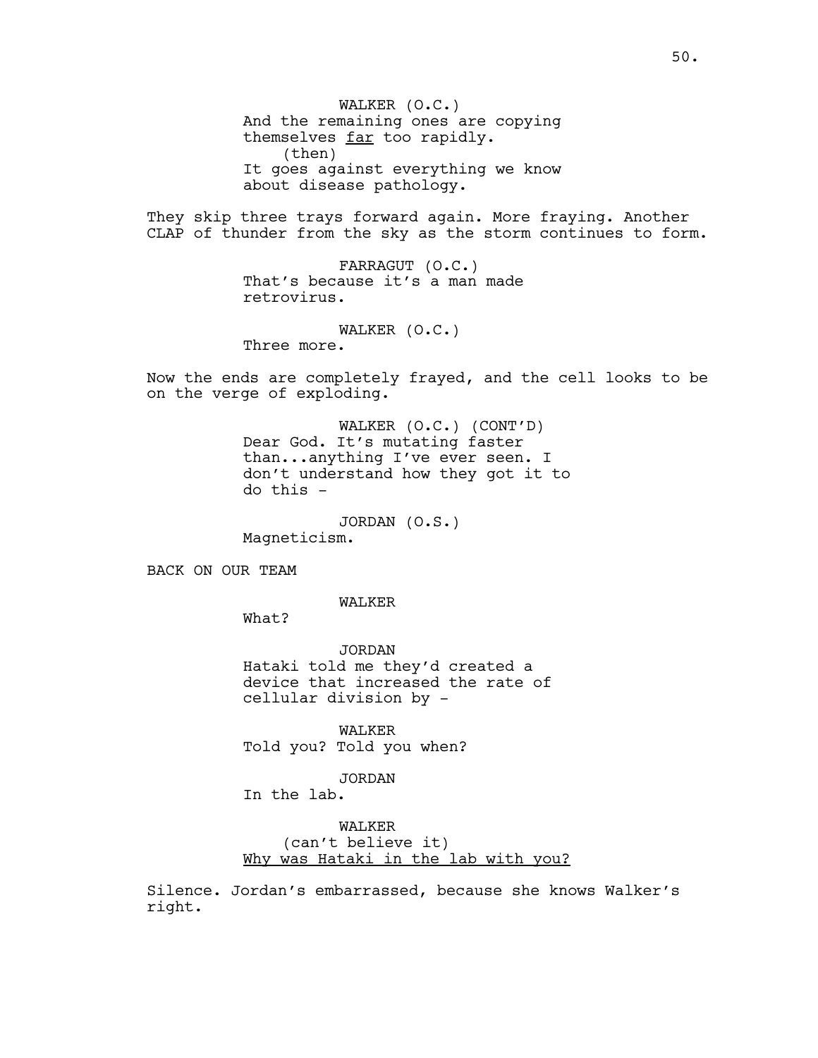WALKER (O.C.)
And the remaining ones are copying themselves _far_ too rapidly.
(then)
It goes against everything we know about disease pathology.

They skip three trays forward again. More fraying. Another CLAP of thunder from the sky as the storm continues to form.

FARRAGUT (O.C.)
That's because it's a man made retrovirus.

WALKER (O.C.)
Three more.

Now the ends are completely frayed, and the cell looks to be on the verge of exploding.

WALKER (O.C.) (CONT'D)
Dear God. It's mutating faster than...anything I've ever seen. I don't understand how they got it to do this -

JORDAN (O.S.)
Magneticism.

BACK ON OUR TEAM

WALKER
What?

JORDAN
Hataki told me they'd created a device that increased the rate of cellular division by -

WALKER
Told you? Told you when?

JORDAN
In the lab.

WALKER
(can't believe it)
_Why was Hataki in the lab with you?_

Silence. Jordan's embarrassed, because she knows Walker's right.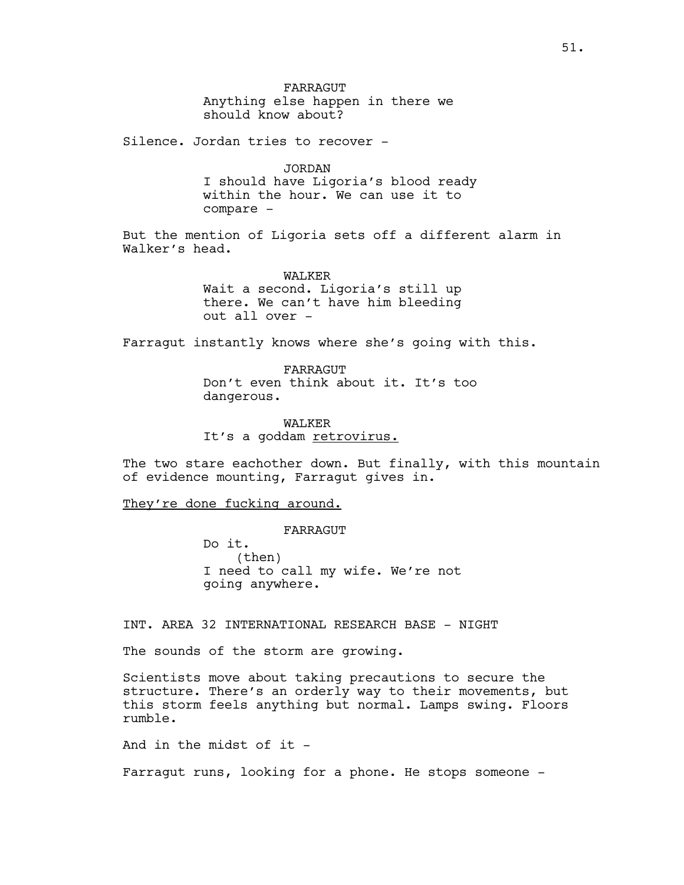FARRAGUT
Anything else happen in there we should know about?

Silence. Jordan tries to recover -

JORDAN
I should have Ligoria's blood ready within the hour. We can use it to compare -

But the mention of Ligoria sets off a different alarm in Walker's head.

WALKER
Wait a second. Ligoria's still up there. We can't have him bleeding out all over -

Farragut instantly knows where she's going with this.

FARRAGUT
Don't even think about it. It's too dangerous.

WALKER
It's a goddam <u>retrovirus.</u>

The two stare eachother down. But finally, with this mountain of evidence mounting, Farragut gives in.

<u>They're done fucking around.</u>

FARRAGUT
Do it.
(then)
I need to call my wife. We're not going anywhere.

INT. AREA 32 INTERNATIONAL RESEARCH BASE - NIGHT

The sounds of the storm are growing.

Scientists move about taking precautions to secure the structure. There's an orderly way to their movements, but this storm feels anything but normal. Lamps swing. Floors rumble.

And in the midst of it -

Farragut runs, looking for a phone. He stops someone -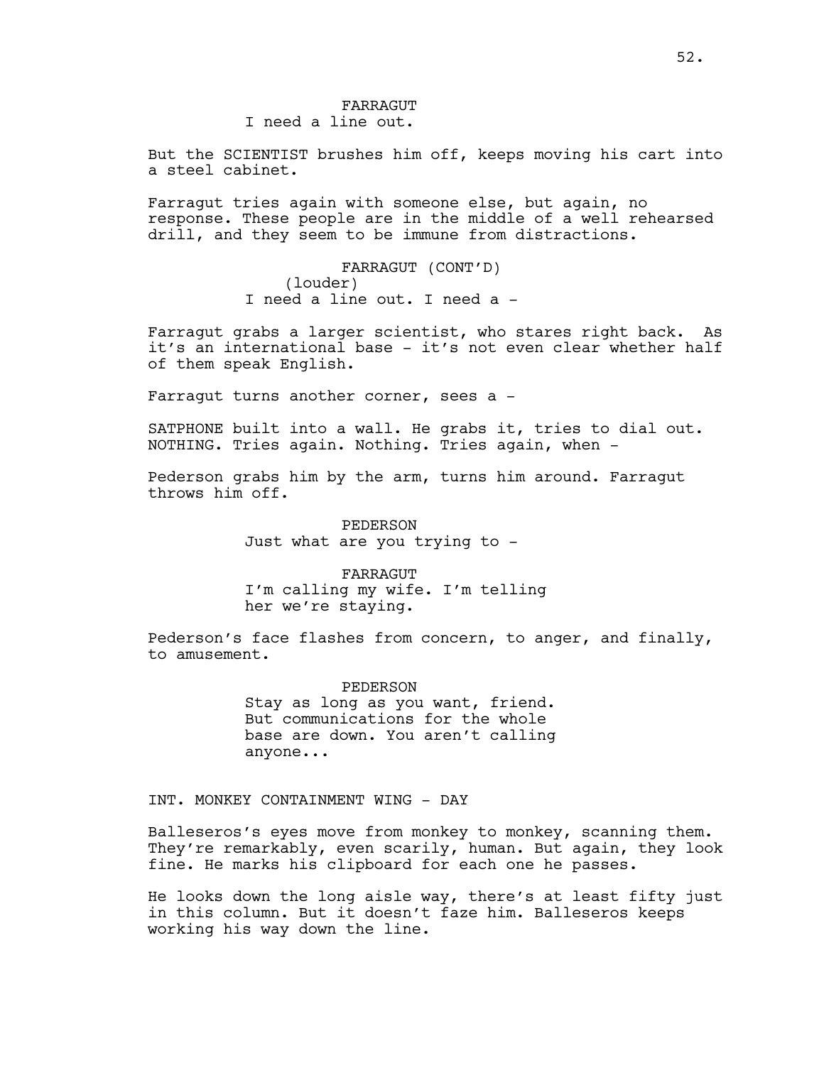FARRAGUT
I need a line out.

But the SCIENTIST brushes him off, keeps moving his cart into a steel cabinet.

Farragut tries again with someone else, but again, no response. These people are in the middle of a well rehearsed drill, and they seem to be immune from distractions.

FARRAGUT (CONT'D)
(louder)
I need a line out. I need a -

Farragut grabs a larger scientist, who stares right back. As it's an international base - it's not even clear whether half of them speak English.

Farragut turns another corner, sees a -

SATPHONE built into a wall. He grabs it, tries to dial out. NOTHING. Tries again. Nothing. Tries again, when -

Pederson grabs him by the arm, turns him around. Farragut throws him off.

PEDERSON
Just what are you trying to -

FARRAGUT
I'm calling my wife. I'm telling her we're staying.

Pederson's face flashes from concern, to anger, and finally, to amusement.

PEDERSON
Stay as long as you want, friend. But communications for the whole base are down. You aren't calling anyone...

INT. MONKEY CONTAINMENT WING - DAY

Balleseros's eyes move from monkey to monkey, scanning them. They're remarkably, even scarily, human. But again, they look fine. He marks his clipboard for each one he passes.

He looks down the long aisle way, there's at least fifty just in this column. But it doesn't faze him. Balleseros keeps working his way down the line.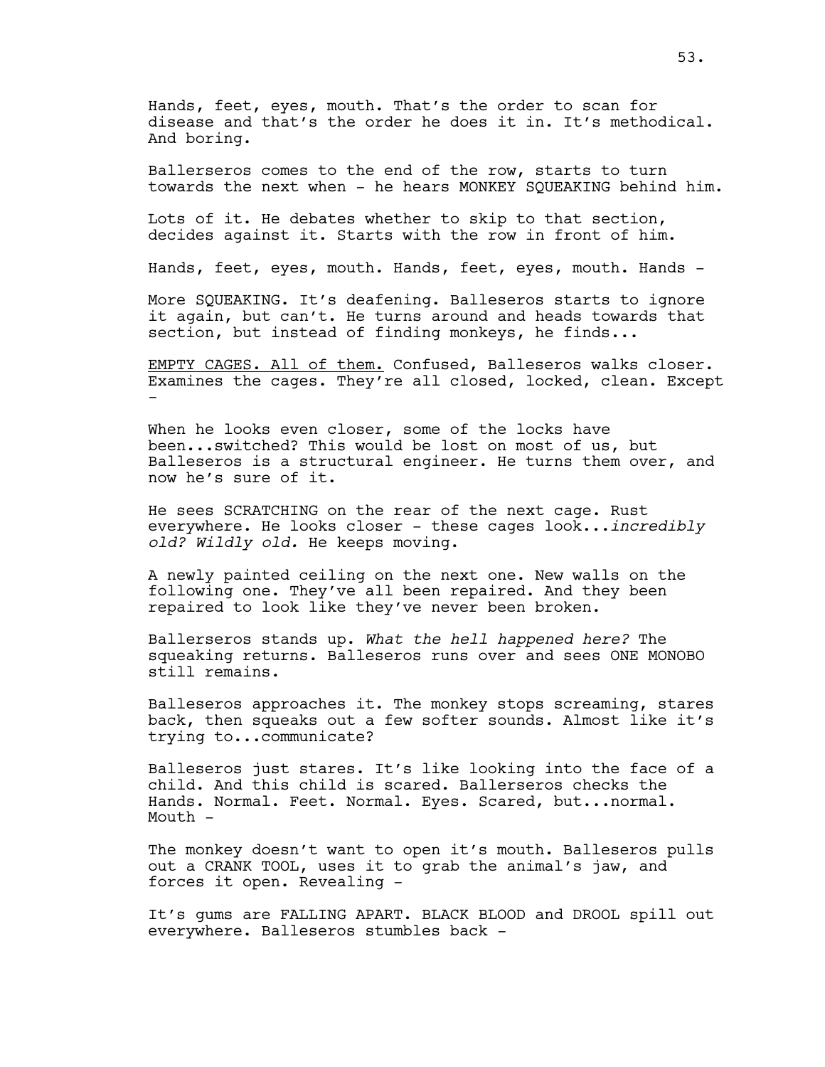Hands, feet, eyes, mouth. That's the order to scan for disease and that's the order he does it in. It's methodical. And boring.

Ballerseros comes to the end of the row, starts to turn towards the next when - he hears MONKEY SQUEAKING behind him.

Lots of it. He debates whether to skip to that section, decides against it. Starts with the row in front of him.

Hands, feet, eyes, mouth. Hands, feet, eyes, mouth. Hands -

More SQUEAKING. It's deafening. Balleseros starts to ignore it again, but can't. He turns around and heads towards that section, but instead of finding monkeys, he finds...

<u>EMPTY CAGES. All of them.</u> Confused, Balleseros walks closer. Examines the cages. They're all closed, locked, clean. Except -

When he looks even closer, some of the locks have been...switched? This would be lost on most of us, but Balleseros is a structural engineer. He turns them over, and now he's sure of it.

He sees SCRATCHING on the rear of the next cage. Rust everywhere. He looks closer - these cages look...*incredibly old? Wildly old.* He keeps moving.

A newly painted ceiling on the next one. New walls on the following one. They've all been repaired. And they been repaired to look like they've never been broken.

Ballerseros stands up. *What the hell happened here?* The squeaking returns. Balleseros runs over and sees ONE MONOBO still remains.

Balleseros approaches it. The monkey stops screaming, stares back, then squeaks out a few softer sounds. Almost like it's trying to...communicate?

Balleseros just stares. It's like looking into the face of a child. And this child is scared. Ballerseros checks the Hands. Normal. Feet. Normal. Eyes. Scared, but...normal. Mouth -

The monkey doesn't want to open it's mouth. Balleseros pulls out a CRANK TOOL, uses it to grab the animal's jaw, and forces it open. Revealing -

It's gums are FALLING APART. BLACK BLOOD and DROOL spill out everywhere. Balleseros stumbles back -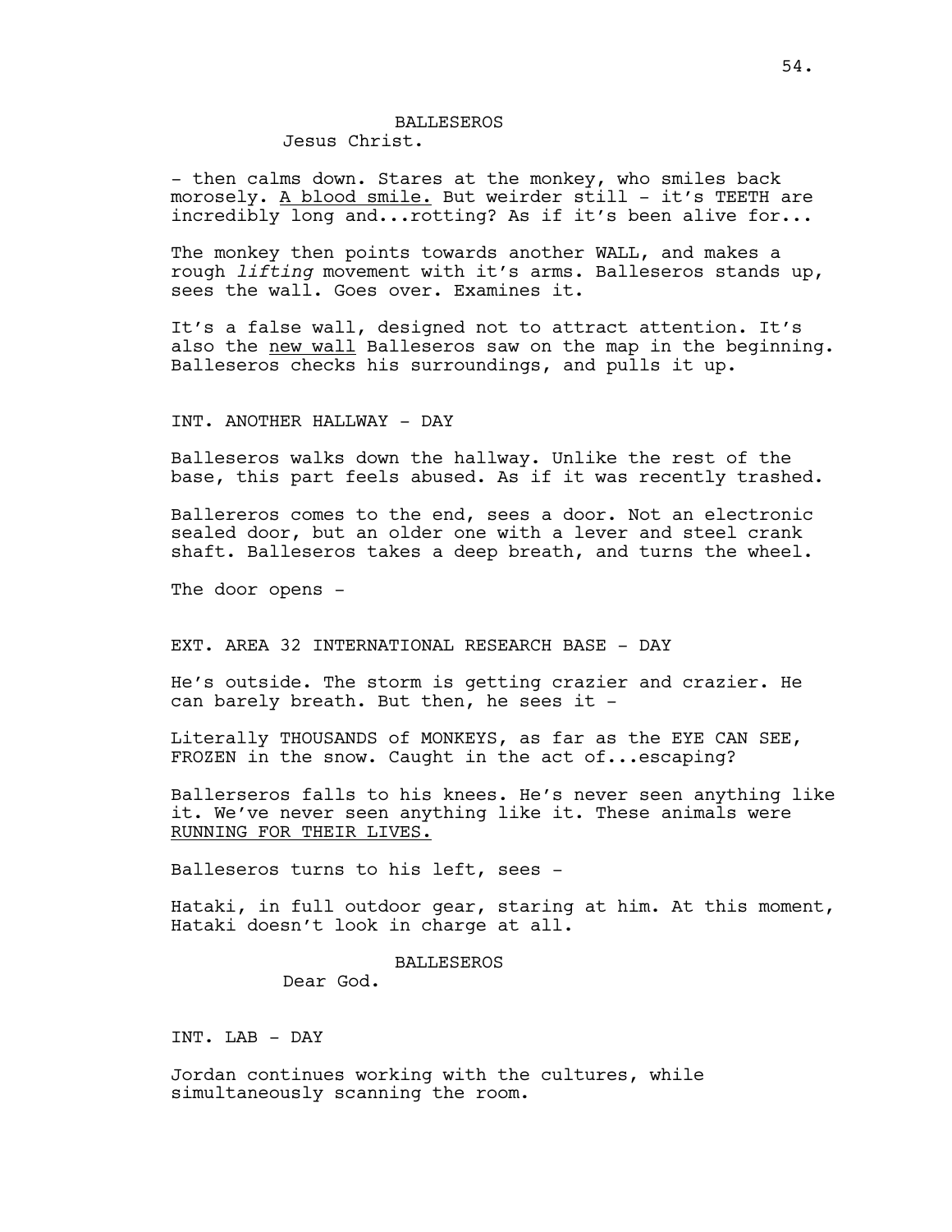BALLESEROS
Jesus Christ.

- then calms down. Stares at the monkey, who smiles back morosely. A blood smile. But weirder still - it's TEETH are incredibly long and...rotting? As if it's been alive for...

The monkey then points towards another WALL, and makes a rough *lifting* movement with it's arms. Balleseros stands up, sees the wall. Goes over. Examines it.

It's a false wall, designed not to attract attention. It's also the new wall Balleseros saw on the map in the beginning. Balleseros checks his surroundings, and pulls it up.

INT. ANOTHER HALLWAY - DAY

Balleseros walks down the hallway. Unlike the rest of the base, this part feels abused. As if it was recently trashed.

Ballereros comes to the end, sees a door. Not an electronic sealed door, but an older one with a lever and steel crank shaft. Balleseros takes a deep breath, and turns the wheel.

The door opens -

EXT. AREA 32 INTERNATIONAL RESEARCH BASE - DAY

He's outside. The storm is getting crazier and crazier. He can barely breath. But then, he sees it -

Literally THOUSANDS of MONKEYS, as far as the EYE CAN SEE, FROZEN in the snow. Caught in the act of...escaping?

Ballerseros falls to his knees. He's never seen anything like it. We've never seen anything like it. These animals were RUNNING FOR THEIR LIVES.

Balleseros turns to his left, sees -

Hataki, in full outdoor gear, staring at him. At this moment, Hataki doesn't look in charge at all.

BALLESEROS
Dear God.

INT. LAB - DAY

Jordan continues working with the cultures, while simultaneously scanning the room.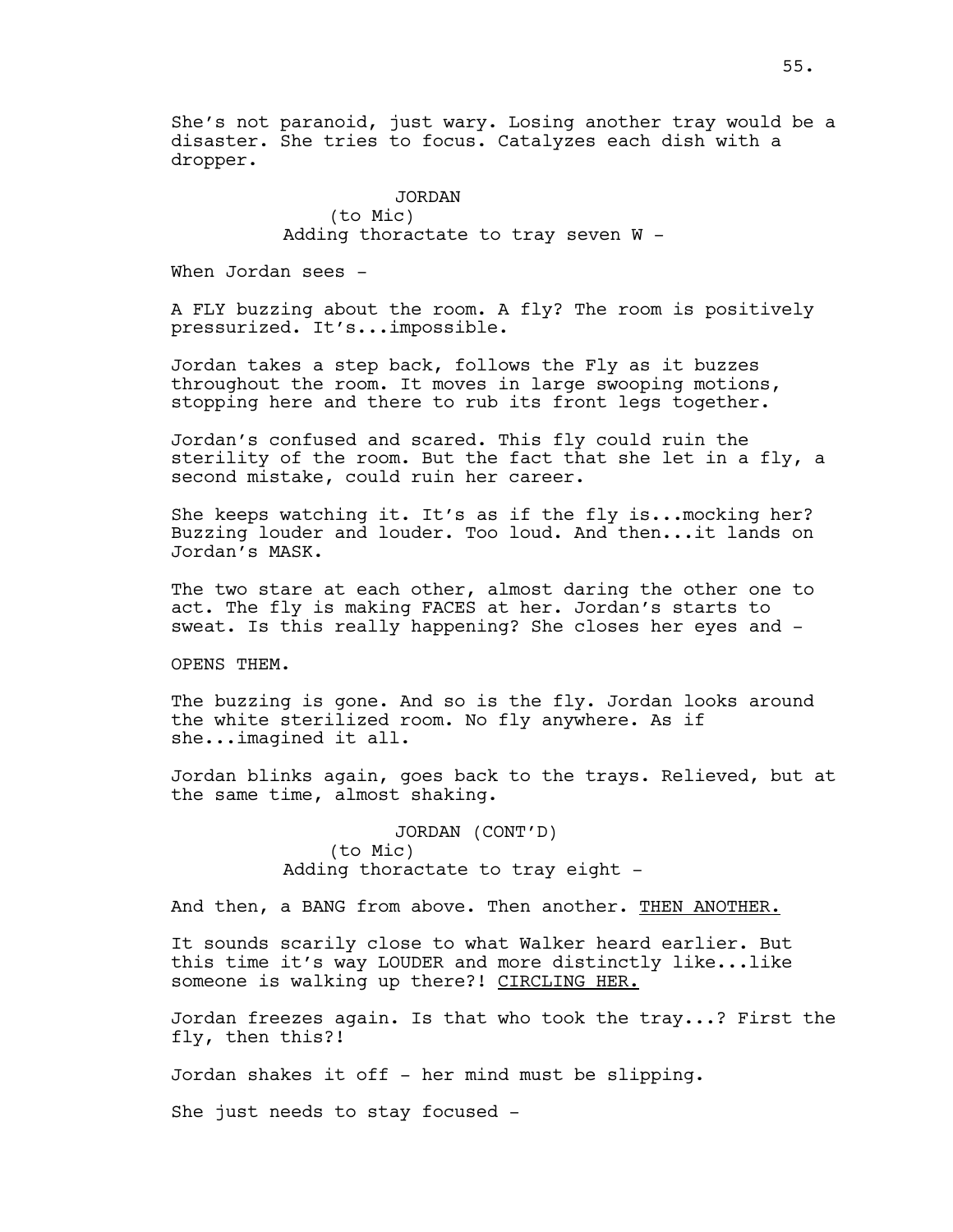She's not paranoid, just wary. Losing another tray would be a disaster. She tries to focus. Catalyzes each dish with a dropper.

JORDAN
(to Mic)
Adding thoractate to tray seven W -

When Jordan sees -

A FLY buzzing about the room. A fly? The room is positively pressurized. It's...impossible.

Jordan takes a step back, follows the Fly as it buzzes throughout the room. It moves in large swooping motions, stopping here and there to rub its front legs together.

Jordan's confused and scared. This fly could ruin the sterility of the room. But the fact that she let in a fly, a second mistake, could ruin her career.

She keeps watching it. It's as if the fly is...mocking her? Buzzing louder and louder. Too loud. And then...it lands on Jordan's MASK.

The two stare at each other, almost daring the other one to act. The fly is making FACES at her. Jordan's starts to sweat. Is this really happening? She closes her eyes and -

OPENS THEM.

The buzzing is gone. And so is the fly. Jordan looks around the white sterilized room. No fly anywhere. As if she...imagined it all.

Jordan blinks again, goes back to the trays. Relieved, but at the same time, almost shaking.

JORDAN (CONT'D)
(to Mic)
Adding thoractate to tray eight -

And then, a BANG from above. Then another. <u>THEN ANOTHER.</u>

It sounds scarily close to what Walker heard earlier. But this time it's way LOUDER and more distinctly like...like someone is walking up there?! <u>CIRCLING HER.</u>

Jordan freezes again. Is that who took the tray...? First the fly, then this?!

Jordan shakes it off - her mind must be slipping.

She just needs to stay focused -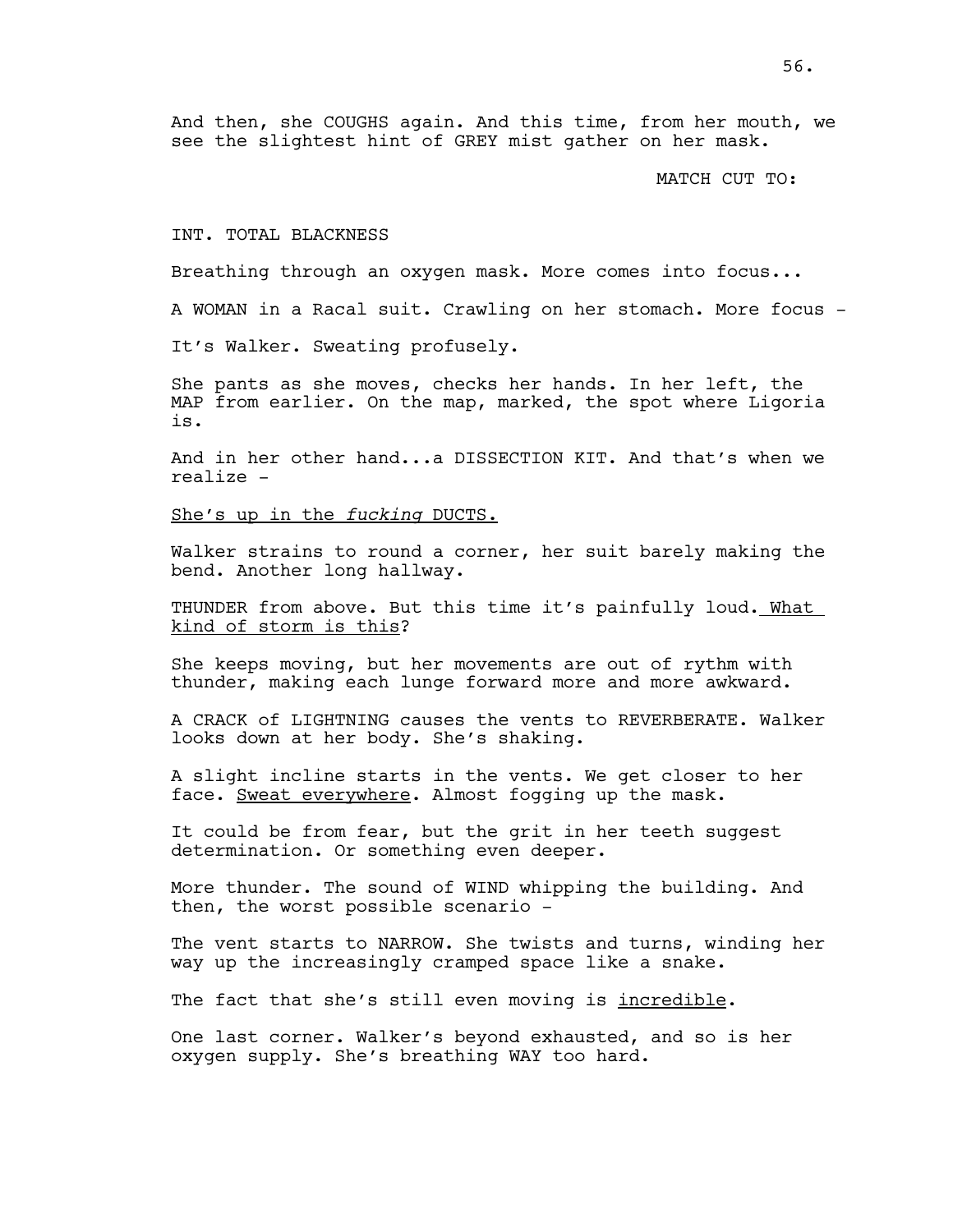And then, she COUGHS again. And this time, from her mouth, we see the slightest hint of GREY mist gather on her mask.

MATCH CUT TO:

INT. TOTAL BLACKNESS

Breathing through an oxygen mask. More comes into focus...

A WOMAN in a Racal suit. Crawling on her stomach. More focus -

It's Walker. Sweating profusely.

She pants as she moves, checks her hands. In her left, the MAP from earlier. On the map, marked, the spot where Ligoria is.

And in her other hand...a DISSECTION KIT. And that's when we realize -

<u>She's up in the *fucking* DUCTS.</u>

Walker strains to round a corner, her suit barely making the bend. Another long hallway.

THUNDER from above. But this time it's painfully loud. <u>What kind of storm is this</u>?

She keeps moving, but her movements are out of rythm with thunder, making each lunge forward more and more awkward.

A CRACK of LIGHTNING causes the vents to REVERBERATE. Walker looks down at her body. She's shaking.

A slight incline starts in the vents. We get closer to her face. <u>Sweat everywhere</u>. Almost fogging up the mask.

It could be from fear, but the grit in her teeth suggest determination. Or something even deeper.

More thunder. The sound of WIND whipping the building. And then, the worst possible scenario -

The vent starts to NARROW. She twists and turns, winding her way up the increasingly cramped space like a snake.

The fact that she's still even moving is <u>incredible</u>.

One last corner. Walker's beyond exhausted, and so is her oxygen supply. She's breathing WAY too hard.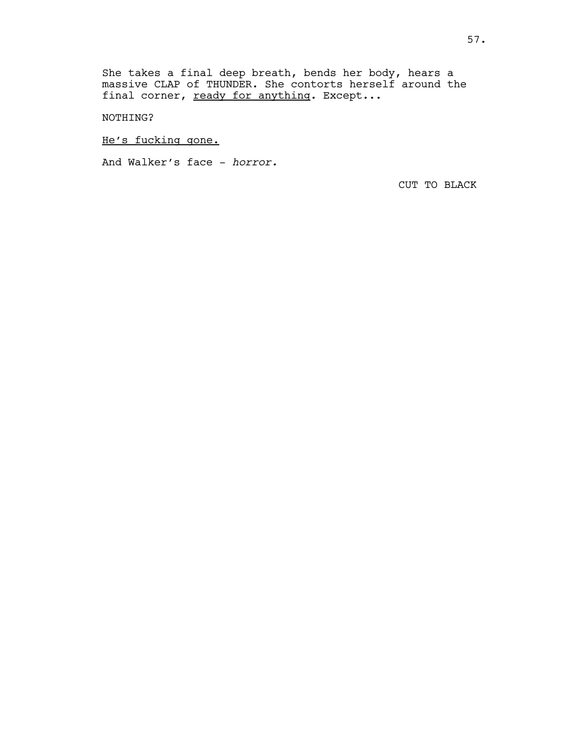She takes a final deep breath, bends her body, hears a massive CLAP of THUNDER. She contorts herself around the final corner, <u>ready for anything</u>. Except...

NOTHING?

<u>He's fucking gone.</u>

And Walker's face - *horror.*

CUT TO BLACK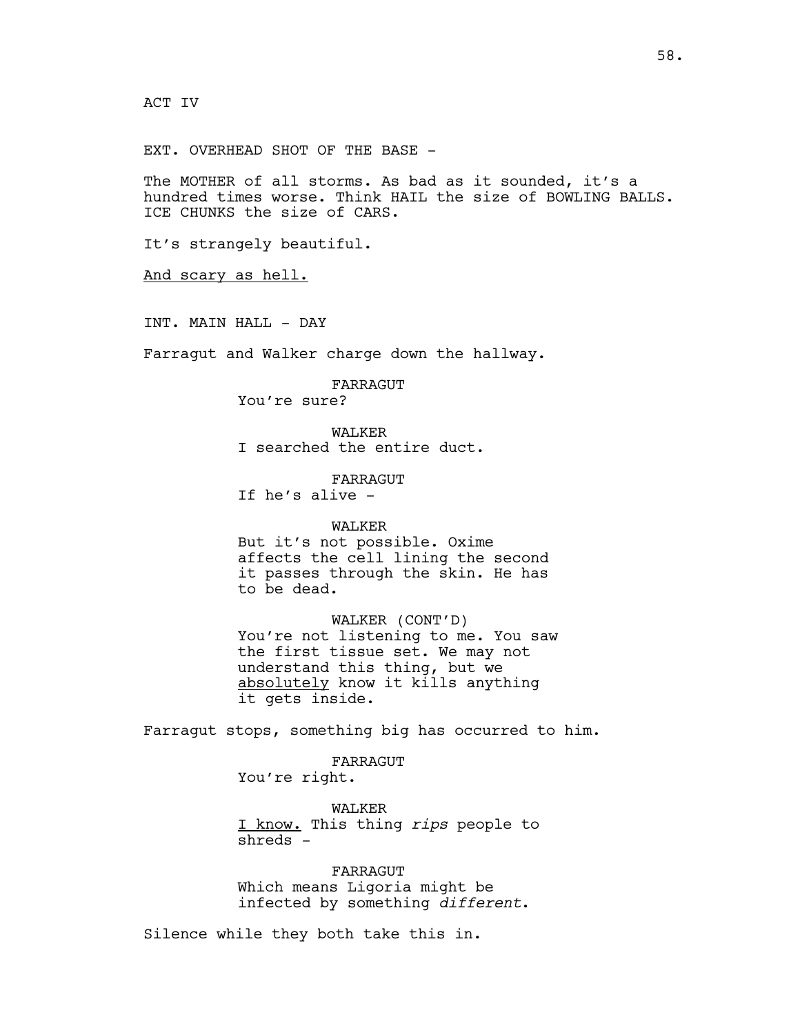ACT IV

EXT. OVERHEAD SHOT OF THE BASE -

The MOTHER of all storms. As bad as it sounded, it's a hundred times worse. Think HAIL the size of BOWLING BALLS. ICE CHUNKS the size of CARS.

It's strangely beautiful.

<u>And scary as hell.</u>

INT. MAIN HALL - DAY

Farragut and Walker charge down the hallway.

FARRAGUT
You're sure?

WALKER
I searched the entire duct.

FARRAGUT
If he's alive -

WALKER
But it's not possible. Oxime affects the cell lining the second it passes through the skin. He has to be dead.

WALKER (CONT'D)
You're not listening to me. You saw the first tissue set. We may not understand this thing, but we <u>absolutely</u> know it kills anything it gets inside.

Farragut stops, something big has occurred to him.

FARRAGUT
You're right.

WALKER
<u>I know.</u> This thing *rips* people to shreds -

FARRAGUT
Which means Ligoria might be infected by something *different*.

Silence while they both take this in.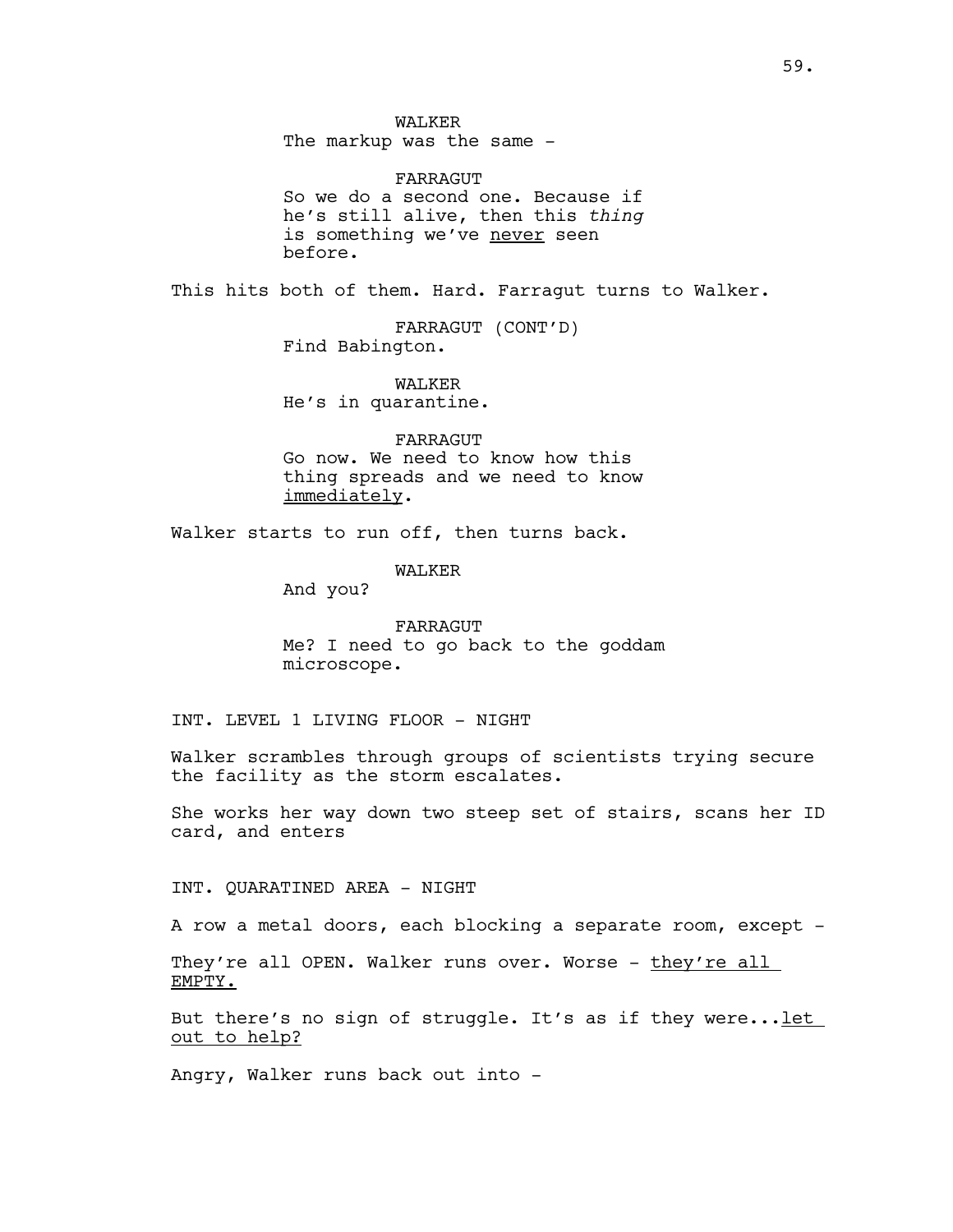WALKER
The markup was the same -

FARRAGUT
So we do a second one. Because if he's still alive, then this *thing* is something we've never seen before.

This hits both of them. Hard. Farragut turns to Walker.

FARRAGUT (CONT'D)
Find Babington.

WALKER
He's in quarantine.

FARRAGUT
Go now. We need to know how this thing spreads and we need to know immediately.

Walker starts to run off, then turns back.

WALKER
And you?

FARRAGUT
Me? I need to go back to the goddam microscope.

INT. LEVEL 1 LIVING FLOOR - NIGHT

Walker scrambles through groups of scientists trying secure the facility as the storm escalates.

She works her way down two steep set of stairs, scans her ID card, and enters

INT. QUARATINED AREA - NIGHT

A row a metal doors, each blocking a separate room, except -

They're all OPEN. Walker runs over. Worse - they're all EMPTY.

But there's no sign of struggle. It's as if they were...let out to help?

Angry, Walker runs back out into -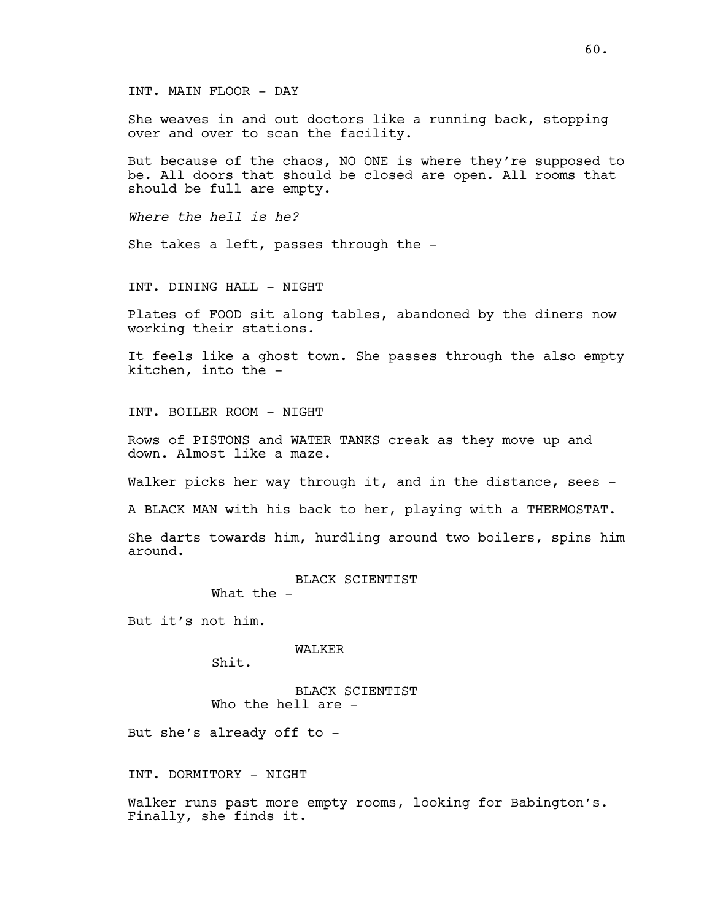INT. MAIN FLOOR - DAY

She weaves in and out doctors like a running back, stopping over and over to scan the facility.

But because of the chaos, NO ONE is where they're supposed to be. All doors that should be closed are open. All rooms that should be full are empty.

*Where the hell is he?*

She takes a left, passes through the -

INT. DINING HALL - NIGHT

Plates of FOOD sit along tables, abandoned by the diners now working their stations.

It feels like a ghost town. She passes through the also empty kitchen, into the -

INT. BOILER ROOM - NIGHT

Rows of PISTONS and WATER TANKS creak as they move up and down. Almost like a maze.

Walker picks her way through it, and in the distance, sees -

A BLACK MAN with his back to her, playing with a THERMOSTAT.

She darts towards him, hurdling around two boilers, spins him around.

BLACK SCIENTIST
What the -

<u>But it's not him.</u>

WALKER
Shit.

BLACK SCIENTIST
Who the hell are -

But she's already off to -

INT. DORMITORY - NIGHT

Walker runs past more empty rooms, looking for Babington's. Finally, she finds it.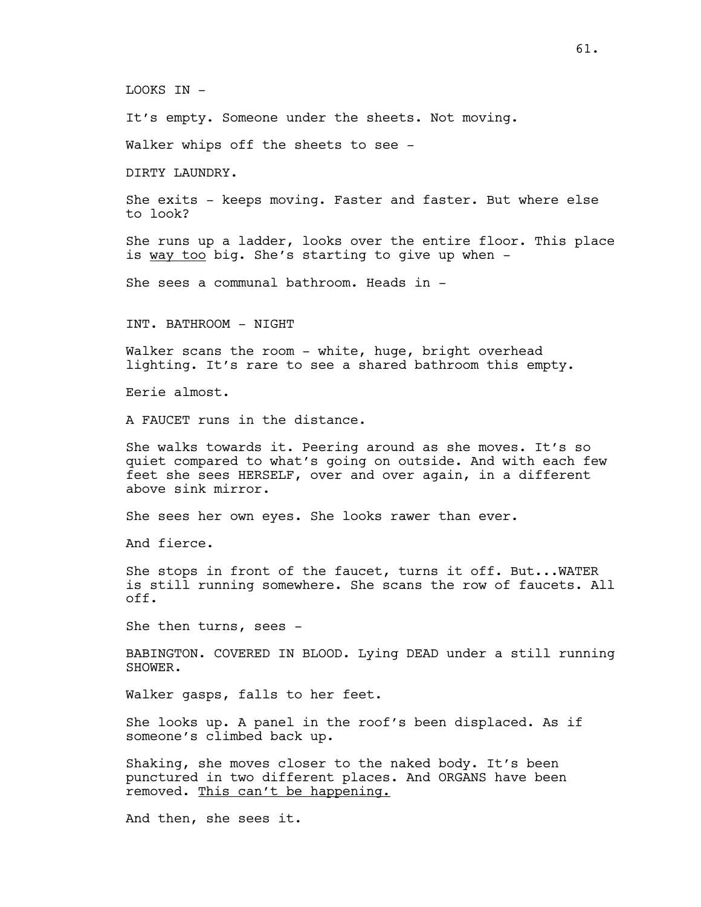LOOKS IN -

It's empty. Someone under the sheets. Not moving.

Walker whips off the sheets to see -

DIRTY LAUNDRY.

She exits - keeps moving. Faster and faster. But where else to look?

She runs up a ladder, looks over the entire floor. This place is <u>way too</u> big. She's starting to give up when -

She sees a communal bathroom. Heads in -

INT. BATHROOM - NIGHT

Walker scans the room - white, huge, bright overhead lighting. It's rare to see a shared bathroom this empty.

Eerie almost.

A FAUCET runs in the distance.

She walks towards it. Peering around as she moves. It's so quiet compared to what's going on outside. And with each few feet she sees HERSELF, over and over again, in a different above sink mirror.

She sees her own eyes. She looks rawer than ever.

And fierce.

She stops in front of the faucet, turns it off. But...WATER is still running somewhere. She scans the row of faucets. All off.

She then turns, sees -

BABINGTON. COVERED IN BLOOD. Lying DEAD under a still running SHOWER.

Walker gasps, falls to her feet.

She looks up. A panel in the roof's been displaced. As if someone's climbed back up.

Shaking, she moves closer to the naked body. It's been punctured in two different places. And ORGANS have been removed. <u>This can't be happening.</u>

And then, she sees it.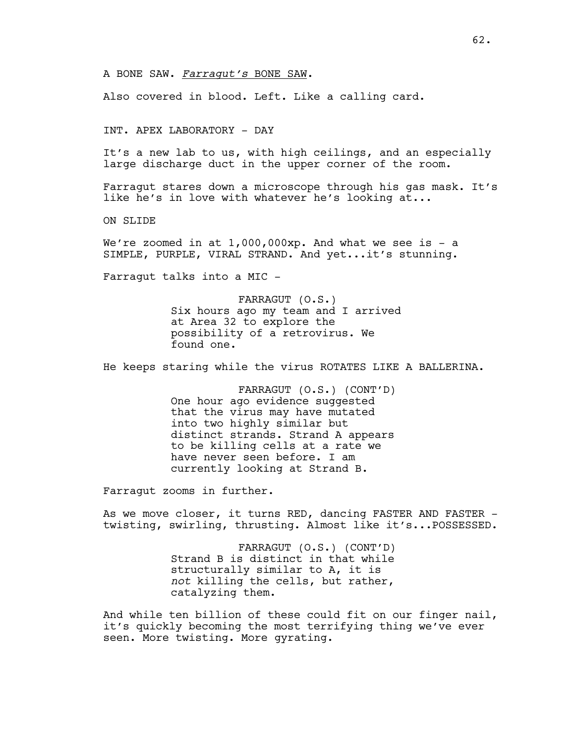A BONE SAW. *Farragut's* BONE SAW.

Also covered in blood. Left. Like a calling card.

INT. APEX LABORATORY - DAY

It's a new lab to us, with high ceilings, and an especially large discharge duct in the upper corner of the room.

Farragut stares down a microscope through his gas mask. It's like he's in love with whatever he's looking at...

ON SLIDE

We're zoomed in at 1,000,000xp. And what we see is - a SIMPLE, PURPLE, VIRAL STRAND. And yet...it's stunning.

Farragut talks into a MIC -

FARRAGUT (O.S.)
Six hours ago my team and I arrived at Area 32 to explore the possibility of a retrovirus. We found one.

He keeps staring while the virus ROTATES LIKE A BALLERINA.

FARRAGUT (O.S.) (CONT'D)
One hour ago evidence suggested that the virus may have mutated into two highly similar but distinct strands. Strand A appears to be killing cells at a rate we have never seen before. I am currently looking at Strand B.

Farragut zooms in further.

As we move closer, it turns RED, dancing FASTER AND FASTER - twisting, swirling, thrusting. Almost like it's...POSSESSED.

FARRAGUT (O.S.) (CONT'D)
Strand B is distinct in that while structurally similar to A, it is *not* killing the cells, but rather, catalyzing them.

And while ten billion of these could fit on our finger nail, it's quickly becoming the most terrifying thing we've ever seen. More twisting. More gyrating.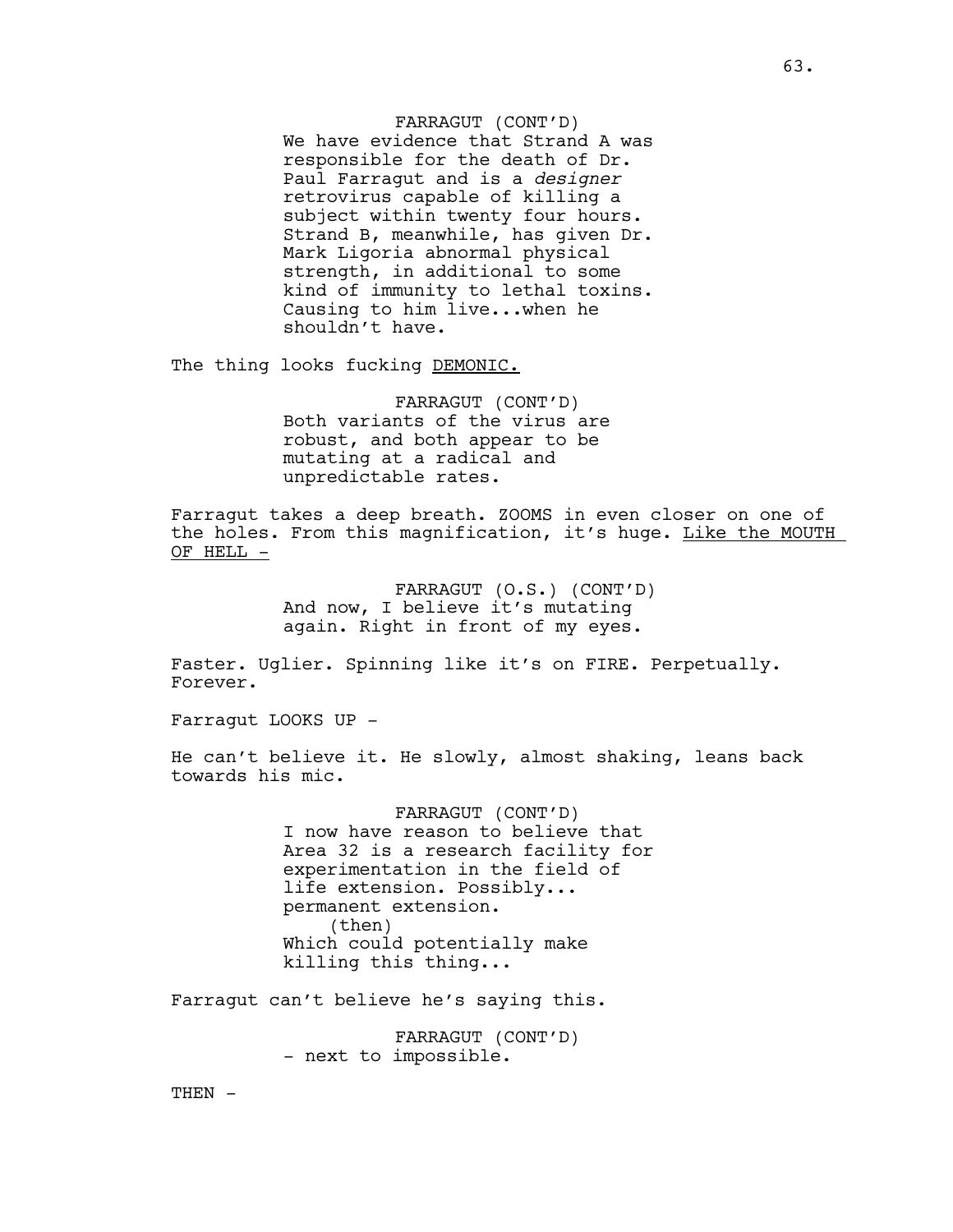FARRAGUT (CONT'D)
We have evidence that Strand A was responsible for the death of Dr. Paul Farragut and is a *designer* retrovirus capable of killing a subject within twenty four hours. Strand B, meanwhile, has given Dr. Mark Ligoria abnormal physical strength, in additional to some kind of immunity to lethal toxins. Causing to him live...when he shouldn't have.

The thing looks fucking <u>DEMONIC.</u>

FARRAGUT (CONT'D)
Both variants of the virus are robust, and both appear to be mutating at a radical and unpredictable rates.

Farragut takes a deep breath. ZOOMS in even closer on one of the holes. From this magnification, it's huge. <u>Like the MOUTH OF HELL -</u>

FARRAGUT (O.S.) (CONT'D)
And now, I believe it's mutating again. Right in front of my eyes.

Faster. Uglier. Spinning like it's on FIRE. Perpetually. Forever.

Farragut LOOKS UP -

He can't believe it. He slowly, almost shaking, leans back towards his mic.

FARRAGUT (CONT'D)
I now have reason to believe that Area 32 is a research facility for experimentation in the field of life extension. Possibly... permanent extension.
(then)
Which could potentially make killing this thing...

Farragut can't believe he's saying this.

FARRAGUT (CONT'D)
- next to impossible.

THEN -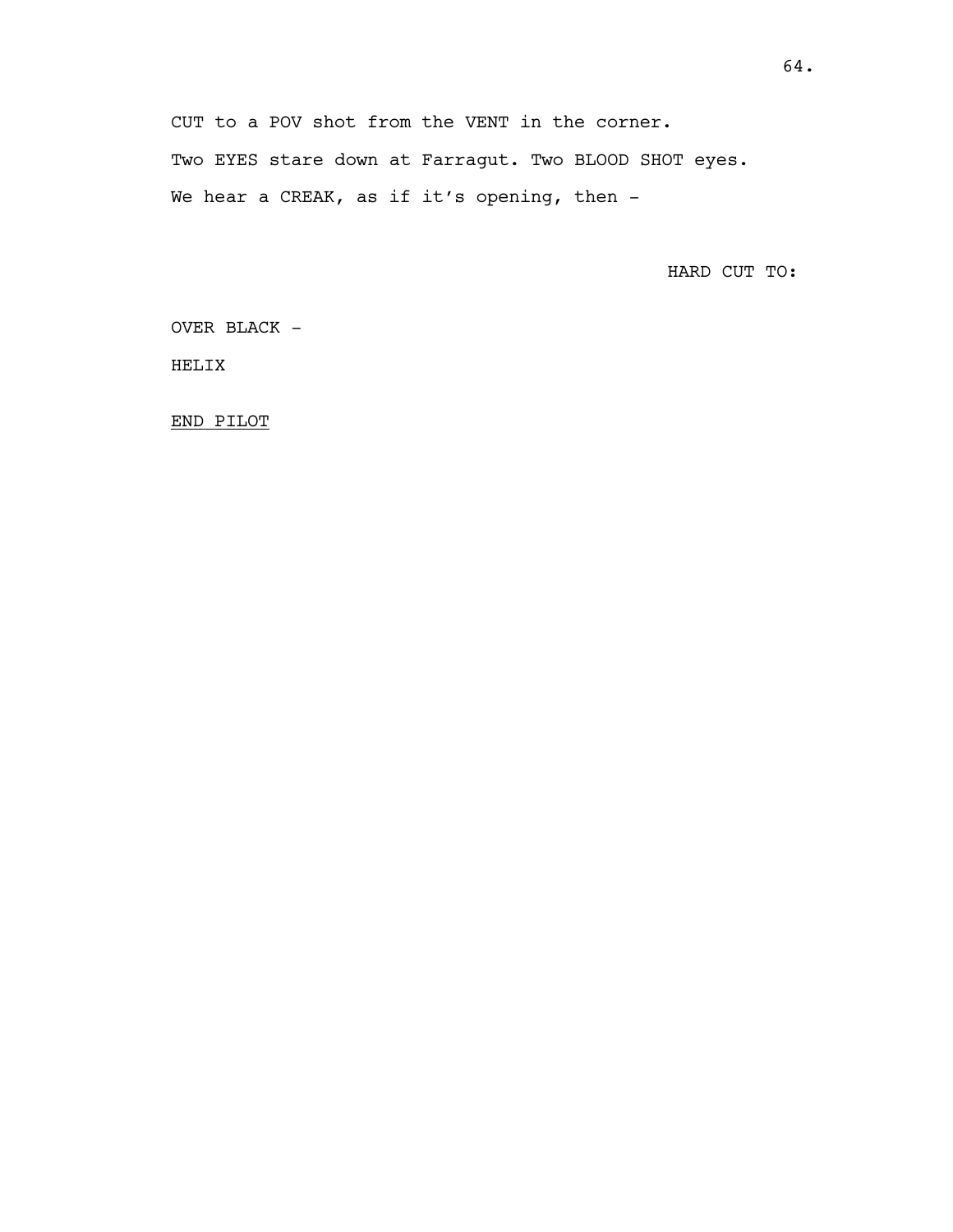CUT to a POV shot from the VENT in the corner.

Two EYES stare down at Farragut. Two BLOOD SHOT eyes.

We hear a CREAK, as if it's opening, then -

HARD CUT TO:

OVER BLACK -

HELIX

END PILOT